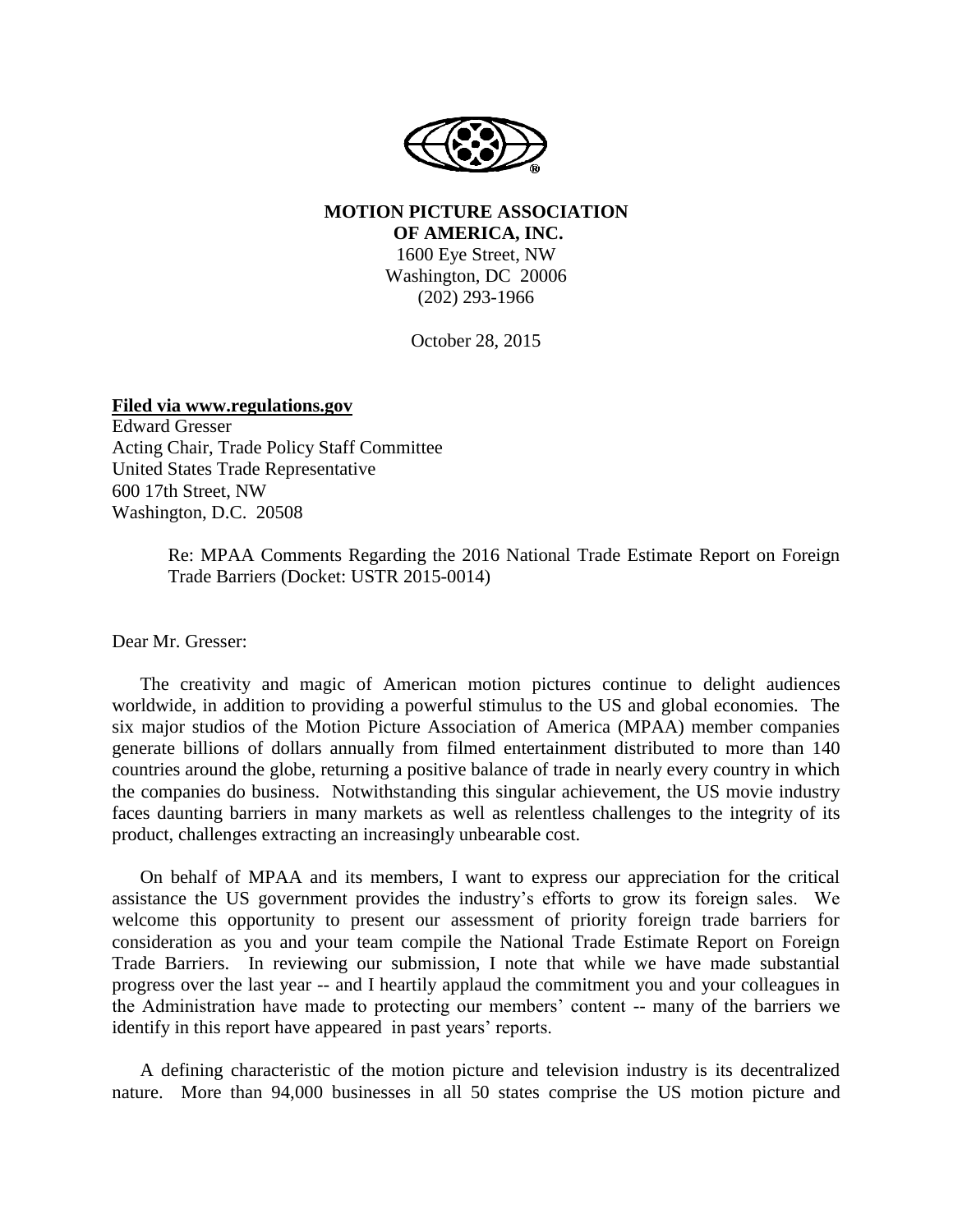**MOTION PICTURE ASSOCIATION**
**OF AMERICA, INC.**
1600 Eye Street, NW
Washington, DC 20006
(202) 293-1966

October 28, 2015

**Filed via www.regulations.gov**
Edward Gresser
Acting Chair, Trade Policy Staff Committee
United States Trade Representative
600 17th Street, NW
Washington, D.C. 20508

Re: MPAA Comments Regarding the 2016 National Trade Estimate Report on Foreign Trade Barriers (Docket: USTR 2015-0014)

Dear Mr. Gresser:

The creativity and magic of American motion pictures continue to delight audiences worldwide, in addition to providing a powerful stimulus to the US and global economies. The six major studios of the Motion Picture Association of America (MPAA) member companies generate billions of dollars annually from filmed entertainment distributed to more than 140 countries around the globe, returning a positive balance of trade in nearly every country in which the companies do business. Notwithstanding this singular achievement, the US movie industry faces daunting barriers in many markets as well as relentless challenges to the integrity of its product, challenges extracting an increasingly unbearable cost.

On behalf of MPAA and its members, I want to express our appreciation for the critical assistance the US government provides the industry's efforts to grow its foreign sales. We welcome this opportunity to present our assessment of priority foreign trade barriers for consideration as you and your team compile the National Trade Estimate Report on Foreign Trade Barriers. In reviewing our submission, I note that while we have made substantial progress over the last year -- and I heartily applaud the commitment you and your colleagues in the Administration have made to protecting our members' content -- many of the barriers we identify in this report have appeared in past years' reports.

A defining characteristic of the motion picture and television industry is its decentralized nature. More than 94,000 businesses in all 50 states comprise the US motion picture and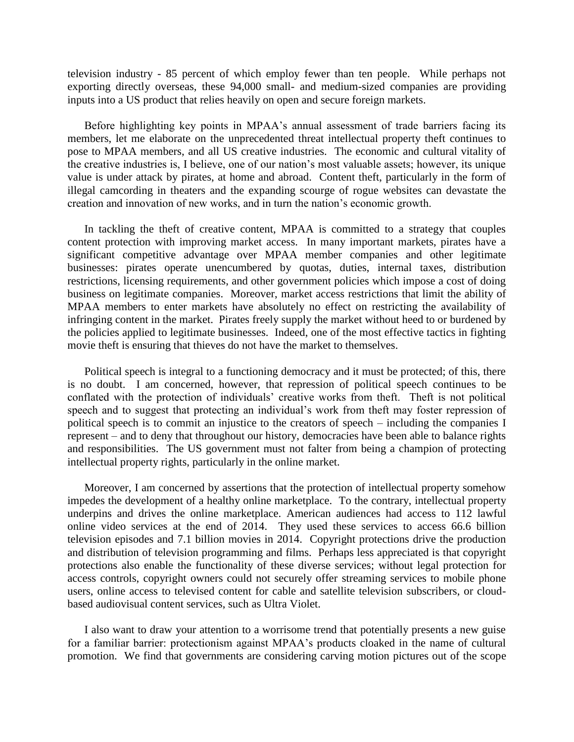television industry - 85 percent of which employ fewer than ten people. While perhaps not exporting directly overseas, these 94,000 small- and medium-sized companies are providing inputs into a US product that relies heavily on open and secure foreign markets.

Before highlighting key points in MPAA's annual assessment of trade barriers facing its members, let me elaborate on the unprecedented threat intellectual property theft continues to pose to MPAA members, and all US creative industries. The economic and cultural vitality of the creative industries is, I believe, one of our nation's most valuable assets; however, its unique value is under attack by pirates, at home and abroad. Content theft, particularly in the form of illegal camcording in theaters and the expanding scourge of rogue websites can devastate the creation and innovation of new works, and in turn the nation's economic growth.

In tackling the theft of creative content, MPAA is committed to a strategy that couples content protection with improving market access. In many important markets, pirates have a significant competitive advantage over MPAA member companies and other legitimate businesses: pirates operate unencumbered by quotas, duties, internal taxes, distribution restrictions, licensing requirements, and other government policies which impose a cost of doing business on legitimate companies. Moreover, market access restrictions that limit the ability of MPAA members to enter markets have absolutely no effect on restricting the availability of infringing content in the market. Pirates freely supply the market without heed to or burdened by the policies applied to legitimate businesses. Indeed, one of the most effective tactics in fighting movie theft is ensuring that thieves do not have the market to themselves.

Political speech is integral to a functioning democracy and it must be protected; of this, there is no doubt. I am concerned, however, that repression of political speech continues to be conflated with the protection of individuals' creative works from theft. Theft is not political speech and to suggest that protecting an individual's work from theft may foster repression of political speech is to commit an injustice to the creators of speech – including the companies I represent – and to deny that throughout our history, democracies have been able to balance rights and responsibilities. The US government must not falter from being a champion of protecting intellectual property rights, particularly in the online market.

Moreover, I am concerned by assertions that the protection of intellectual property somehow impedes the development of a healthy online marketplace. To the contrary, intellectual property underpins and drives the online marketplace. American audiences had access to 112 lawful online video services at the end of 2014. They used these services to access 66.6 billion television episodes and 7.1 billion movies in 2014. Copyright protections drive the production and distribution of television programming and films. Perhaps less appreciated is that copyright protections also enable the functionality of these diverse services; without legal protection for access controls, copyright owners could not securely offer streaming services to mobile phone users, online access to televised content for cable and satellite television subscribers, or cloud-based audiovisual content services, such as Ultra Violet.

I also want to draw your attention to a worrisome trend that potentially presents a new guise for a familiar barrier: protectionism against MPAA's products cloaked in the name of cultural promotion. We find that governments are considering carving motion pictures out of the scope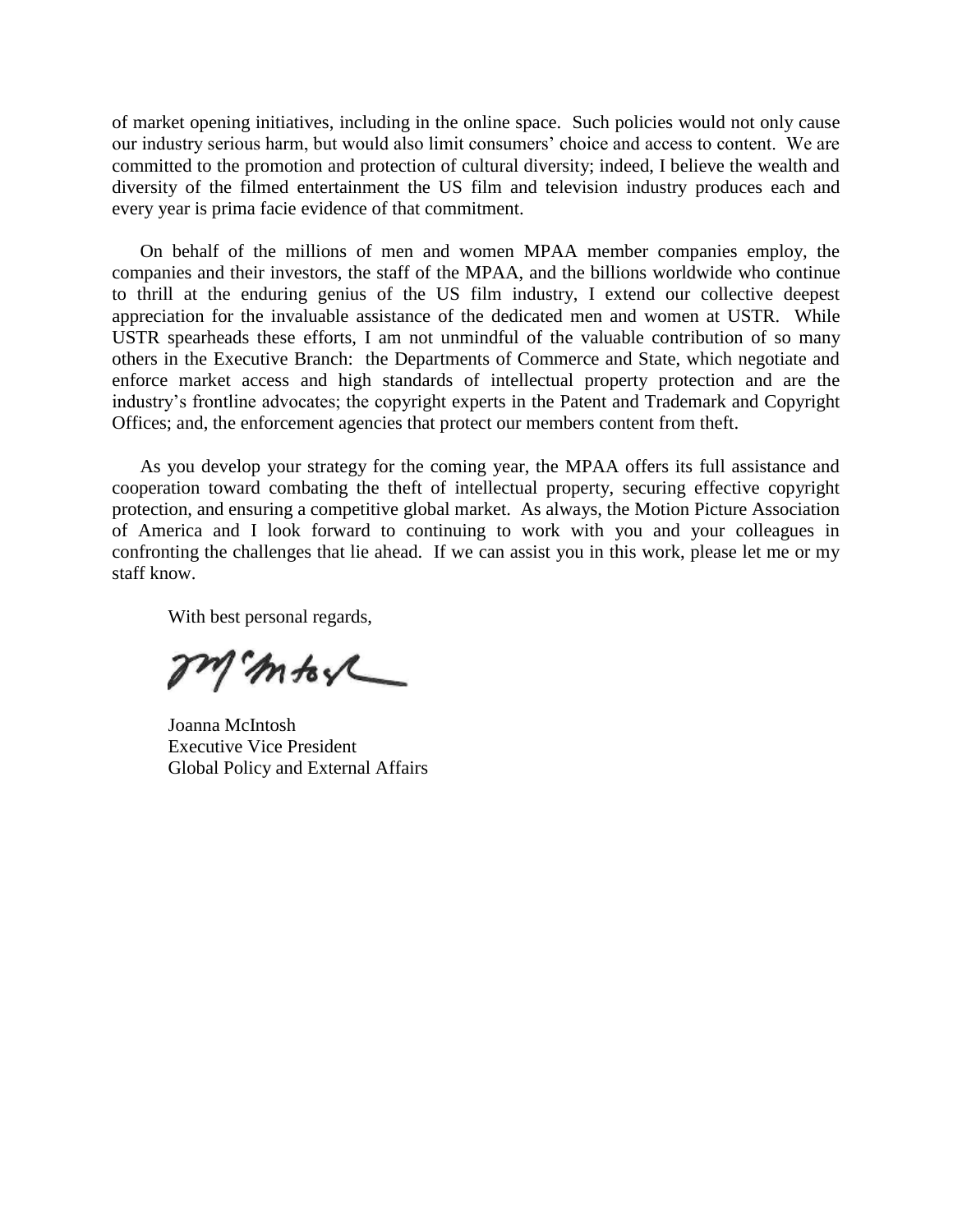of market opening initiatives, including in the online space. Such policies would not only cause our industry serious harm, but would also limit consumers' choice and access to content. We are committed to the promotion and protection of cultural diversity; indeed, I believe the wealth and diversity of the filmed entertainment the US film and television industry produces each and every year is prima facie evidence of that commitment.

On behalf of the millions of men and women MPAA member companies employ, the companies and their investors, the staff of the MPAA, and the billions worldwide who continue to thrill at the enduring genius of the US film industry, I extend our collective deepest appreciation for the invaluable assistance of the dedicated men and women at USTR. While USTR spearheads these efforts, I am not unmindful of the valuable contribution of so many others in the Executive Branch: the Departments of Commerce and State, which negotiate and enforce market access and high standards of intellectual property protection and are the industry's frontline advocates; the copyright experts in the Patent and Trademark and Copyright Offices; and, the enforcement agencies that protect our members content from theft.

As you develop your strategy for the coming year, the MPAA offers its full assistance and cooperation toward combating the theft of intellectual property, securing effective copyright protection, and ensuring a competitive global market. As always, the Motion Picture Association of America and I look forward to continuing to work with you and your colleagues in confronting the challenges that lie ahead. If we can assist you in this work, please let me or my staff know.

With best personal regards,

Joanna McIntosh
Executive Vice President
Global Policy and External Affairs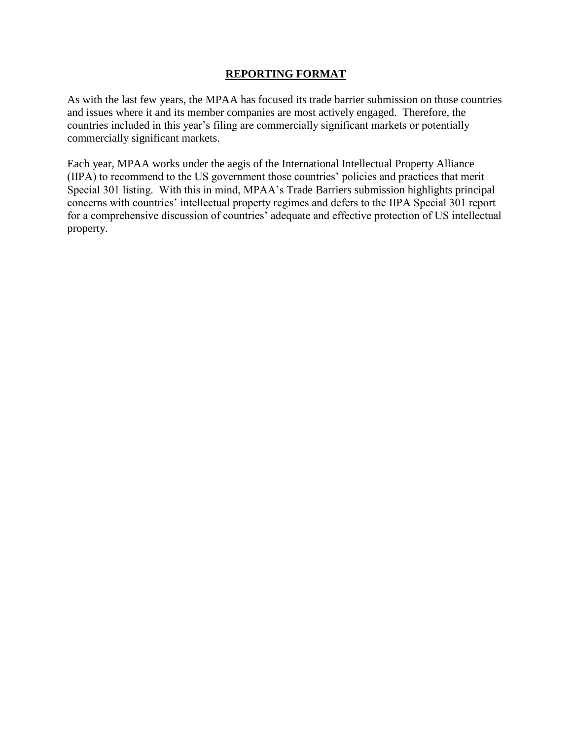## REPORTING FORMAT

As with the last few years, the MPAA has focused its trade barrier submission on those countries and issues where it and its member companies are most actively engaged. Therefore, the countries included in this year's filing are commercially significant markets or potentially commercially significant markets.

Each year, MPAA works under the aegis of the International Intellectual Property Alliance (IIPA) to recommend to the US government those countries' policies and practices that merit Special 301 listing. With this in mind, MPAA's Trade Barriers submission highlights principal concerns with countries' intellectual property regimes and defers to the IIPA Special 301 report for a comprehensive discussion of countries' adequate and effective protection of US intellectual property.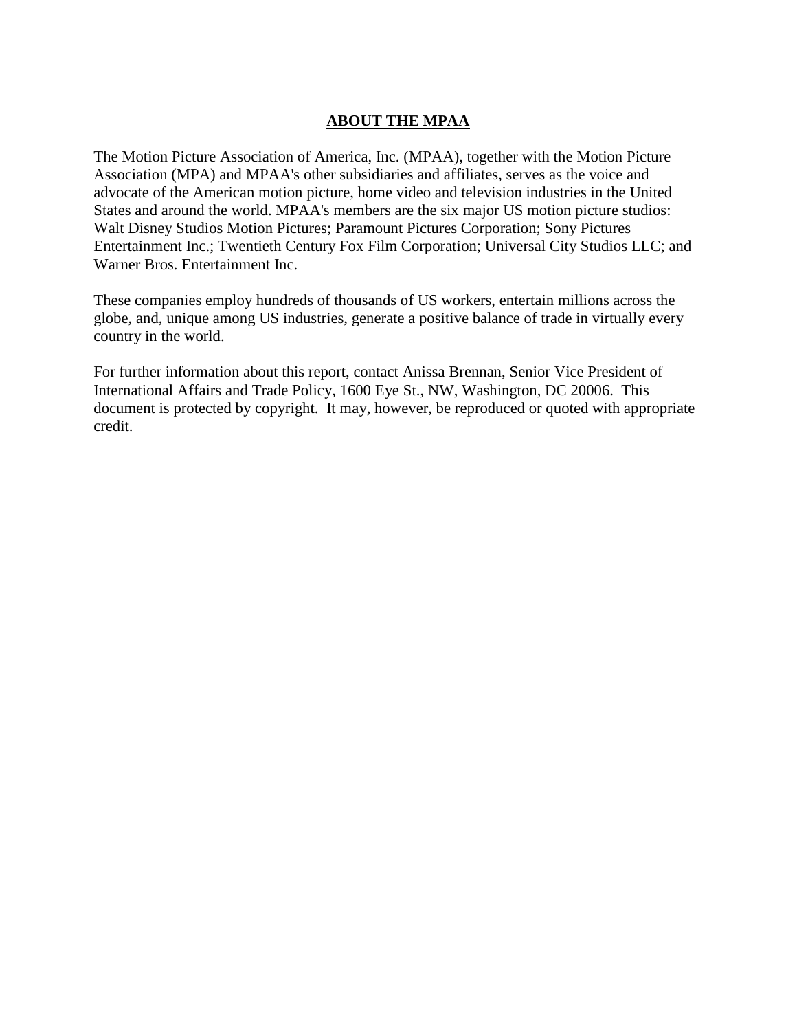## ABOUT THE MPAA

The Motion Picture Association of America, Inc. (MPAA), together with the Motion Picture Association (MPA) and MPAA's other subsidiaries and affiliates, serves as the voice and advocate of the American motion picture, home video and television industries in the United States and around the world. MPAA's members are the six major US motion picture studios: Walt Disney Studios Motion Pictures; Paramount Pictures Corporation; Sony Pictures Entertainment Inc.; Twentieth Century Fox Film Corporation; Universal City Studios LLC; and Warner Bros. Entertainment Inc.

These companies employ hundreds of thousands of US workers, entertain millions across the globe, and, unique among US industries, generate a positive balance of trade in virtually every country in the world.

For further information about this report, contact Anissa Brennan, Senior Vice President of International Affairs and Trade Policy, 1600 Eye St., NW, Washington, DC 20006. This document is protected by copyright. It may, however, be reproduced or quoted with appropriate credit.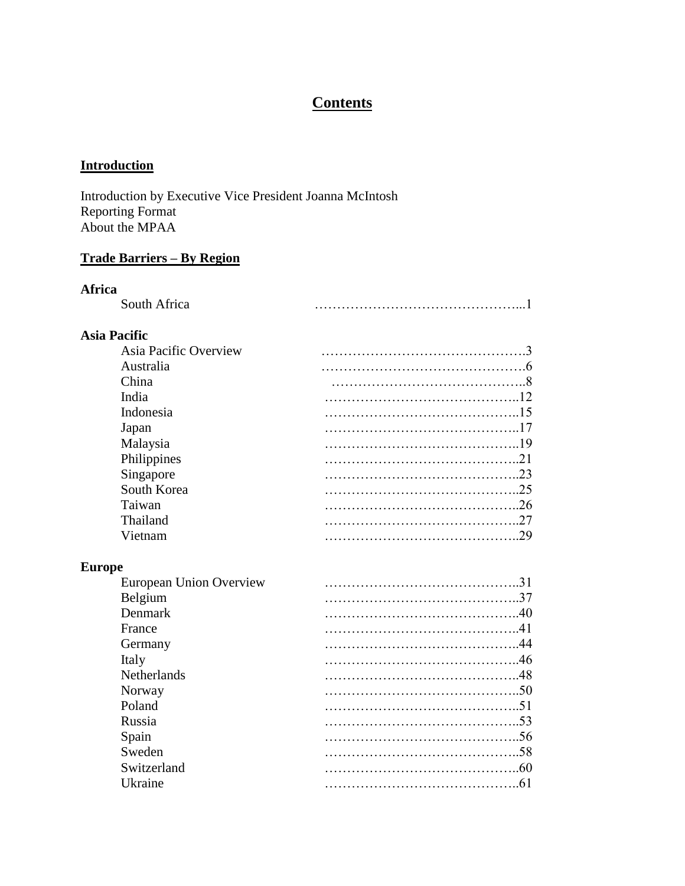# Contents

## Introduction

Introduction by Executive Vice President Joanna McIntosh
Reporting Format
About the MPAA

## Trade Barriers – By Region

### Africa

| | |
|---|---|
| South Africa | 1 |

### Asia Pacific

| | |
|---|---|
| Asia Pacific Overview | 3 |
| Australia | 6 |
| China | 8 |
| India | 12 |
| Indonesia | 15 |
| Japan | 17 |
| Malaysia | 19 |
| Philippines | 21 |
| Singapore | 23 |
| South Korea | 25 |
| Taiwan | 26 |
| Thailand | 27 |
| Vietnam | 29 |

### Europe

| | |
|---|---|
| European Union Overview | 31 |
| Belgium | 37 |
| Denmark | 40 |
| France | 41 |
| Germany | 44 |
| Italy | 46 |
| Netherlands | 48 |
| Norway | 50 |
| Poland | 51 |
| Russia | 53 |
| Spain | 56 |
| Sweden | 58 |
| Switzerland | 60 |
| Ukraine | 61 |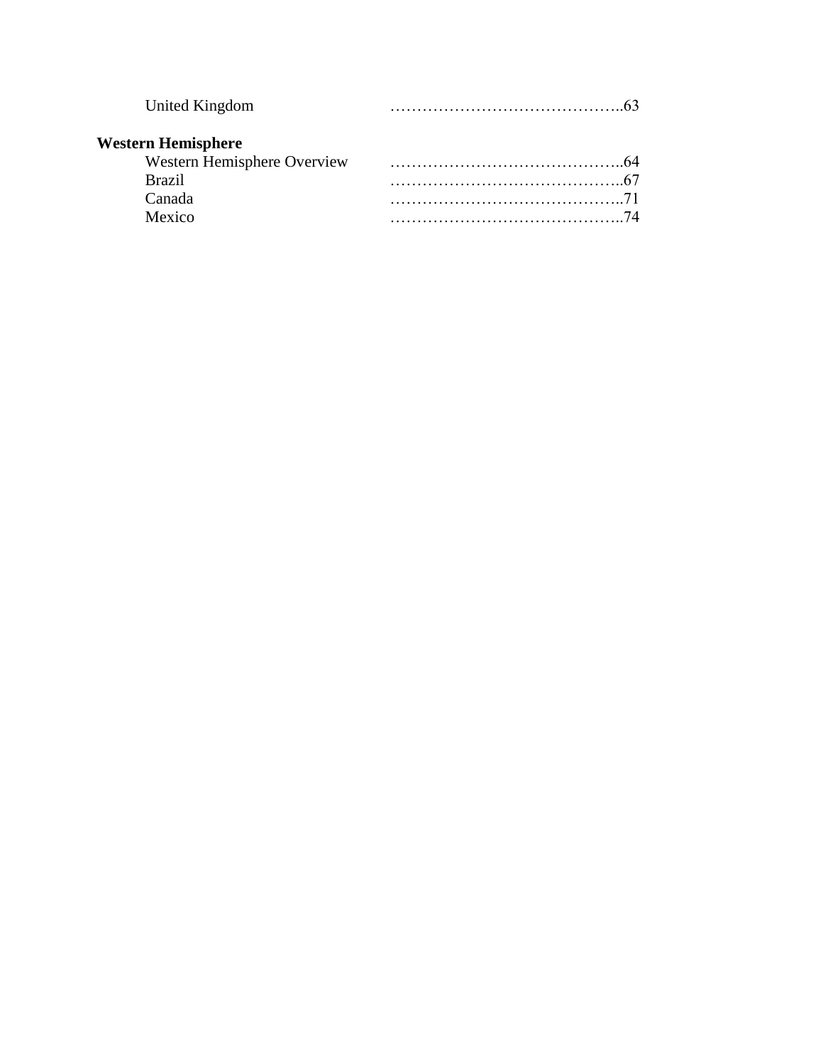United Kingdom ……………………………………..63

**Western Hemisphere**

Western Hemisphere Overview ……………………………………..64
Brazil ……………………………………..67
Canada ……………………………………..71
Mexico ……………………………………..74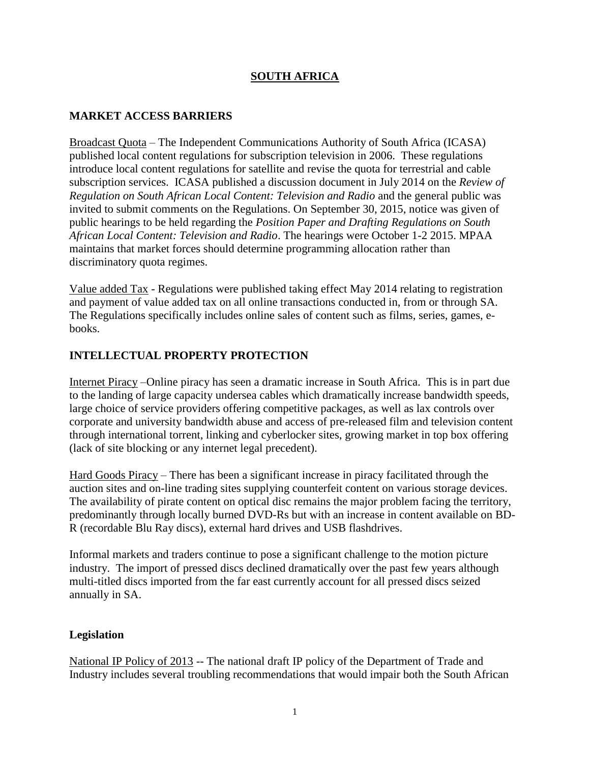## SOUTH AFRICA

### MARKET ACCESS BARRIERS

Broadcast Quota – The Independent Communications Authority of South Africa (ICASA) published local content regulations for subscription television in 2006. These regulations introduce local content regulations for satellite and revise the quota for terrestrial and cable subscription services. ICASA published a discussion document in July 2014 on the *Review of Regulation on South African Local Content: Television and Radio* and the general public was invited to submit comments on the Regulations. On September 30, 2015, notice was given of public hearings to be held regarding the *Position Paper and Drafting Regulations on South African Local Content: Television and Radio*. The hearings were October 1-2 2015. MPAA maintains that market forces should determine programming allocation rather than discriminatory quota regimes.

Value added Tax - Regulations were published taking effect May 2014 relating to registration and payment of value added tax on all online transactions conducted in, from or through SA. The Regulations specifically includes online sales of content such as films, series, games, e-books.

### INTELLECTUAL PROPERTY PROTECTION

Internet Piracy –Online piracy has seen a dramatic increase in South Africa. This is in part due to the landing of large capacity undersea cables which dramatically increase bandwidth speeds, large choice of service providers offering competitive packages, as well as lax controls over corporate and university bandwidth abuse and access of pre-released film and television content through international torrent, linking and cyberlocker sites, growing market in top box offering (lack of site blocking or any internet legal precedent).

Hard Goods Piracy – There has been a significant increase in piracy facilitated through the auction sites and on-line trading sites supplying counterfeit content on various storage devices. The availability of pirate content on optical disc remains the major problem facing the territory, predominantly through locally burned DVD-Rs but with an increase in content available on BD-R (recordable Blu Ray discs), external hard drives and USB flashdrives.

Informal markets and traders continue to pose a significant challenge to the motion picture industry. The import of pressed discs declined dramatically over the past few years although multi-titled discs imported from the far east currently account for all pressed discs seized annually in SA.

#### Legislation

National IP Policy of 2013 -- The national draft IP policy of the Department of Trade and Industry includes several troubling recommendations that would impair both the South African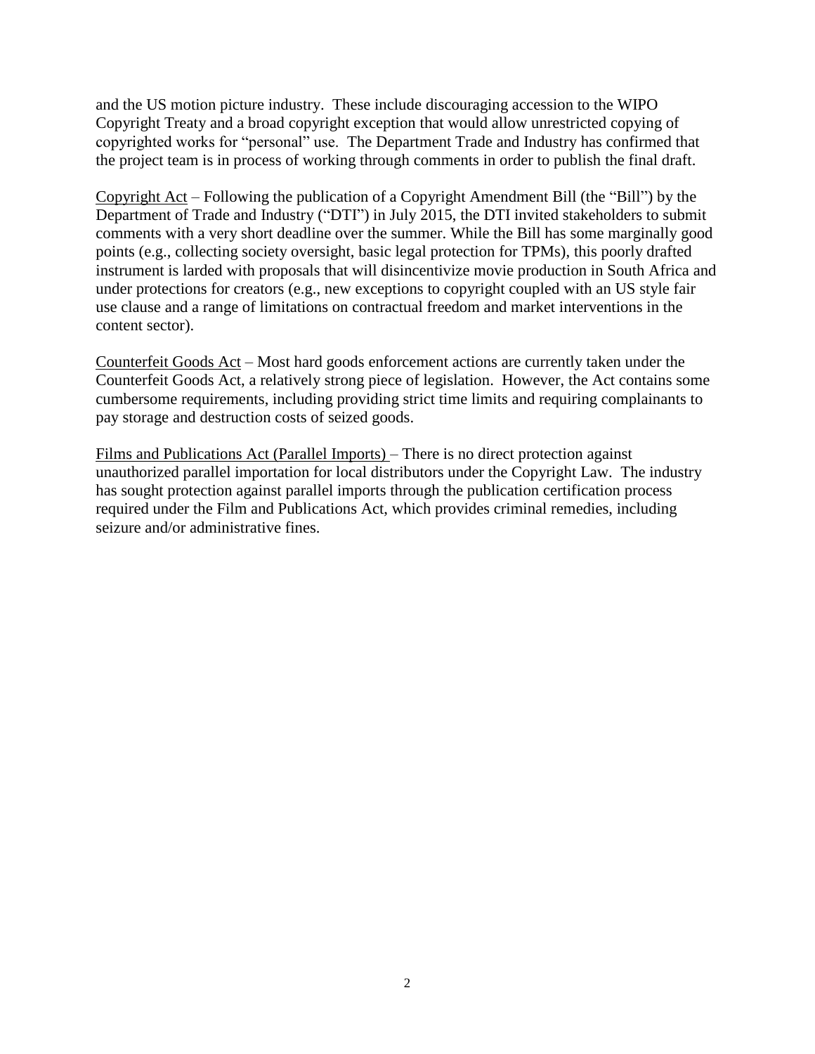and the US motion picture industry. These include discouraging accession to the WIPO Copyright Treaty and a broad copyright exception that would allow unrestricted copying of copyrighted works for "personal" use. The Department Trade and Industry has confirmed that the project team is in process of working through comments in order to publish the final draft.

<u>Copyright Act</u> – Following the publication of a Copyright Amendment Bill (the "Bill") by the Department of Trade and Industry ("DTI") in July 2015, the DTI invited stakeholders to submit comments with a very short deadline over the summer. While the Bill has some marginally good points (e.g., collecting society oversight, basic legal protection for TPMs), this poorly drafted instrument is larded with proposals that will disincentivize movie production in South Africa and under protections for creators (e.g., new exceptions to copyright coupled with an US style fair use clause and a range of limitations on contractual freedom and market interventions in the content sector).

<u>Counterfeit Goods Act</u> – Most hard goods enforcement actions are currently taken under the Counterfeit Goods Act, a relatively strong piece of legislation. However, the Act contains some cumbersome requirements, including providing strict time limits and requiring complainants to pay storage and destruction costs of seized goods.

<u>Films and Publications Act (Parallel Imports)</u> – There is no direct protection against unauthorized parallel importation for local distributors under the Copyright Law. The industry has sought protection against parallel imports through the publication certification process required under the Film and Publications Act, which provides criminal remedies, including seizure and/or administrative fines.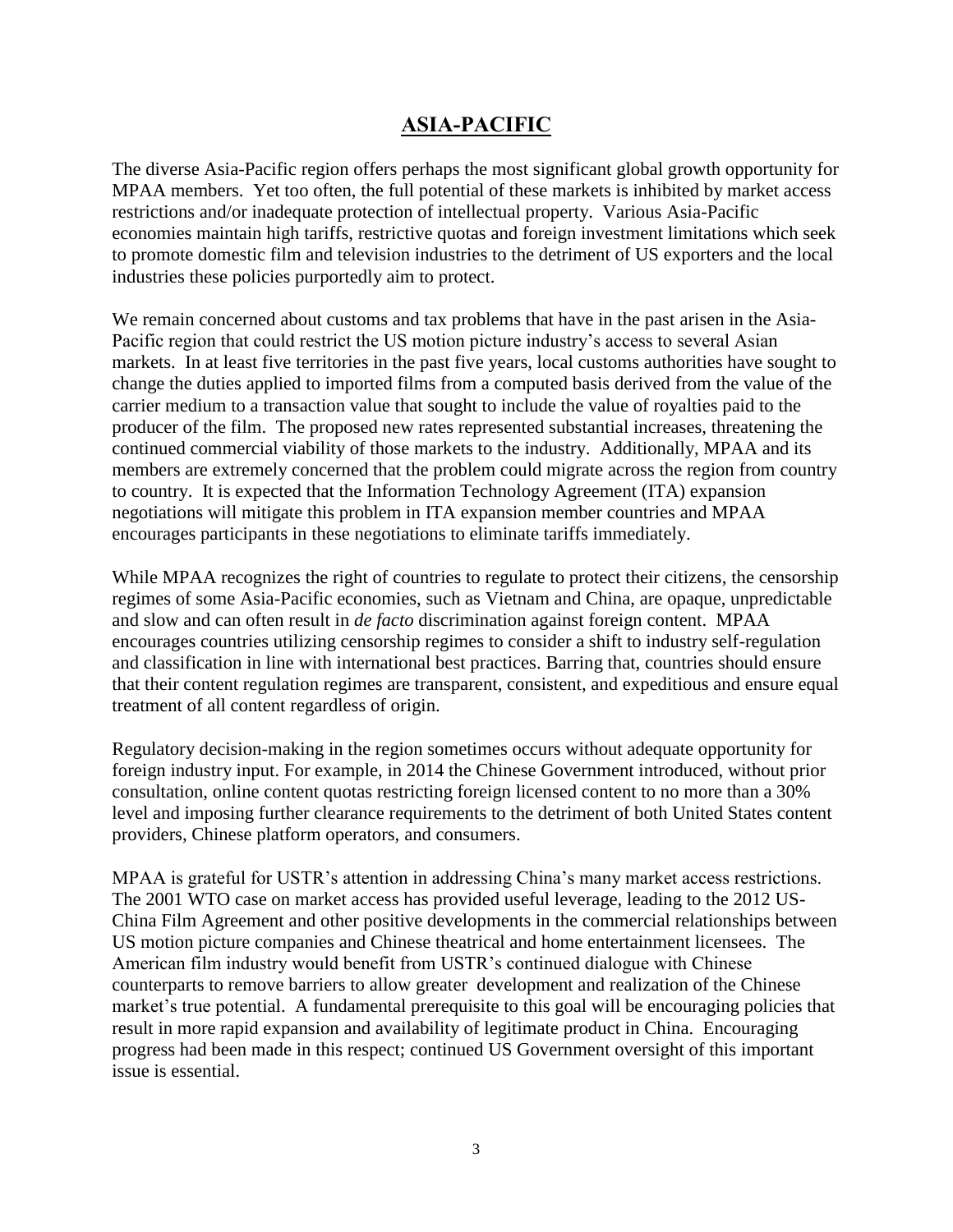## ASIA-PACIFIC

The diverse Asia-Pacific region offers perhaps the most significant global growth opportunity for MPAA members. Yet too often, the full potential of these markets is inhibited by market access restrictions and/or inadequate protection of intellectual property. Various Asia-Pacific economies maintain high tariffs, restrictive quotas and foreign investment limitations which seek to promote domestic film and television industries to the detriment of US exporters and the local industries these policies purportedly aim to protect.

We remain concerned about customs and tax problems that have in the past arisen in the Asia-Pacific region that could restrict the US motion picture industry's access to several Asian markets. In at least five territories in the past five years, local customs authorities have sought to change the duties applied to imported films from a computed basis derived from the value of the carrier medium to a transaction value that sought to include the value of royalties paid to the producer of the film. The proposed new rates represented substantial increases, threatening the continued commercial viability of those markets to the industry. Additionally, MPAA and its members are extremely concerned that the problem could migrate across the region from country to country. It is expected that the Information Technology Agreement (ITA) expansion negotiations will mitigate this problem in ITA expansion member countries and MPAA encourages participants in these negotiations to eliminate tariffs immediately.

While MPAA recognizes the right of countries to regulate to protect their citizens, the censorship regimes of some Asia-Pacific economies, such as Vietnam and China, are opaque, unpredictable and slow and can often result in *de facto* discrimination against foreign content. MPAA encourages countries utilizing censorship regimes to consider a shift to industry self-regulation and classification in line with international best practices. Barring that, countries should ensure that their content regulation regimes are transparent, consistent, and expeditious and ensure equal treatment of all content regardless of origin.

Regulatory decision-making in the region sometimes occurs without adequate opportunity for foreign industry input. For example, in 2014 the Chinese Government introduced, without prior consultation, online content quotas restricting foreign licensed content to no more than a 30% level and imposing further clearance requirements to the detriment of both United States content providers, Chinese platform operators, and consumers.

MPAA is grateful for USTR's attention in addressing China's many market access restrictions. The 2001 WTO case on market access has provided useful leverage, leading to the 2012 US-China Film Agreement and other positive developments in the commercial relationships between US motion picture companies and Chinese theatrical and home entertainment licensees. The American film industry would benefit from USTR's continued dialogue with Chinese counterparts to remove barriers to allow greater development and realization of the Chinese market's true potential. A fundamental prerequisite to this goal will be encouraging policies that result in more rapid expansion and availability of legitimate product in China. Encouraging progress had been made in this respect; continued US Government oversight of this important issue is essential.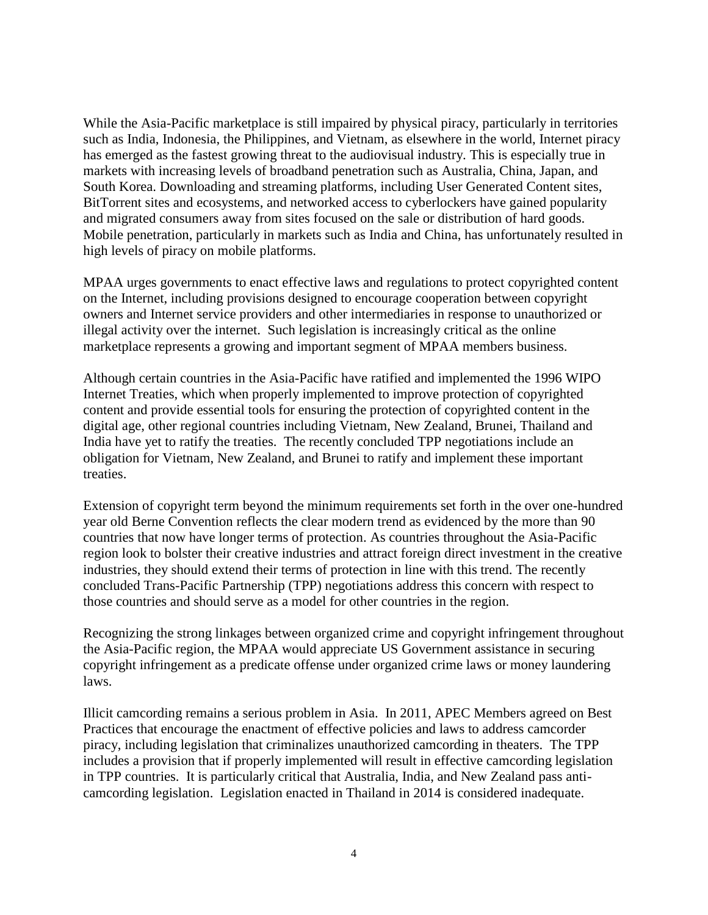While the Asia-Pacific marketplace is still impaired by physical piracy, particularly in territories such as India, Indonesia, the Philippines, and Vietnam, as elsewhere in the world, Internet piracy has emerged as the fastest growing threat to the audiovisual industry. This is especially true in markets with increasing levels of broadband penetration such as Australia, China, Japan, and South Korea. Downloading and streaming platforms, including User Generated Content sites, BitTorrent sites and ecosystems, and networked access to cyberlockers have gained popularity and migrated consumers away from sites focused on the sale or distribution of hard goods. Mobile penetration, particularly in markets such as India and China, has unfortunately resulted in high levels of piracy on mobile platforms.

MPAA urges governments to enact effective laws and regulations to protect copyrighted content on the Internet, including provisions designed to encourage cooperation between copyright owners and Internet service providers and other intermediaries in response to unauthorized or illegal activity over the internet. Such legislation is increasingly critical as the online marketplace represents a growing and important segment of MPAA members business.

Although certain countries in the Asia-Pacific have ratified and implemented the 1996 WIPO Internet Treaties, which when properly implemented to improve protection of copyrighted content and provide essential tools for ensuring the protection of copyrighted content in the digital age, other regional countries including Vietnam, New Zealand, Brunei, Thailand and India have yet to ratify the treaties. The recently concluded TPP negotiations include an obligation for Vietnam, New Zealand, and Brunei to ratify and implement these important treaties.

Extension of copyright term beyond the minimum requirements set forth in the over one-hundred year old Berne Convention reflects the clear modern trend as evidenced by the more than 90 countries that now have longer terms of protection. As countries throughout the Asia-Pacific region look to bolster their creative industries and attract foreign direct investment in the creative industries, they should extend their terms of protection in line with this trend. The recently concluded Trans-Pacific Partnership (TPP) negotiations address this concern with respect to those countries and should serve as a model for other countries in the region.

Recognizing the strong linkages between organized crime and copyright infringement throughout the Asia-Pacific region, the MPAA would appreciate US Government assistance in securing copyright infringement as a predicate offense under organized crime laws or money laundering laws.

Illicit camcording remains a serious problem in Asia. In 2011, APEC Members agreed on Best Practices that encourage the enactment of effective policies and laws to address camcorder piracy, including legislation that criminalizes unauthorized camcording in theaters. The TPP includes a provision that if properly implemented will result in effective camcording legislation in TPP countries. It is particularly critical that Australia, India, and New Zealand pass anti-camcording legislation. Legislation enacted in Thailand in 2014 is considered inadequate.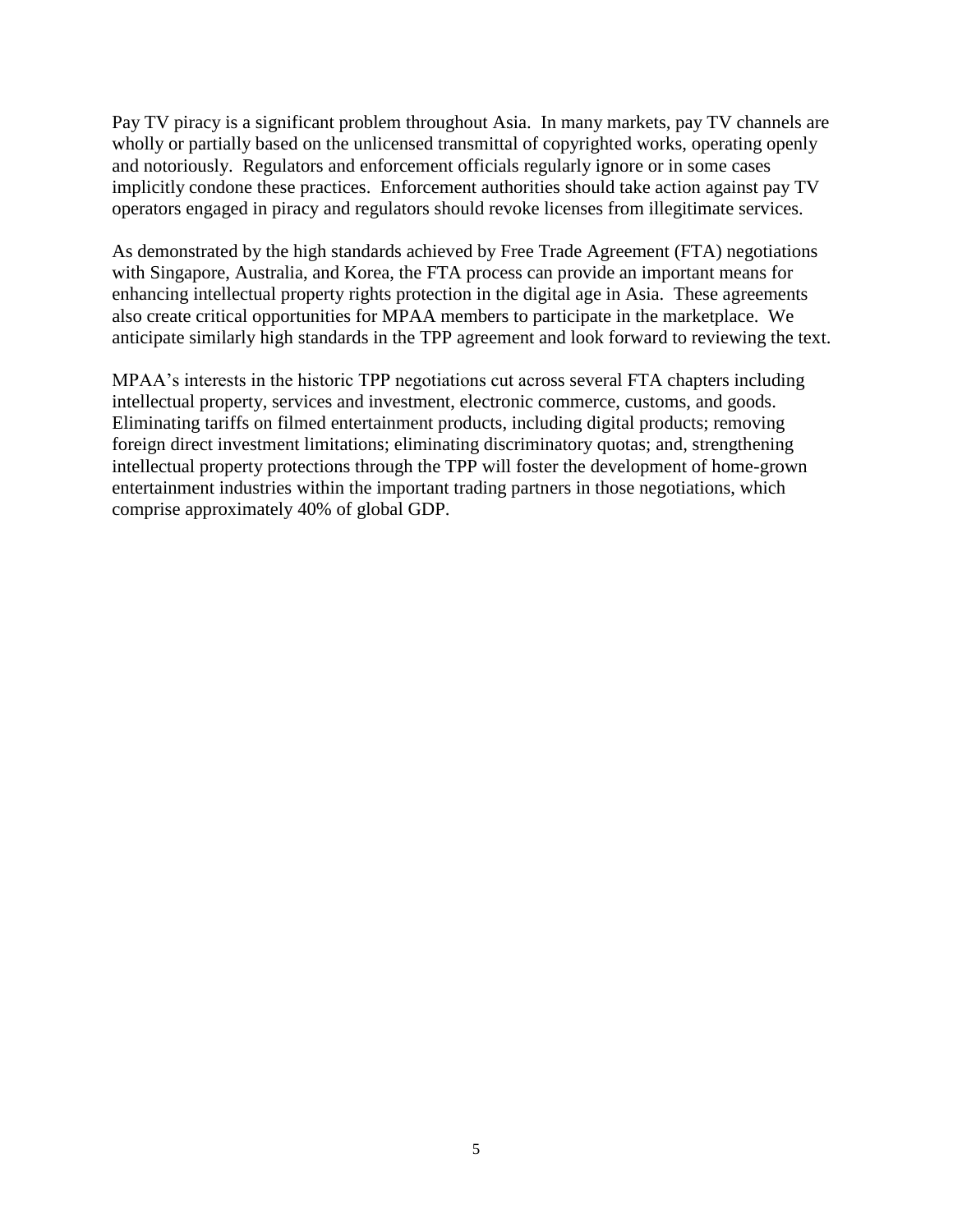Pay TV piracy is a significant problem throughout Asia. In many markets, pay TV channels are wholly or partially based on the unlicensed transmittal of copyrighted works, operating openly and notoriously. Regulators and enforcement officials regularly ignore or in some cases implicitly condone these practices. Enforcement authorities should take action against pay TV operators engaged in piracy and regulators should revoke licenses from illegitimate services.

As demonstrated by the high standards achieved by Free Trade Agreement (FTA) negotiations with Singapore, Australia, and Korea, the FTA process can provide an important means for enhancing intellectual property rights protection in the digital age in Asia. These agreements also create critical opportunities for MPAA members to participate in the marketplace. We anticipate similarly high standards in the TPP agreement and look forward to reviewing the text.

MPAA's interests in the historic TPP negotiations cut across several FTA chapters including intellectual property, services and investment, electronic commerce, customs, and goods. Eliminating tariffs on filmed entertainment products, including digital products; removing foreign direct investment limitations; eliminating discriminatory quotas; and, strengthening intellectual property protections through the TPP will foster the development of home-grown entertainment industries within the important trading partners in those negotiations, which comprise approximately 40% of global GDP.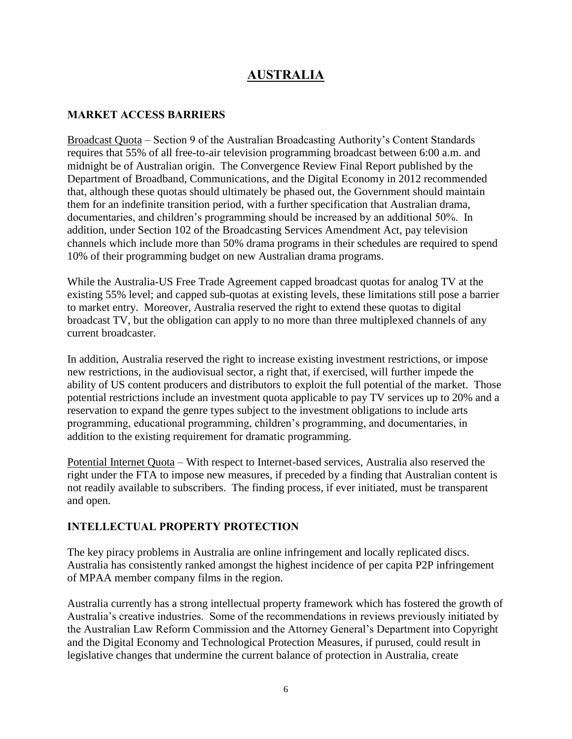# AUSTRALIA

## MARKET ACCESS BARRIERS

Broadcast Quota – Section 9 of the Australian Broadcasting Authority's Content Standards requires that 55% of all free-to-air television programming broadcast between 6:00 a.m. and midnight be of Australian origin. The Convergence Review Final Report published by the Department of Broadband, Communications, and the Digital Economy in 2012 recommended that, although these quotas should ultimately be phased out, the Government should maintain them for an indefinite transition period, with a further specification that Australian drama, documentaries, and children's programming should be increased by an additional 50%. In addition, under Section 102 of the Broadcasting Services Amendment Act, pay television channels which include more than 50% drama programs in their schedules are required to spend 10% of their programming budget on new Australian drama programs.

While the Australia-US Free Trade Agreement capped broadcast quotas for analog TV at the existing 55% level; and capped sub-quotas at existing levels, these limitations still pose a barrier to market entry. Moreover, Australia reserved the right to extend these quotas to digital broadcast TV, but the obligation can apply to no more than three multiplexed channels of any current broadcaster.

In addition, Australia reserved the right to increase existing investment restrictions, or impose new restrictions, in the audiovisual sector, a right that, if exercised, will further impede the ability of US content producers and distributors to exploit the full potential of the market. Those potential restrictions include an investment quota applicable to pay TV services up to 20% and a reservation to expand the genre types subject to the investment obligations to include arts programming, educational programming, children's programming, and documentaries, in addition to the existing requirement for dramatic programming.

Potential Internet Quota – With respect to Internet-based services, Australia also reserved the right under the FTA to impose new measures, if preceded by a finding that Australian content is not readily available to subscribers. The finding process, if ever initiated, must be transparent and open.

## INTELLECTUAL PROPERTY PROTECTION

The key piracy problems in Australia are online infringement and locally replicated discs. Australia has consistently ranked amongst the highest incidence of per capita P2P infringement of MPAA member company films in the region.

Australia currently has a strong intellectual property framework which has fostered the growth of Australia's creative industries. Some of the recommendations in reviews previously initiated by the Australian Law Reform Commission and the Attorney General's Department into Copyright and the Digital Economy and Technological Protection Measures, if purused, could result in legislative changes that undermine the current balance of protection in Australia, create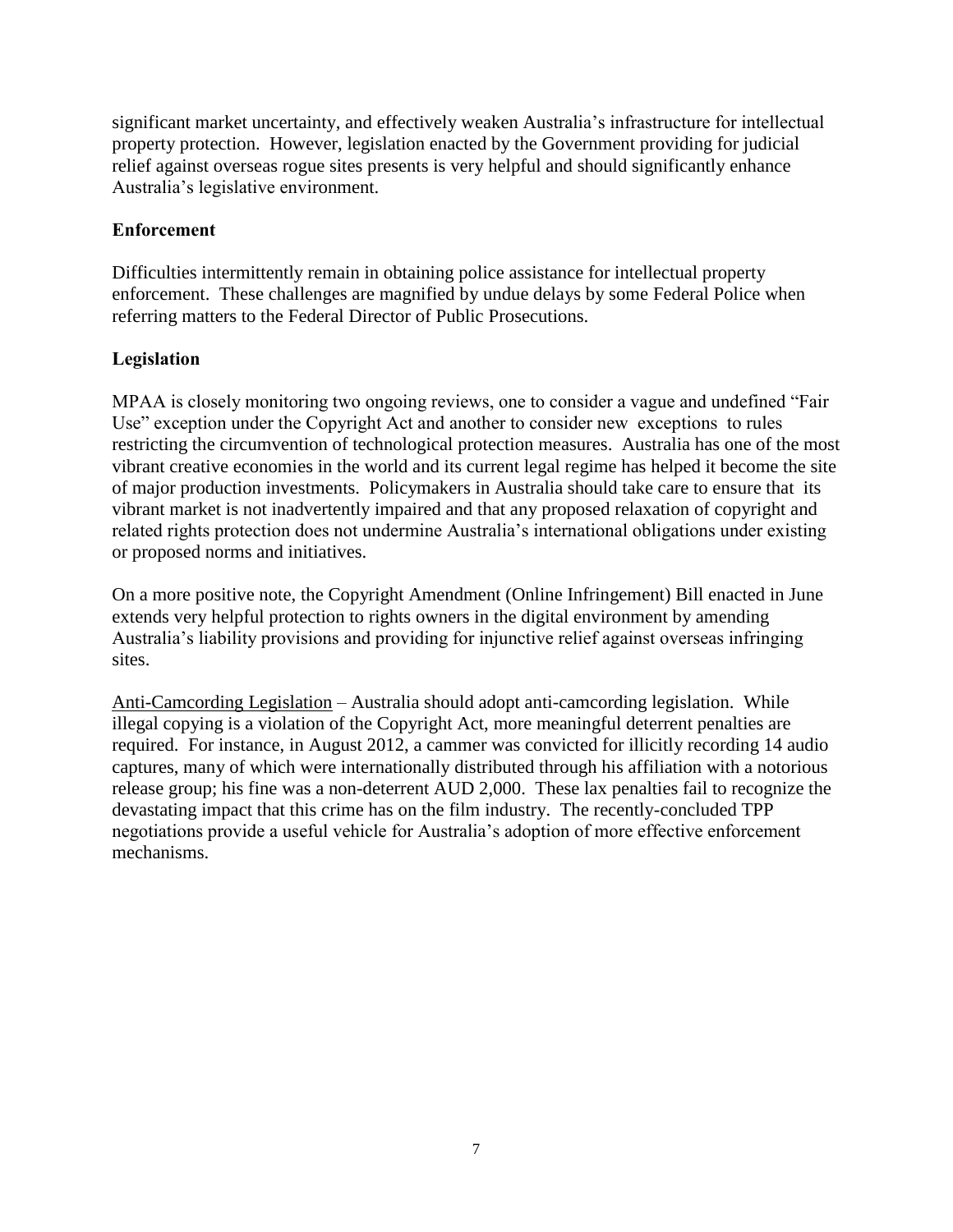significant market uncertainty, and effectively weaken Australia's infrastructure for intellectual property protection. However, legislation enacted by the Government providing for judicial relief against overseas rogue sites presents is very helpful and should significantly enhance Australia's legislative environment.

**Enforcement**

Difficulties intermittently remain in obtaining police assistance for intellectual property enforcement. These challenges are magnified by undue delays by some Federal Police when referring matters to the Federal Director of Public Prosecutions.

**Legislation**

MPAA is closely monitoring two ongoing reviews, one to consider a vague and undefined "Fair Use" exception under the Copyright Act and another to consider new exceptions to rules restricting the circumvention of technological protection measures. Australia has one of the most vibrant creative economies in the world and its current legal regime has helped it become the site of major production investments. Policymakers in Australia should take care to ensure that its vibrant market is not inadvertently impaired and that any proposed relaxation of copyright and related rights protection does not undermine Australia's international obligations under existing or proposed norms and initiatives.

On a more positive note, the Copyright Amendment (Online Infringement) Bill enacted in June extends very helpful protection to rights owners in the digital environment by amending Australia's liability provisions and providing for injunctive relief against overseas infringing sites.

<u>Anti-Camcording Legislation</u> – Australia should adopt anti-camcording legislation. While illegal copying is a violation of the Copyright Act, more meaningful deterrent penalties are required. For instance, in August 2012, a cammer was convicted for illicitly recording 14 audio captures, many of which were internationally distributed through his affiliation with a notorious release group; his fine was a non-deterrent AUD 2,000. These lax penalties fail to recognize the devastating impact that this crime has on the film industry. The recently-concluded TPP negotiations provide a useful vehicle for Australia's adoption of more effective enforcement mechanisms.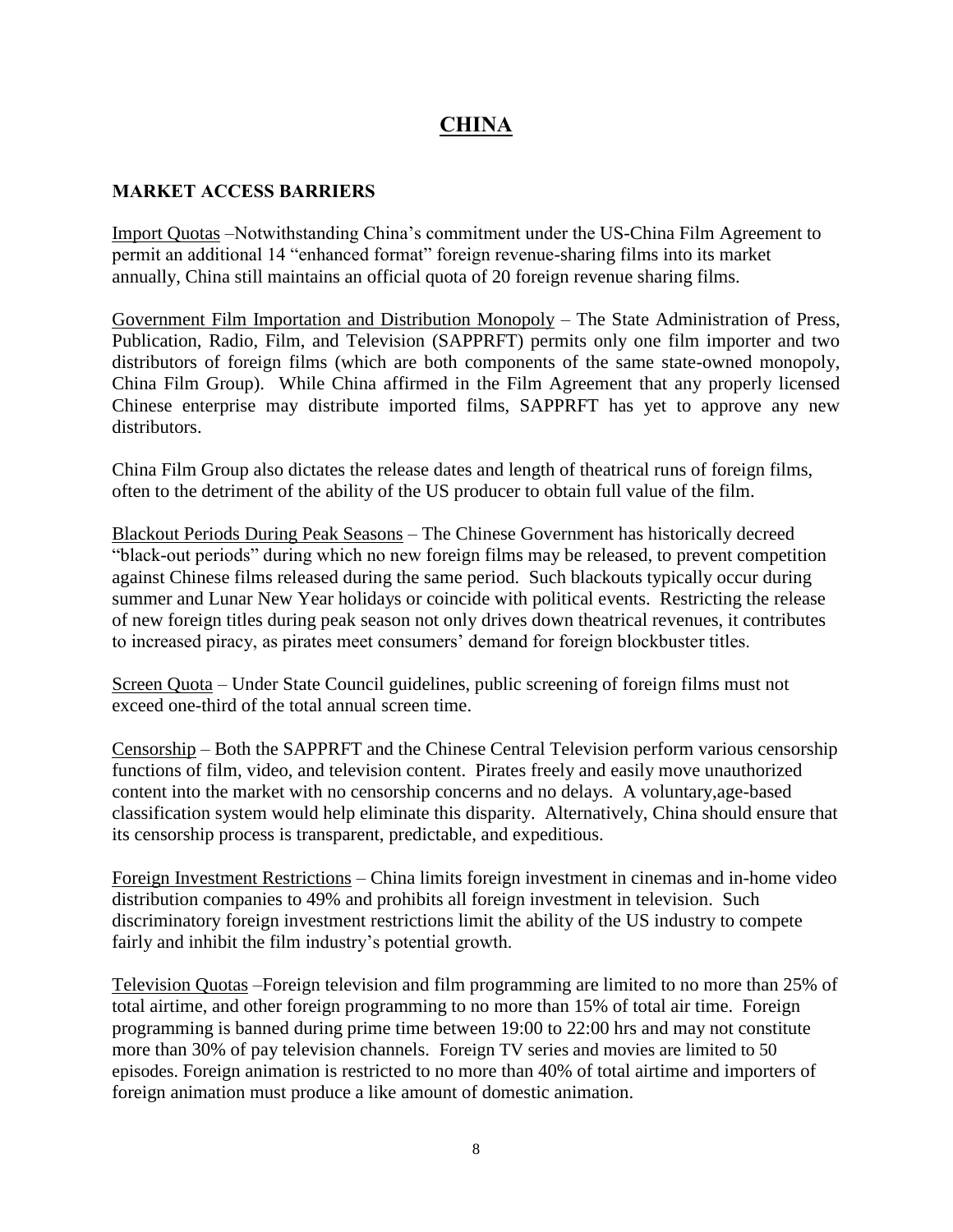# CHINA

## MARKET ACCESS BARRIERS

Import Quotas –Notwithstanding China's commitment under the US-China Film Agreement to permit an additional 14 "enhanced format" foreign revenue-sharing films into its market annually, China still maintains an official quota of 20 foreign revenue sharing films.

Government Film Importation and Distribution Monopoly – The State Administration of Press, Publication, Radio, Film, and Television (SAPPRFT) permits only one film importer and two distributors of foreign films (which are both components of the same state-owned monopoly, China Film Group). While China affirmed in the Film Agreement that any properly licensed Chinese enterprise may distribute imported films, SAPPRFT has yet to approve any new distributors.

China Film Group also dictates the release dates and length of theatrical runs of foreign films, often to the detriment of the ability of the US producer to obtain full value of the film.

Blackout Periods During Peak Seasons – The Chinese Government has historically decreed "black-out periods" during which no new foreign films may be released, to prevent competition against Chinese films released during the same period. Such blackouts typically occur during summer and Lunar New Year holidays or coincide with political events. Restricting the release of new foreign titles during peak season not only drives down theatrical revenues, it contributes to increased piracy, as pirates meet consumers' demand for foreign blockbuster titles.

Screen Quota – Under State Council guidelines, public screening of foreign films must not exceed one-third of the total annual screen time.

Censorship – Both the SAPPRFT and the Chinese Central Television perform various censorship functions of film, video, and television content. Pirates freely and easily move unauthorized content into the market with no censorship concerns and no delays. A voluntary,age-based classification system would help eliminate this disparity. Alternatively, China should ensure that its censorship process is transparent, predictable, and expeditious.

Foreign Investment Restrictions – China limits foreign investment in cinemas and in-home video distribution companies to 49% and prohibits all foreign investment in television. Such discriminatory foreign investment restrictions limit the ability of the US industry to compete fairly and inhibit the film industry's potential growth.

Television Quotas –Foreign television and film programming are limited to no more than 25% of total airtime, and other foreign programming to no more than 15% of total air time. Foreign programming is banned during prime time between 19:00 to 22:00 hrs and may not constitute more than 30% of pay television channels. Foreign TV series and movies are limited to 50 episodes. Foreign animation is restricted to no more than 40% of total airtime and importers of foreign animation must produce a like amount of domestic animation.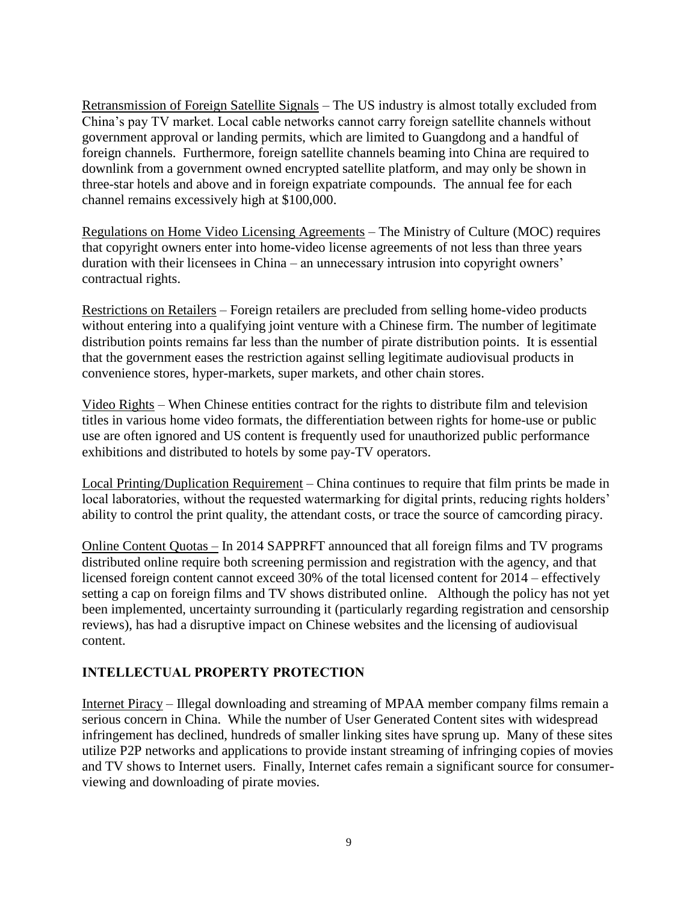Retransmission of Foreign Satellite Signals – The US industry is almost totally excluded from China's pay TV market. Local cable networks cannot carry foreign satellite channels without government approval or landing permits, which are limited to Guangdong and a handful of foreign channels. Furthermore, foreign satellite channels beaming into China are required to downlink from a government owned encrypted satellite platform, and may only be shown in three-star hotels and above and in foreign expatriate compounds. The annual fee for each channel remains excessively high at $100,000.

Regulations on Home Video Licensing Agreements – The Ministry of Culture (MOC) requires that copyright owners enter into home-video license agreements of not less than three years duration with their licensees in China – an unnecessary intrusion into copyright owners' contractual rights.

Restrictions on Retailers – Foreign retailers are precluded from selling home-video products without entering into a qualifying joint venture with a Chinese firm. The number of legitimate distribution points remains far less than the number of pirate distribution points. It is essential that the government eases the restriction against selling legitimate audiovisual products in convenience stores, hyper-markets, super markets, and other chain stores.

Video Rights – When Chinese entities contract for the rights to distribute film and television titles in various home video formats, the differentiation between rights for home-use or public use are often ignored and US content is frequently used for unauthorized public performance exhibitions and distributed to hotels by some pay-TV operators.

Local Printing/Duplication Requirement – China continues to require that film prints be made in local laboratories, without the requested watermarking for digital prints, reducing rights holders' ability to control the print quality, the attendant costs, or trace the source of camcording piracy.

Online Content Quotas – In 2014 SAPPRFT announced that all foreign films and TV programs distributed online require both screening permission and registration with the agency, and that licensed foreign content cannot exceed 30% of the total licensed content for 2014 – effectively setting a cap on foreign films and TV shows distributed online. Although the policy has not yet been implemented, uncertainty surrounding it (particularly regarding registration and censorship reviews), has had a disruptive impact on Chinese websites and the licensing of audiovisual content.

## INTELLECTUAL PROPERTY PROTECTION

Internet Piracy – Illegal downloading and streaming of MPAA member company films remain a serious concern in China. While the number of User Generated Content sites with widespread infringement has declined, hundreds of smaller linking sites have sprung up. Many of these sites utilize P2P networks and applications to provide instant streaming of infringing copies of movies and TV shows to Internet users. Finally, Internet cafes remain a significant source for consumer-viewing and downloading of pirate movies.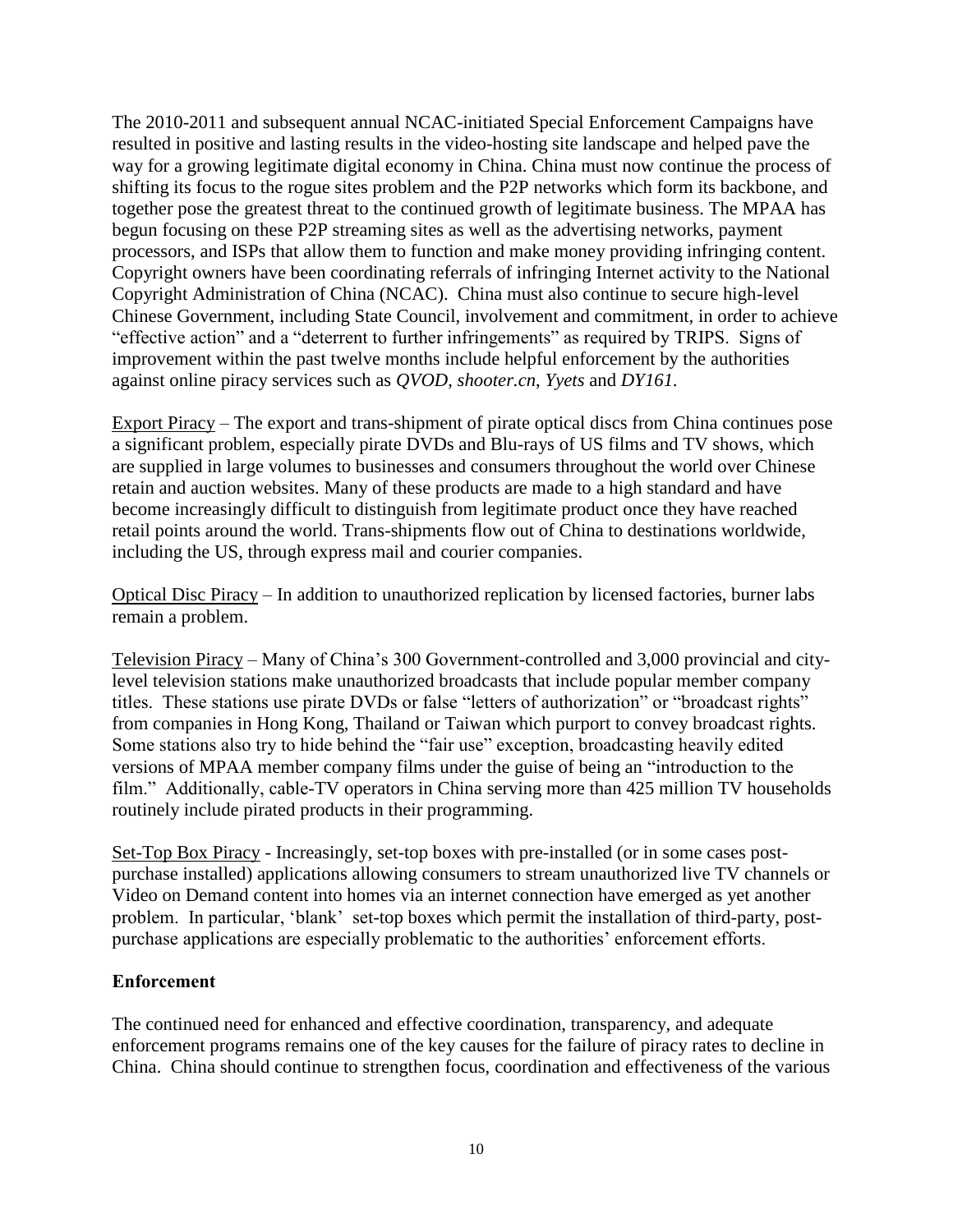The 2010-2011 and subsequent annual NCAC-initiated Special Enforcement Campaigns have resulted in positive and lasting results in the video-hosting site landscape and helped pave the way for a growing legitimate digital economy in China. China must now continue the process of shifting its focus to the rogue sites problem and the P2P networks which form its backbone, and together pose the greatest threat to the continued growth of legitimate business. The MPAA has begun focusing on these P2P streaming sites as well as the advertising networks, payment processors, and ISPs that allow them to function and make money providing infringing content. Copyright owners have been coordinating referrals of infringing Internet activity to the National Copyright Administration of China (NCAC). China must also continue to secure high-level Chinese Government, including State Council, involvement and commitment, in order to achieve "effective action" and a "deterrent to further infringements" as required by TRIPS. Signs of improvement within the past twelve months include helpful enforcement by the authorities against online piracy services such as *QVOD*, *shooter.cn*, *Yyets* and *DY161*.

Export Piracy – The export and trans-shipment of pirate optical discs from China continues pose a significant problem, especially pirate DVDs and Blu-rays of US films and TV shows, which are supplied in large volumes to businesses and consumers throughout the world over Chinese retain and auction websites. Many of these products are made to a high standard and have become increasingly difficult to distinguish from legitimate product once they have reached retail points around the world. Trans-shipments flow out of China to destinations worldwide, including the US, through express mail and courier companies.

Optical Disc Piracy – In addition to unauthorized replication by licensed factories, burner labs remain a problem.

Television Piracy – Many of China's 300 Government-controlled and 3,000 provincial and city-level television stations make unauthorized broadcasts that include popular member company titles. These stations use pirate DVDs or false "letters of authorization" or "broadcast rights" from companies in Hong Kong, Thailand or Taiwan which purport to convey broadcast rights. Some stations also try to hide behind the "fair use" exception, broadcasting heavily edited versions of MPAA member company films under the guise of being an "introduction to the film." Additionally, cable-TV operators in China serving more than 425 million TV households routinely include pirated products in their programming.

Set-Top Box Piracy - Increasingly, set-top boxes with pre-installed (or in some cases post-purchase installed) applications allowing consumers to stream unauthorized live TV channels or Video on Demand content into homes via an internet connection have emerged as yet another problem. In particular, 'blank' set-top boxes which permit the installation of third-party, post-purchase applications are especially problematic to the authorities' enforcement efforts.

**Enforcement**

The continued need for enhanced and effective coordination, transparency, and adequate enforcement programs remains one of the key causes for the failure of piracy rates to decline in China. China should continue to strengthen focus, coordination and effectiveness of the various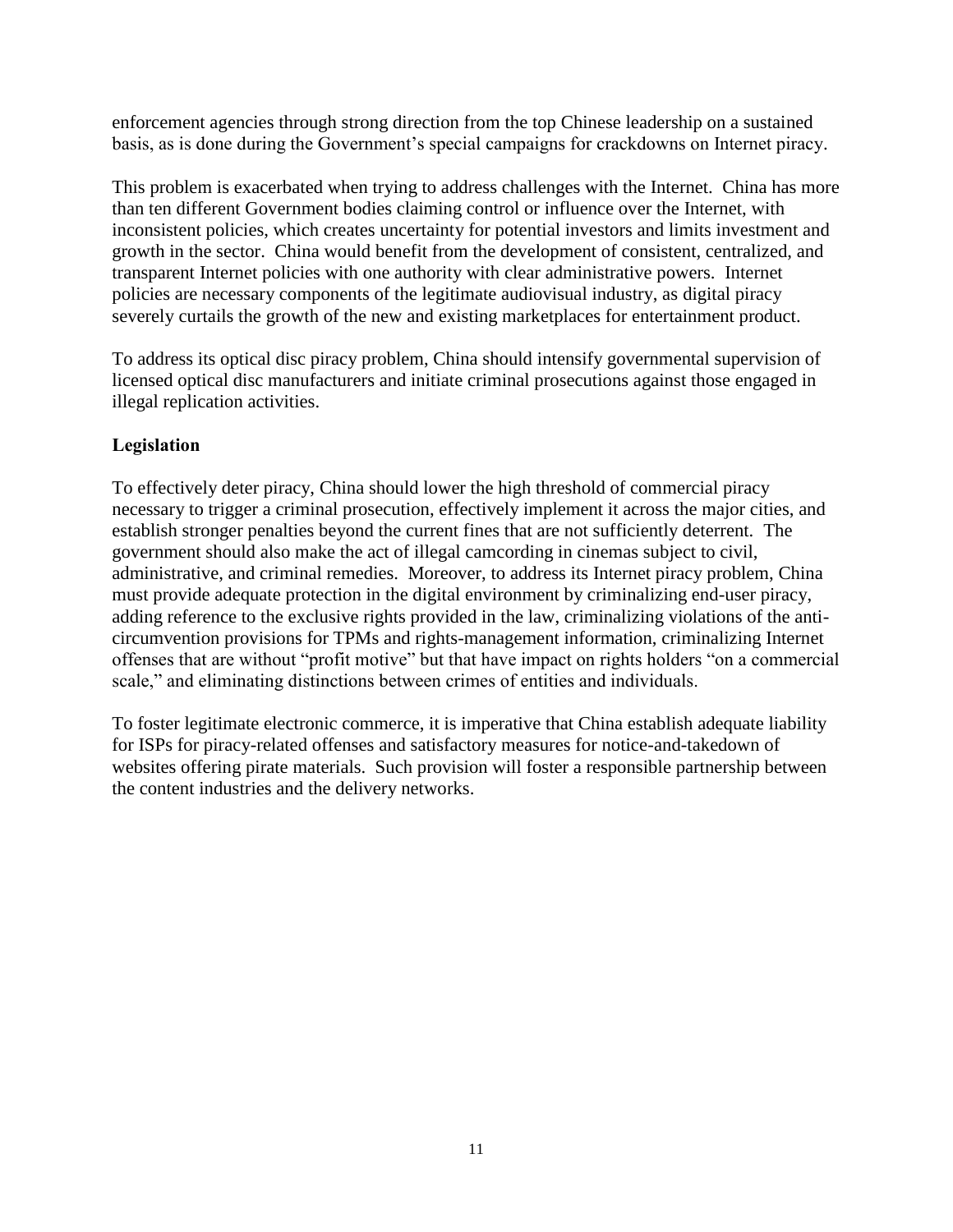enforcement agencies through strong direction from the top Chinese leadership on a sustained basis, as is done during the Government's special campaigns for crackdowns on Internet piracy.

This problem is exacerbated when trying to address challenges with the Internet. China has more than ten different Government bodies claiming control or influence over the Internet, with inconsistent policies, which creates uncertainty for potential investors and limits investment and growth in the sector. China would benefit from the development of consistent, centralized, and transparent Internet policies with one authority with clear administrative powers. Internet policies are necessary components of the legitimate audiovisual industry, as digital piracy severely curtails the growth of the new and existing marketplaces for entertainment product.

To address its optical disc piracy problem, China should intensify governmental supervision of licensed optical disc manufacturers and initiate criminal prosecutions against those engaged in illegal replication activities.

**Legislation**

To effectively deter piracy, China should lower the high threshold of commercial piracy necessary to trigger a criminal prosecution, effectively implement it across the major cities, and establish stronger penalties beyond the current fines that are not sufficiently deterrent. The government should also make the act of illegal camcording in cinemas subject to civil, administrative, and criminal remedies. Moreover, to address its Internet piracy problem, China must provide adequate protection in the digital environment by criminalizing end-user piracy, adding reference to the exclusive rights provided in the law, criminalizing violations of the anti-circumvention provisions for TPMs and rights-management information, criminalizing Internet offenses that are without "profit motive" but that have impact on rights holders "on a commercial scale," and eliminating distinctions between crimes of entities and individuals.

To foster legitimate electronic commerce, it is imperative that China establish adequate liability for ISPs for piracy-related offenses and satisfactory measures for notice-and-takedown of websites offering pirate materials. Such provision will foster a responsible partnership between the content industries and the delivery networks.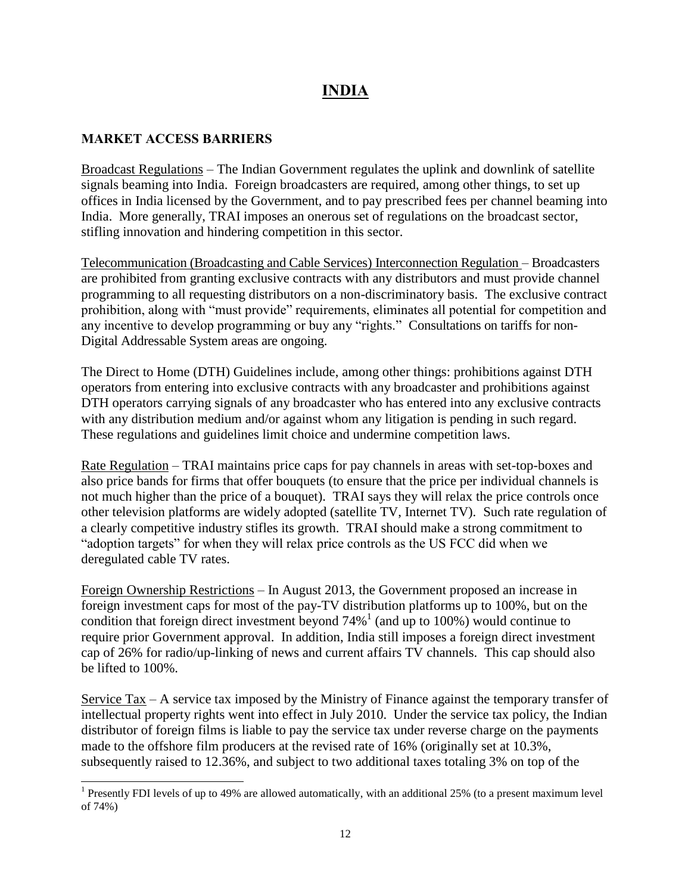# INDIA

## MARKET ACCESS BARRIERS

Broadcast Regulations – The Indian Government regulates the uplink and downlink of satellite signals beaming into India. Foreign broadcasters are required, among other things, to set up offices in India licensed by the Government, and to pay prescribed fees per channel beaming into India. More generally, TRAI imposes an onerous set of regulations on the broadcast sector, stifling innovation and hindering competition in this sector.

Telecommunication (Broadcasting and Cable Services) Interconnection Regulation – Broadcasters are prohibited from granting exclusive contracts with any distributors and must provide channel programming to all requesting distributors on a non-discriminatory basis. The exclusive contract prohibition, along with "must provide" requirements, eliminates all potential for competition and any incentive to develop programming or buy any "rights." Consultations on tariffs for non-Digital Addressable System areas are ongoing.

The Direct to Home (DTH) Guidelines include, among other things: prohibitions against DTH operators from entering into exclusive contracts with any broadcaster and prohibitions against DTH operators carrying signals of any broadcaster who has entered into any exclusive contracts with any distribution medium and/or against whom any litigation is pending in such regard. These regulations and guidelines limit choice and undermine competition laws.

Rate Regulation – TRAI maintains price caps for pay channels in areas with set-top-boxes and also price bands for firms that offer bouquets (to ensure that the price per individual channels is not much higher than the price of a bouquet). TRAI says they will relax the price controls once other television platforms are widely adopted (satellite TV, Internet TV). Such rate regulation of a clearly competitive industry stifles its growth. TRAI should make a strong commitment to "adoption targets" for when they will relax price controls as the US FCC did when we deregulated cable TV rates.

Foreign Ownership Restrictions – In August 2013, the Government proposed an increase in foreign investment caps for most of the pay-TV distribution platforms up to 100%, but on the condition that foreign direct investment beyond 74%[1] (and up to 100%) would continue to require prior Government approval. In addition, India still imposes a foreign direct investment cap of 26% for radio/up-linking of news and current affairs TV channels. This cap should also be lifted to 100%.

Service Tax – A service tax imposed by the Ministry of Finance against the temporary transfer of intellectual property rights went into effect in July 2010. Under the service tax policy, the Indian distributor of foreign films is liable to pay the service tax under reverse charge on the payments made to the offshore film producers at the revised rate of 16% (originally set at 10.3%, subsequently raised to 12.36%, and subject to two additional taxes totaling 3% on top of the

---

[1] Presently FDI levels of up to 49% are allowed automatically, with an additional 25% (to a present maximum level of 74%)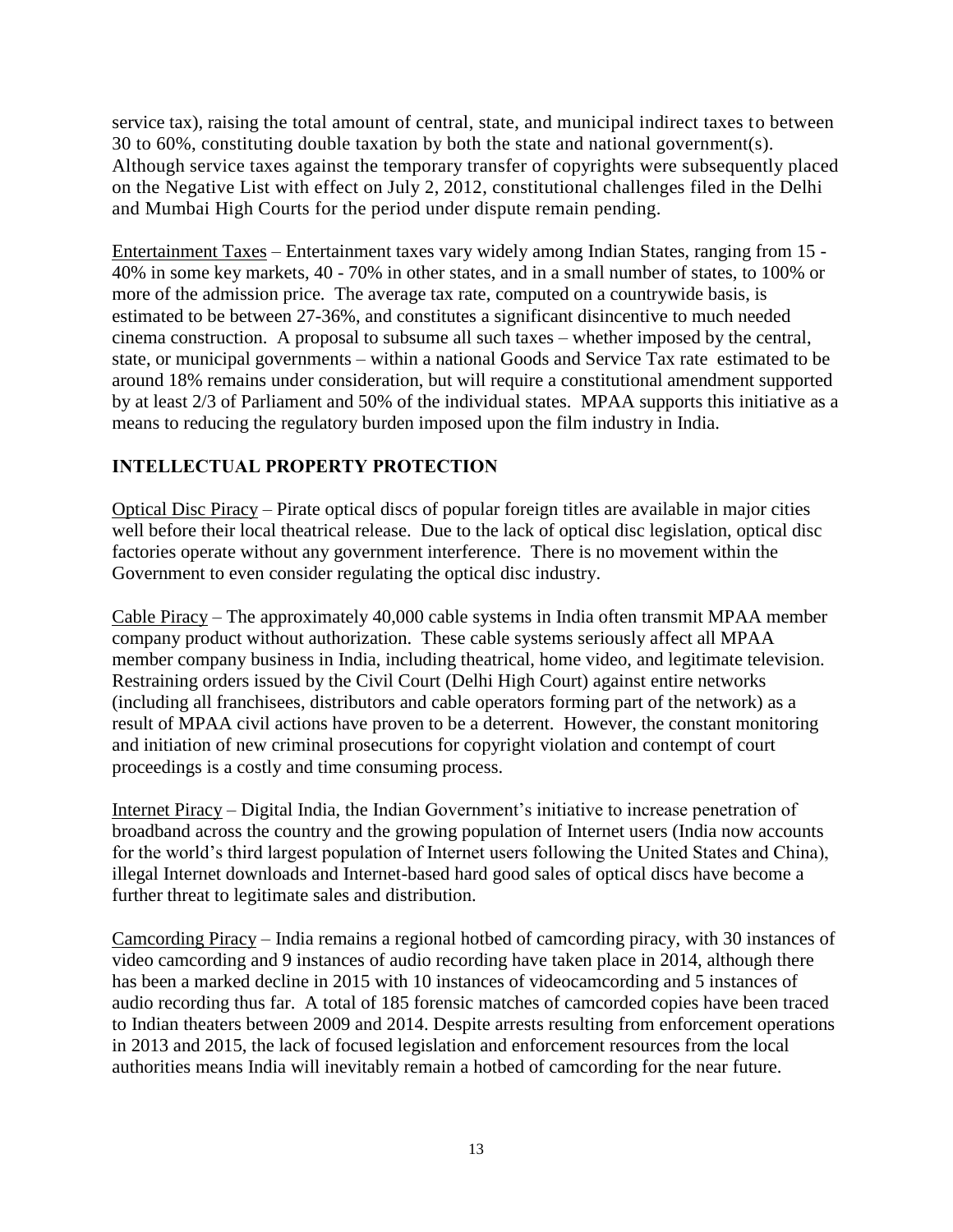service tax), raising the total amount of central, state, and municipal indirect taxes to between 30 to 60%, constituting double taxation by both the state and national government(s). Although service taxes against the temporary transfer of copyrights were subsequently placed on the Negative List with effect on July 2, 2012, constitutional challenges filed in the Delhi and Mumbai High Courts for the period under dispute remain pending.

Entertainment Taxes – Entertainment taxes vary widely among Indian States, ranging from 15 - 40% in some key markets, 40 - 70% in other states, and in a small number of states, to 100% or more of the admission price. The average tax rate, computed on a countrywide basis, is estimated to be between 27-36%, and constitutes a significant disincentive to much needed cinema construction. A proposal to subsume all such taxes – whether imposed by the central, state, or municipal governments – within a national Goods and Service Tax rate estimated to be around 18% remains under consideration, but will require a constitutional amendment supported by at least 2/3 of Parliament and 50% of the individual states. MPAA supports this initiative as a means to reducing the regulatory burden imposed upon the film industry in India.

## INTELLECTUAL PROPERTY PROTECTION

Optical Disc Piracy – Pirate optical discs of popular foreign titles are available in major cities well before their local theatrical release. Due to the lack of optical disc legislation, optical disc factories operate without any government interference. There is no movement within the Government to even consider regulating the optical disc industry.

Cable Piracy – The approximately 40,000 cable systems in India often transmit MPAA member company product without authorization. These cable systems seriously affect all MPAA member company business in India, including theatrical, home video, and legitimate television. Restraining orders issued by the Civil Court (Delhi High Court) against entire networks (including all franchisees, distributors and cable operators forming part of the network) as a result of MPAA civil actions have proven to be a deterrent. However, the constant monitoring and initiation of new criminal prosecutions for copyright violation and contempt of court proceedings is a costly and time consuming process.

Internet Piracy – Digital India, the Indian Government's initiative to increase penetration of broadband across the country and the growing population of Internet users (India now accounts for the world's third largest population of Internet users following the United States and China), illegal Internet downloads and Internet-based hard good sales of optical discs have become a further threat to legitimate sales and distribution.

Camcording Piracy – India remains a regional hotbed of camcording piracy, with 30 instances of video camcording and 9 instances of audio recording have taken place in 2014, although there has been a marked decline in 2015 with 10 instances of videocamcording and 5 instances of audio recording thus far. A total of 185 forensic matches of camcorded copies have been traced to Indian theaters between 2009 and 2014. Despite arrests resulting from enforcement operations in 2013 and 2015, the lack of focused legislation and enforcement resources from the local authorities means India will inevitably remain a hotbed of camcording for the near future.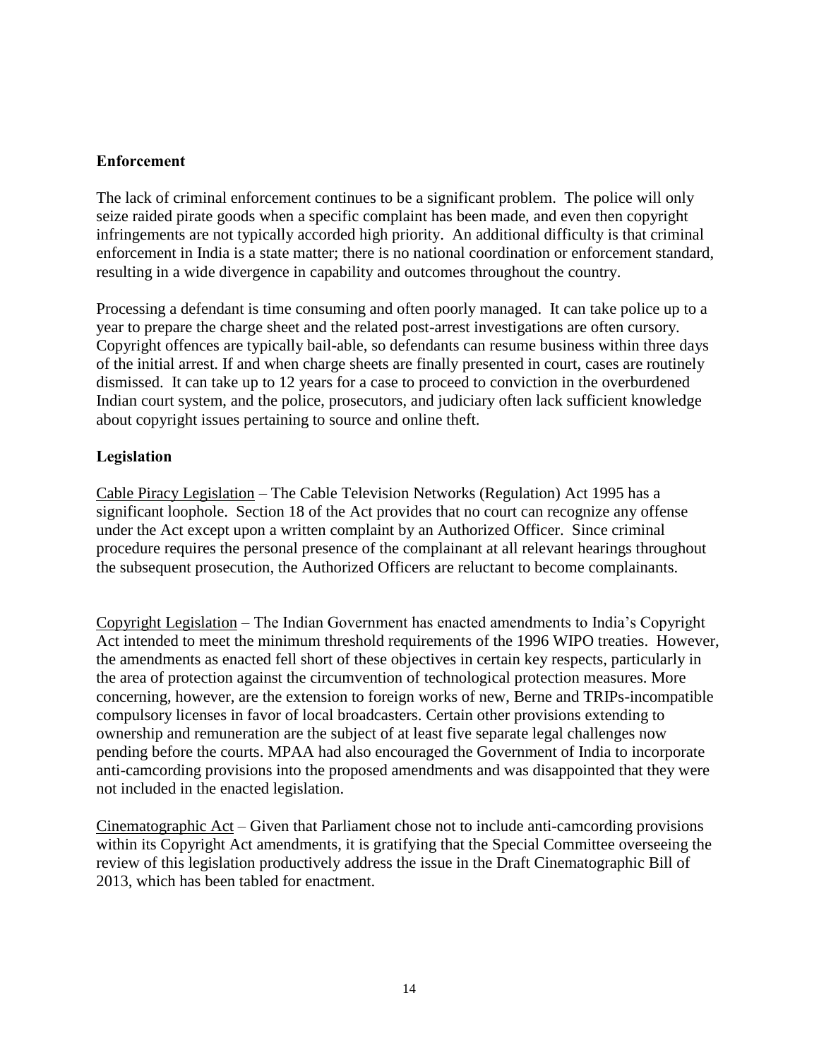**Enforcement**

The lack of criminal enforcement continues to be a significant problem. The police will only seize raided pirate goods when a specific complaint has been made, and even then copyright infringements are not typically accorded high priority. An additional difficulty is that criminal enforcement in India is a state matter; there is no national coordination or enforcement standard, resulting in a wide divergence in capability and outcomes throughout the country.

Processing a defendant is time consuming and often poorly managed. It can take police up to a year to prepare the charge sheet and the related post-arrest investigations are often cursory. Copyright offences are typically bail-able, so defendants can resume business within three days of the initial arrest. If and when charge sheets are finally presented in court, cases are routinely dismissed. It can take up to 12 years for a case to proceed to conviction in the overburdened Indian court system, and the police, prosecutors, and judiciary often lack sufficient knowledge about copyright issues pertaining to source and online theft.

**Legislation**

<u>Cable Piracy Legislation</u> – The Cable Television Networks (Regulation) Act 1995 has a significant loophole. Section 18 of the Act provides that no court can recognize any offense under the Act except upon a written complaint by an Authorized Officer. Since criminal procedure requires the personal presence of the complainant at all relevant hearings throughout the subsequent prosecution, the Authorized Officers are reluctant to become complainants.

<u>Copyright Legislation</u> – The Indian Government has enacted amendments to India's Copyright Act intended to meet the minimum threshold requirements of the 1996 WIPO treaties. However, the amendments as enacted fell short of these objectives in certain key respects, particularly in the area of protection against the circumvention of technological protection measures. More concerning, however, are the extension to foreign works of new, Berne and TRIPs-incompatible compulsory licenses in favor of local broadcasters. Certain other provisions extending to ownership and remuneration are the subject of at least five separate legal challenges now pending before the courts. MPAA had also encouraged the Government of India to incorporate anti-camcording provisions into the proposed amendments and was disappointed that they were not included in the enacted legislation.

<u>Cinematographic Act</u> – Given that Parliament chose not to include anti-camcording provisions within its Copyright Act amendments, it is gratifying that the Special Committee overseeing the review of this legislation productively address the issue in the Draft Cinematographic Bill of 2013, which has been tabled for enactment.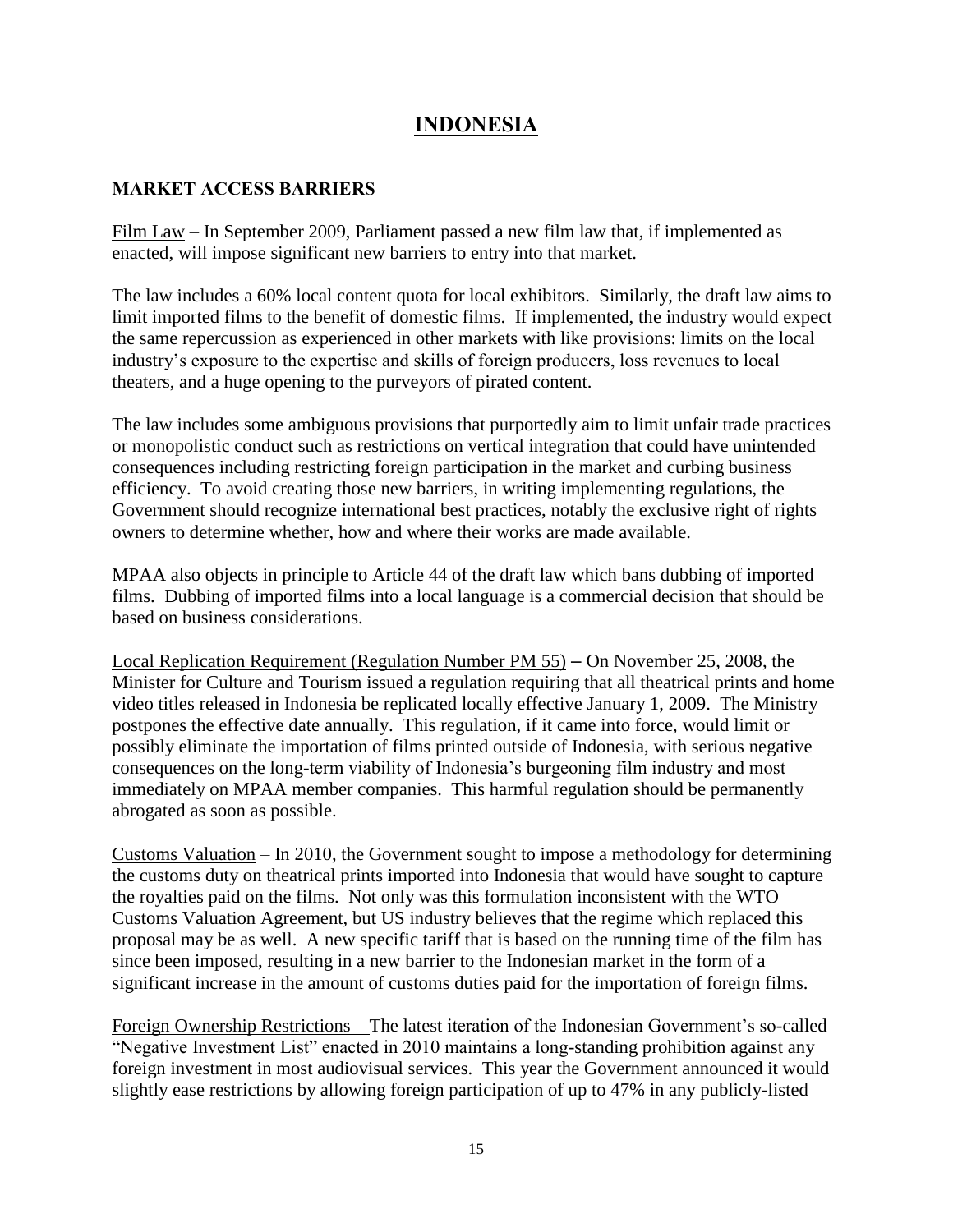# INDONESIA

## MARKET ACCESS BARRIERS

Film Law – In September 2009, Parliament passed a new film law that, if implemented as enacted, will impose significant new barriers to entry into that market.

The law includes a 60% local content quota for local exhibitors. Similarly, the draft law aims to limit imported films to the benefit of domestic films. If implemented, the industry would expect the same repercussion as experienced in other markets with like provisions: limits on the local industry's exposure to the expertise and skills of foreign producers, loss revenues to local theaters, and a huge opening to the purveyors of pirated content.

The law includes some ambiguous provisions that purportedly aim to limit unfair trade practices or monopolistic conduct such as restrictions on vertical integration that could have unintended consequences including restricting foreign participation in the market and curbing business efficiency. To avoid creating those new barriers, in writing implementing regulations, the Government should recognize international best practices, notably the exclusive right of rights owners to determine whether, how and where their works are made available.

MPAA also objects in principle to Article 44 of the draft law which bans dubbing of imported films. Dubbing of imported films into a local language is a commercial decision that should be based on business considerations.

Local Replication Requirement (Regulation Number PM 55) – On November 25, 2008, the Minister for Culture and Tourism issued a regulation requiring that all theatrical prints and home video titles released in Indonesia be replicated locally effective January 1, 2009. The Ministry postpones the effective date annually. This regulation, if it came into force, would limit or possibly eliminate the importation of films printed outside of Indonesia, with serious negative consequences on the long-term viability of Indonesia's burgeoning film industry and most immediately on MPAA member companies. This harmful regulation should be permanently abrogated as soon as possible.

Customs Valuation – In 2010, the Government sought to impose a methodology for determining the customs duty on theatrical prints imported into Indonesia that would have sought to capture the royalties paid on the films. Not only was this formulation inconsistent with the WTO Customs Valuation Agreement, but US industry believes that the regime which replaced this proposal may be as well. A new specific tariff that is based on the running time of the film has since been imposed, resulting in a new barrier to the Indonesian market in the form of a significant increase in the amount of customs duties paid for the importation of foreign films.

Foreign Ownership Restrictions – The latest iteration of the Indonesian Government's so-called "Negative Investment List" enacted in 2010 maintains a long-standing prohibition against any foreign investment in most audiovisual services. This year the Government announced it would slightly ease restrictions by allowing foreign participation of up to 47% in any publicly-listed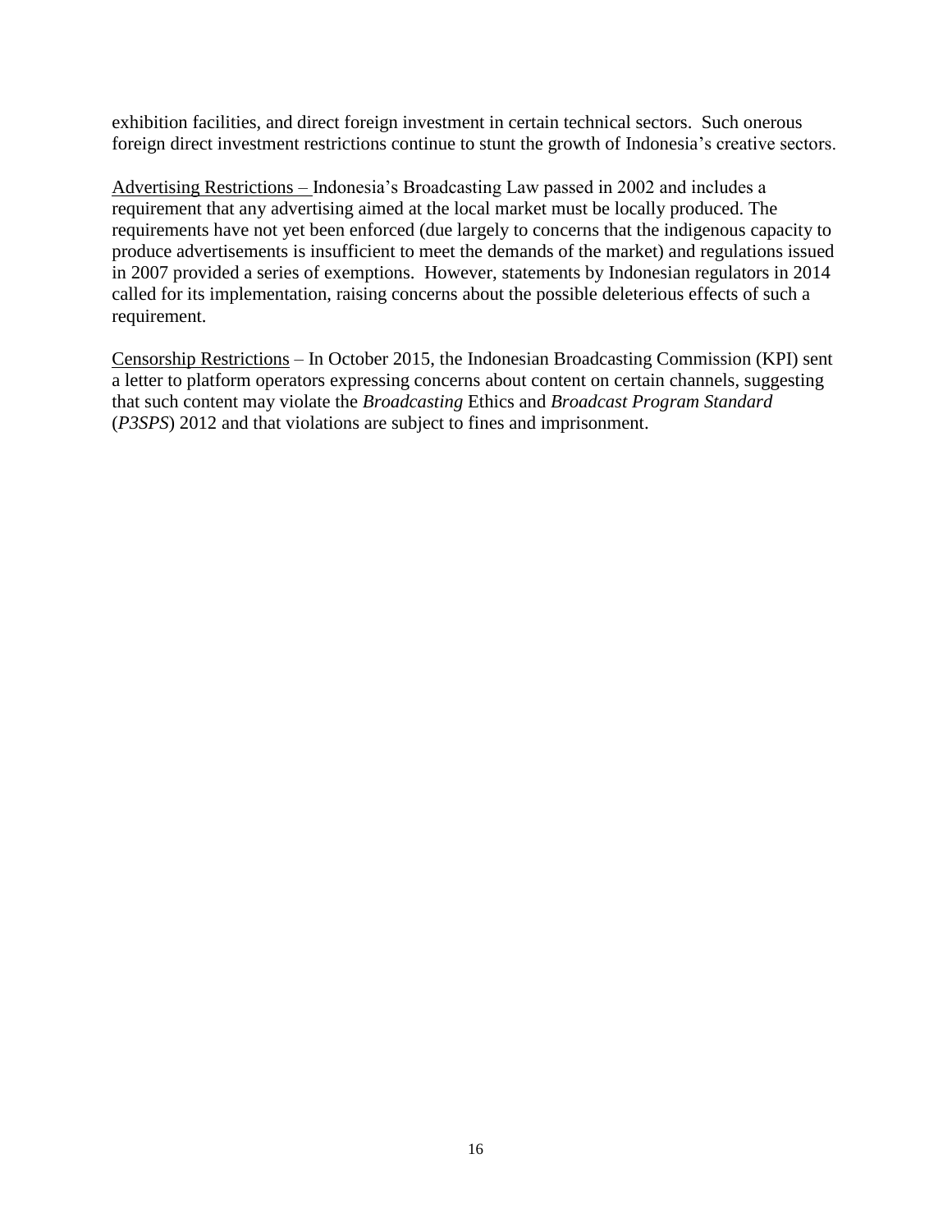exhibition facilities, and direct foreign investment in certain technical sectors. Such onerous foreign direct investment restrictions continue to stunt the growth of Indonesia's creative sectors.

<u>Advertising Restrictions –</u> Indonesia's Broadcasting Law passed in 2002 and includes a requirement that any advertising aimed at the local market must be locally produced. The requirements have not yet been enforced (due largely to concerns that the indigenous capacity to produce advertisements is insufficient to meet the demands of the market) and regulations issued in 2007 provided a series of exemptions. However, statements by Indonesian regulators in 2014 called for its implementation, raising concerns about the possible deleterious effects of such a requirement.

<u>Censorship Restrictions</u> – In October 2015, the Indonesian Broadcasting Commission (KPI) sent a letter to platform operators expressing concerns about content on certain channels, suggesting that such content may violate the *Broadcasting* Ethics and *Broadcast Program Standard* (*P3SPS*) 2012 and that violations are subject to fines and imprisonment.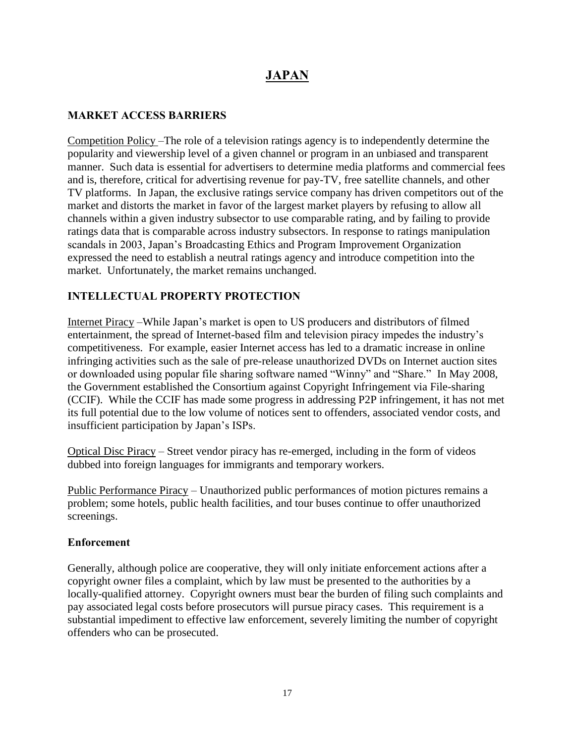# JAPAN

## MARKET ACCESS BARRIERS

Competition Policy –The role of a television ratings agency is to independently determine the popularity and viewership level of a given channel or program in an unbiased and transparent manner. Such data is essential for advertisers to determine media platforms and commercial fees and is, therefore, critical for advertising revenue for pay-TV, free satellite channels, and other TV platforms. In Japan, the exclusive ratings service company has driven competitors out of the market and distorts the market in favor of the largest market players by refusing to allow all channels within a given industry subsector to use comparable rating, and by failing to provide ratings data that is comparable across industry subsectors. In response to ratings manipulation scandals in 2003, Japan's Broadcasting Ethics and Program Improvement Organization expressed the need to establish a neutral ratings agency and introduce competition into the market. Unfortunately, the market remains unchanged.

## INTELLECTUAL PROPERTY PROTECTION

Internet Piracy –While Japan's market is open to US producers and distributors of filmed entertainment, the spread of Internet-based film and television piracy impedes the industry's competitiveness. For example, easier Internet access has led to a dramatic increase in online infringing activities such as the sale of pre-release unauthorized DVDs on Internet auction sites or downloaded using popular file sharing software named "Winny" and "Share." In May 2008, the Government established the Consortium against Copyright Infringement via File-sharing (CCIF). While the CCIF has made some progress in addressing P2P infringement, it has not met its full potential due to the low volume of notices sent to offenders, associated vendor costs, and insufficient participation by Japan's ISPs.

Optical Disc Piracy – Street vendor piracy has re-emerged, including in the form of videos dubbed into foreign languages for immigrants and temporary workers.

Public Performance Piracy – Unauthorized public performances of motion pictures remains a problem; some hotels, public health facilities, and tour buses continue to offer unauthorized screenings.

### Enforcement

Generally, although police are cooperative, they will only initiate enforcement actions after a copyright owner files a complaint, which by law must be presented to the authorities by a locally-qualified attorney. Copyright owners must bear the burden of filing such complaints and pay associated legal costs before prosecutors will pursue piracy cases. This requirement is a substantial impediment to effective law enforcement, severely limiting the number of copyright offenders who can be prosecuted.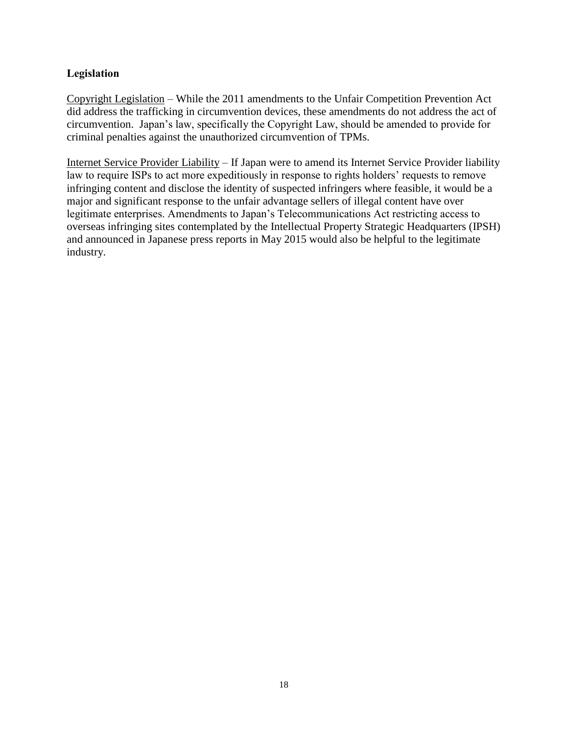**Legislation**

Copyright Legislation – While the 2011 amendments to the Unfair Competition Prevention Act did address the trafficking in circumvention devices, these amendments do not address the act of circumvention. Japan's law, specifically the Copyright Law, should be amended to provide for criminal penalties against the unauthorized circumvention of TPMs.

Internet Service Provider Liability – If Japan were to amend its Internet Service Provider liability law to require ISPs to act more expeditiously in response to rights holders' requests to remove infringing content and disclose the identity of suspected infringers where feasible, it would be a major and significant response to the unfair advantage sellers of illegal content have over legitimate enterprises. Amendments to Japan's Telecommunications Act restricting access to overseas infringing sites contemplated by the Intellectual Property Strategic Headquarters (IPSH) and announced in Japanese press reports in May 2015 would also be helpful to the legitimate industry.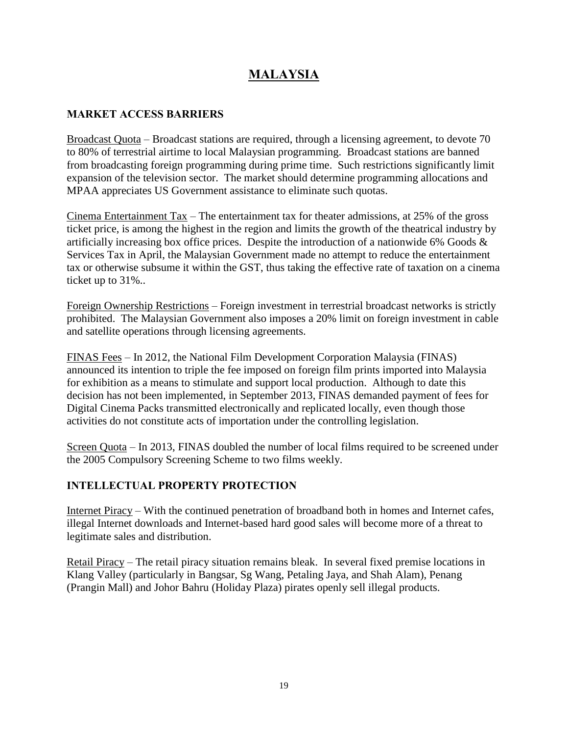# MALAYSIA

## MARKET ACCESS BARRIERS

Broadcast Quota – Broadcast stations are required, through a licensing agreement, to devote 70 to 80% of terrestrial airtime to local Malaysian programming. Broadcast stations are banned from broadcasting foreign programming during prime time. Such restrictions significantly limit expansion of the television sector. The market should determine programming allocations and MPAA appreciates US Government assistance to eliminate such quotas.

Cinema Entertainment Tax – The entertainment tax for theater admissions, at 25% of the gross ticket price, is among the highest in the region and limits the growth of the theatrical industry by artificially increasing box office prices. Despite the introduction of a nationwide 6% Goods & Services Tax in April, the Malaysian Government made no attempt to reduce the entertainment tax or otherwise subsume it within the GST, thus taking the effective rate of taxation on a cinema ticket up to 31%..

Foreign Ownership Restrictions – Foreign investment in terrestrial broadcast networks is strictly prohibited. The Malaysian Government also imposes a 20% limit on foreign investment in cable and satellite operations through licensing agreements.

FINAS Fees – In 2012, the National Film Development Corporation Malaysia (FINAS) announced its intention to triple the fee imposed on foreign film prints imported into Malaysia for exhibition as a means to stimulate and support local production. Although to date this decision has not been implemented, in September 2013, FINAS demanded payment of fees for Digital Cinema Packs transmitted electronically and replicated locally, even though those activities do not constitute acts of importation under the controlling legislation.

Screen Quota – In 2013, FINAS doubled the number of local films required to be screened under the 2005 Compulsory Screening Scheme to two films weekly.

## INTELLECTUAL PROPERTY PROTECTION

Internet Piracy – With the continued penetration of broadband both in homes and Internet cafes, illegal Internet downloads and Internet-based hard good sales will become more of a threat to legitimate sales and distribution.

Retail Piracy – The retail piracy situation remains bleak. In several fixed premise locations in Klang Valley (particularly in Bangsar, Sg Wang, Petaling Jaya, and Shah Alam), Penang (Prangin Mall) and Johor Bahru (Holiday Plaza) pirates openly sell illegal products.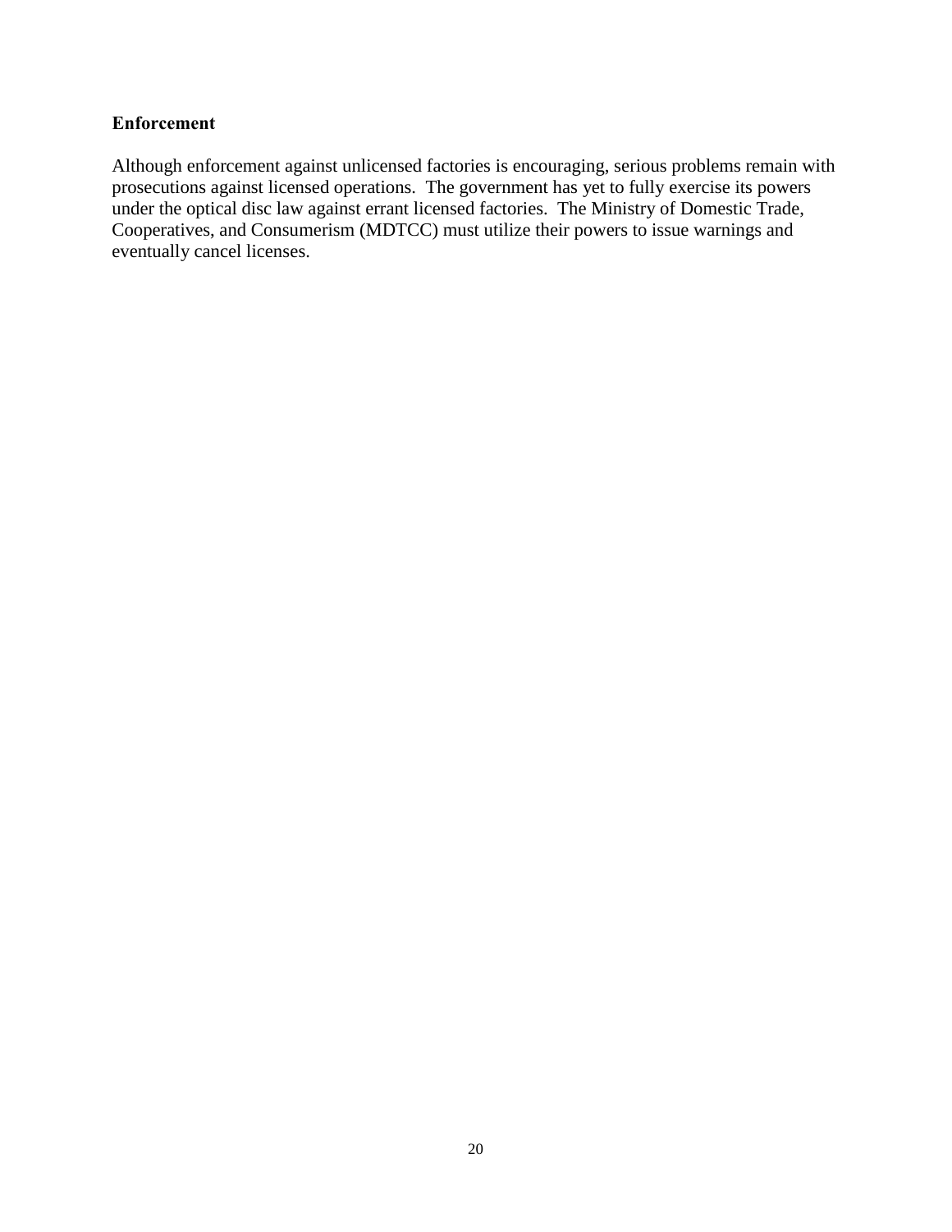**Enforcement**

Although enforcement against unlicensed factories is encouraging, serious problems remain with prosecutions against licensed operations. The government has yet to fully exercise its powers under the optical disc law against errant licensed factories. The Ministry of Domestic Trade, Cooperatives, and Consumerism (MDTCC) must utilize their powers to issue warnings and eventually cancel licenses.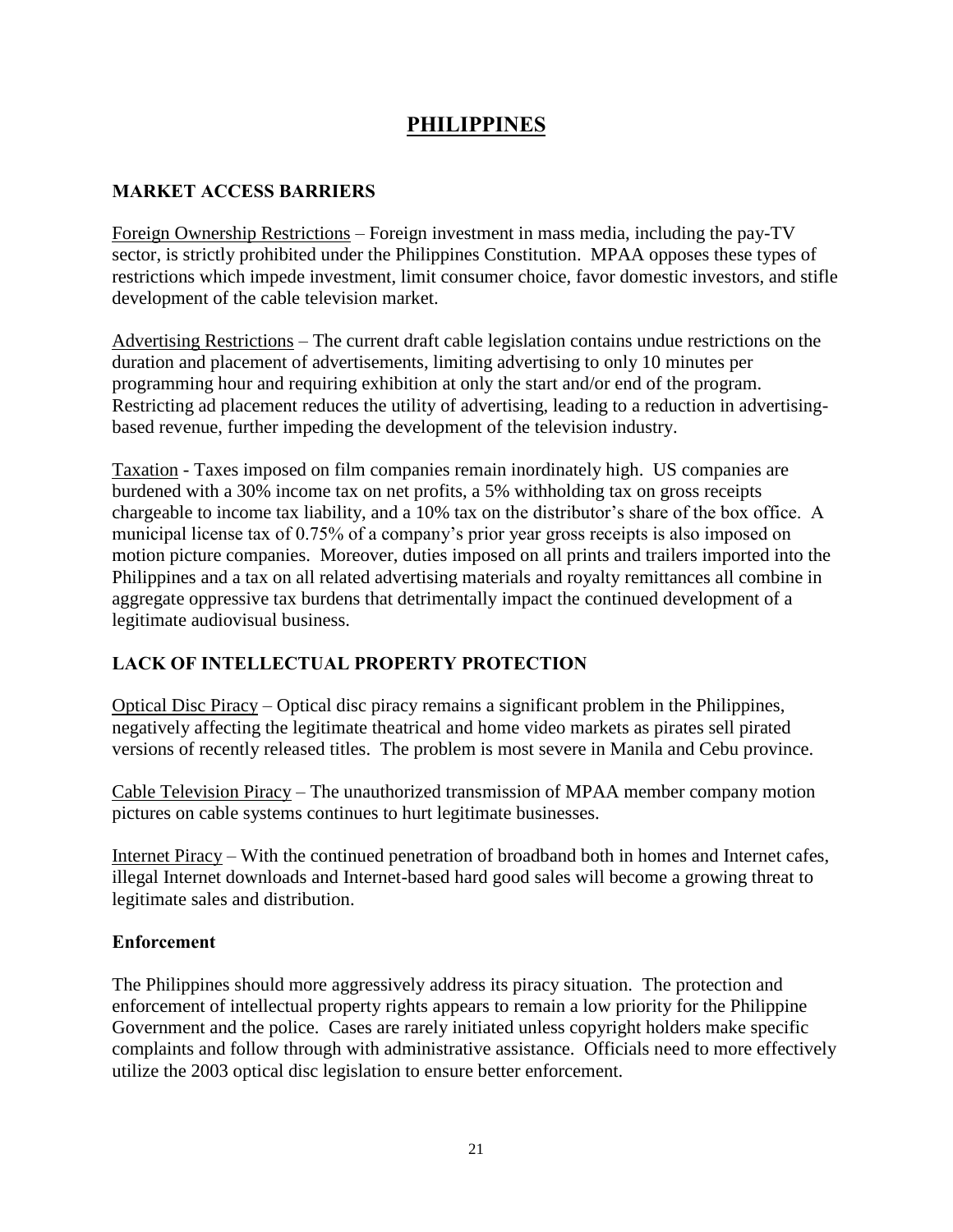# PHILIPPINES

## MARKET ACCESS BARRIERS

Foreign Ownership Restrictions – Foreign investment in mass media, including the pay-TV sector, is strictly prohibited under the Philippines Constitution. MPAA opposes these types of restrictions which impede investment, limit consumer choice, favor domestic investors, and stifle development of the cable television market.

Advertising Restrictions – The current draft cable legislation contains undue restrictions on the duration and placement of advertisements, limiting advertising to only 10 minutes per programming hour and requiring exhibition at only the start and/or end of the program. Restricting ad placement reduces the utility of advertising, leading to a reduction in advertising-based revenue, further impeding the development of the television industry.

Taxation - Taxes imposed on film companies remain inordinately high. US companies are burdened with a 30% income tax on net profits, a 5% withholding tax on gross receipts chargeable to income tax liability, and a 10% tax on the distributor's share of the box office. A municipal license tax of 0.75% of a company's prior year gross receipts is also imposed on motion picture companies. Moreover, duties imposed on all prints and trailers imported into the Philippines and a tax on all related advertising materials and royalty remittances all combine in aggregate oppressive tax burdens that detrimentally impact the continued development of a legitimate audiovisual business.

## LACK OF INTELLECTUAL PROPERTY PROTECTION

Optical Disc Piracy – Optical disc piracy remains a significant problem in the Philippines, negatively affecting the legitimate theatrical and home video markets as pirates sell pirated versions of recently released titles. The problem is most severe in Manila and Cebu province.

Cable Television Piracy – The unauthorized transmission of MPAA member company motion pictures on cable systems continues to hurt legitimate businesses.

Internet Piracy – With the continued penetration of broadband both in homes and Internet cafes, illegal Internet downloads and Internet-based hard good sales will become a growing threat to legitimate sales and distribution.

### Enforcement

The Philippines should more aggressively address its piracy situation. The protection and enforcement of intellectual property rights appears to remain a low priority for the Philippine Government and the police. Cases are rarely initiated unless copyright holders make specific complaints and follow through with administrative assistance. Officials need to more effectively utilize the 2003 optical disc legislation to ensure better enforcement.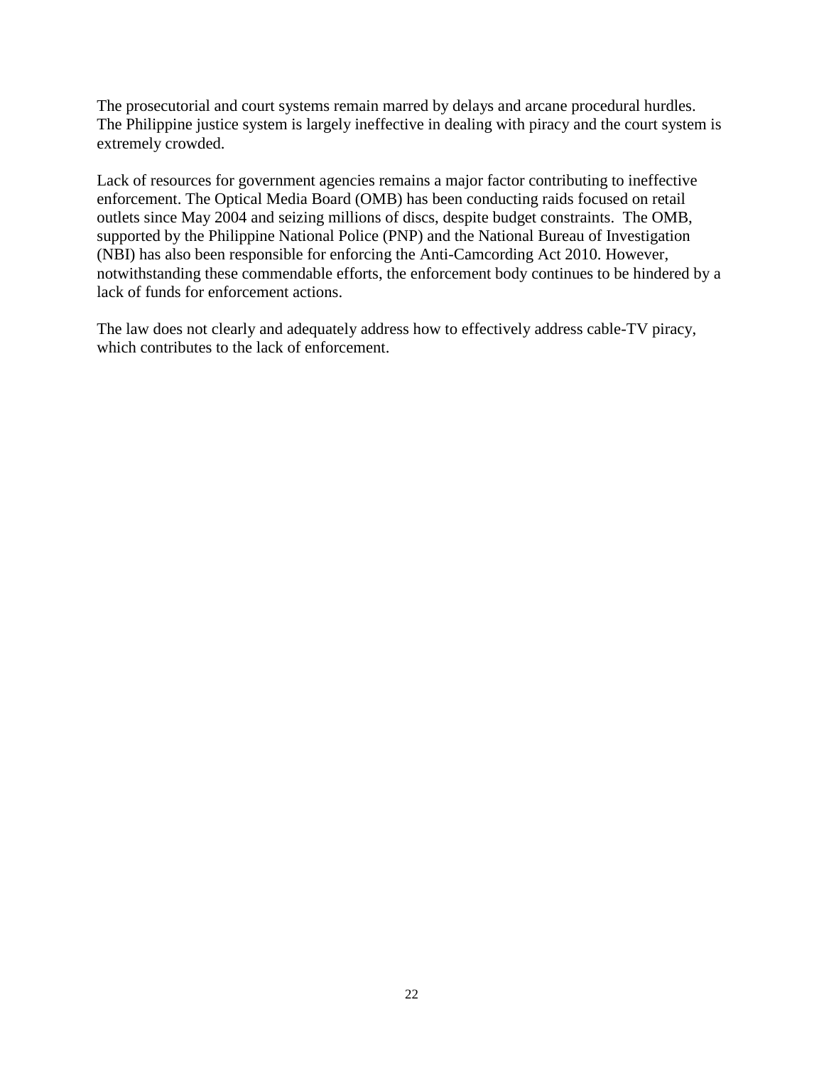The prosecutorial and court systems remain marred by delays and arcane procedural hurdles. The Philippine justice system is largely ineffective in dealing with piracy and the court system is extremely crowded.

Lack of resources for government agencies remains a major factor contributing to ineffective enforcement. The Optical Media Board (OMB) has been conducting raids focused on retail outlets since May 2004 and seizing millions of discs, despite budget constraints. The OMB, supported by the Philippine National Police (PNP) and the National Bureau of Investigation (NBI) has also been responsible for enforcing the Anti-Camcording Act 2010. However, notwithstanding these commendable efforts, the enforcement body continues to be hindered by a lack of funds for enforcement actions.

The law does not clearly and adequately address how to effectively address cable-TV piracy, which contributes to the lack of enforcement.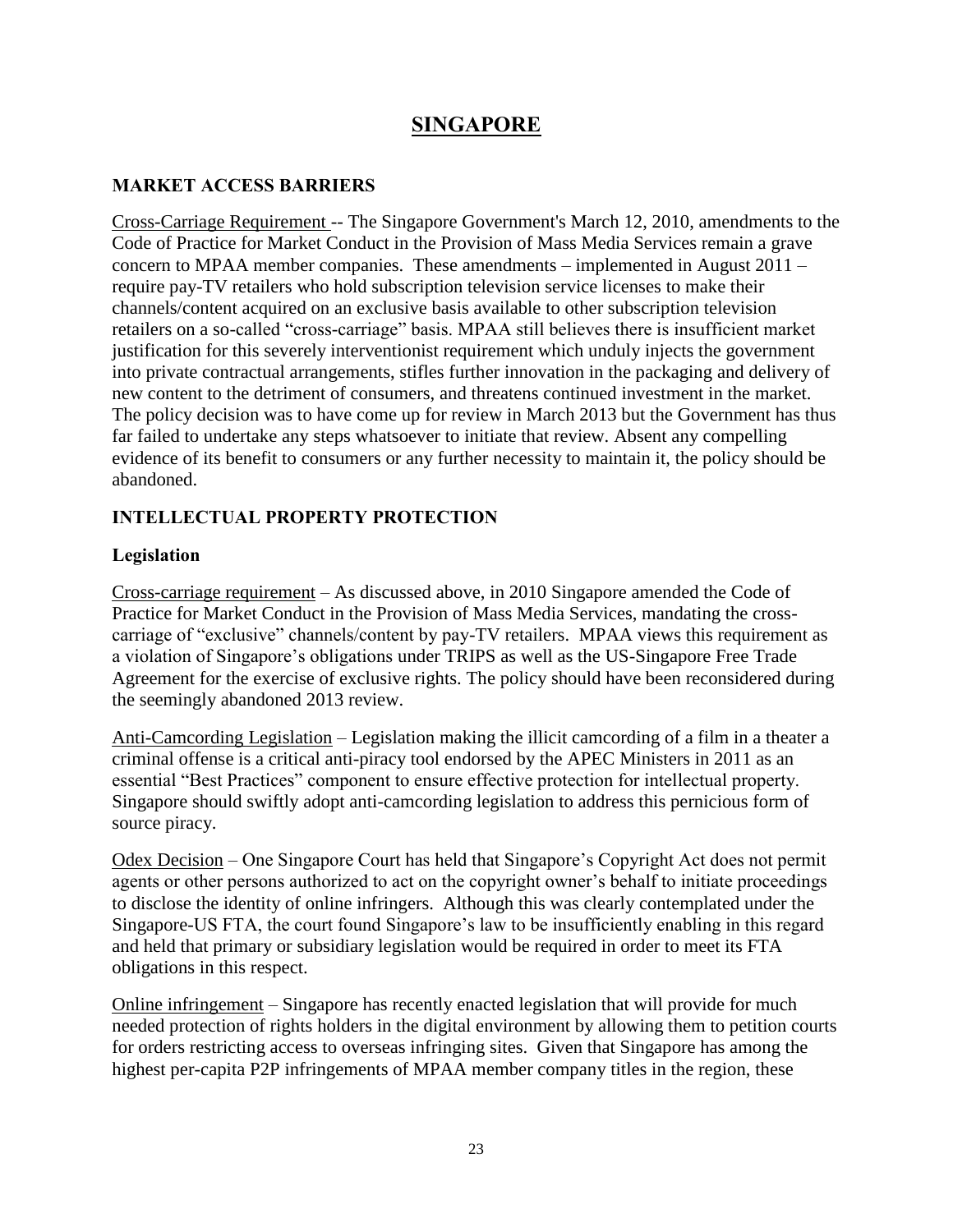# SINGAPORE

## MARKET ACCESS BARRIERS

Cross-Carriage Requirement -- The Singapore Government's March 12, 2010, amendments to the Code of Practice for Market Conduct in the Provision of Mass Media Services remain a grave concern to MPAA member companies. These amendments – implemented in August 2011 – require pay-TV retailers who hold subscription television service licenses to make their channels/content acquired on an exclusive basis available to other subscription television retailers on a so-called "cross-carriage" basis. MPAA still believes there is insufficient market justification for this severely interventionist requirement which unduly injects the government into private contractual arrangements, stifles further innovation in the packaging and delivery of new content to the detriment of consumers, and threatens continued investment in the market. The policy decision was to have come up for review in March 2013 but the Government has thus far failed to undertake any steps whatsoever to initiate that review. Absent any compelling evidence of its benefit to consumers or any further necessity to maintain it, the policy should be abandoned.

## INTELLECTUAL PROPERTY PROTECTION

### Legislation

Cross-carriage requirement – As discussed above, in 2010 Singapore amended the Code of Practice for Market Conduct in the Provision of Mass Media Services, mandating the cross-carriage of "exclusive" channels/content by pay-TV retailers. MPAA views this requirement as a violation of Singapore's obligations under TRIPS as well as the US-Singapore Free Trade Agreement for the exercise of exclusive rights. The policy should have been reconsidered during the seemingly abandoned 2013 review.

Anti-Camcording Legislation – Legislation making the illicit camcording of a film in a theater a criminal offense is a critical anti-piracy tool endorsed by the APEC Ministers in 2011 as an essential "Best Practices" component to ensure effective protection for intellectual property. Singapore should swiftly adopt anti-camcording legislation to address this pernicious form of source piracy.

Odex Decision – One Singapore Court has held that Singapore's Copyright Act does not permit agents or other persons authorized to act on the copyright owner's behalf to initiate proceedings to disclose the identity of online infringers. Although this was clearly contemplated under the Singapore-US FTA, the court found Singapore's law to be insufficiently enabling in this regard and held that primary or subsidiary legislation would be required in order to meet its FTA obligations in this respect.

Online infringement – Singapore has recently enacted legislation that will provide for much needed protection of rights holders in the digital environment by allowing them to petition courts for orders restricting access to overseas infringing sites. Given that Singapore has among the highest per-capita P2P infringements of MPAA member company titles in the region, these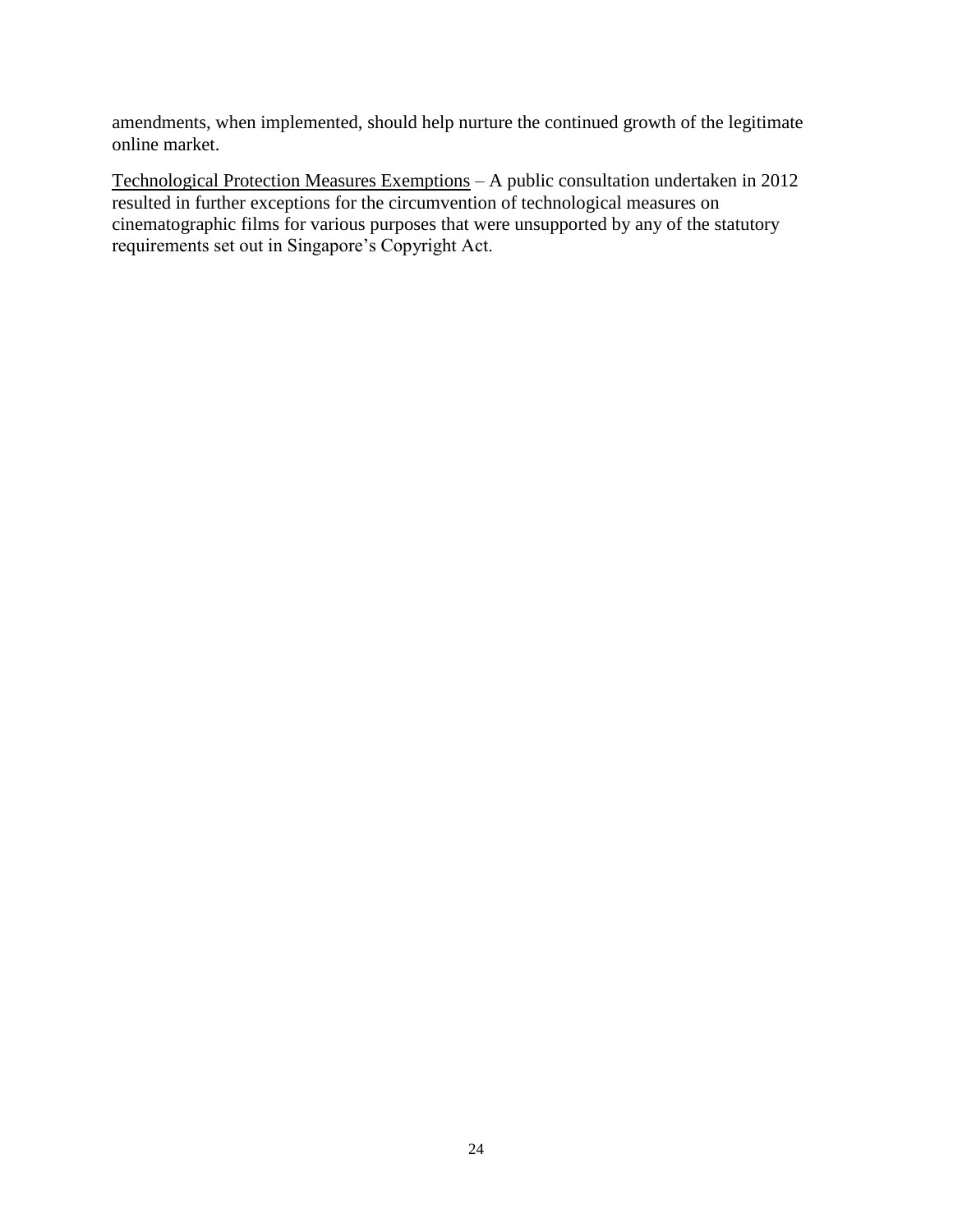amendments, when implemented, should help nurture the continued growth of the legitimate online market.

<u>Technological Protection Measures Exemptions</u> – A public consultation undertaken in 2012 resulted in further exceptions for the circumvention of technological measures on cinematographic films for various purposes that were unsupported by any of the statutory requirements set out in Singapore's Copyright Act.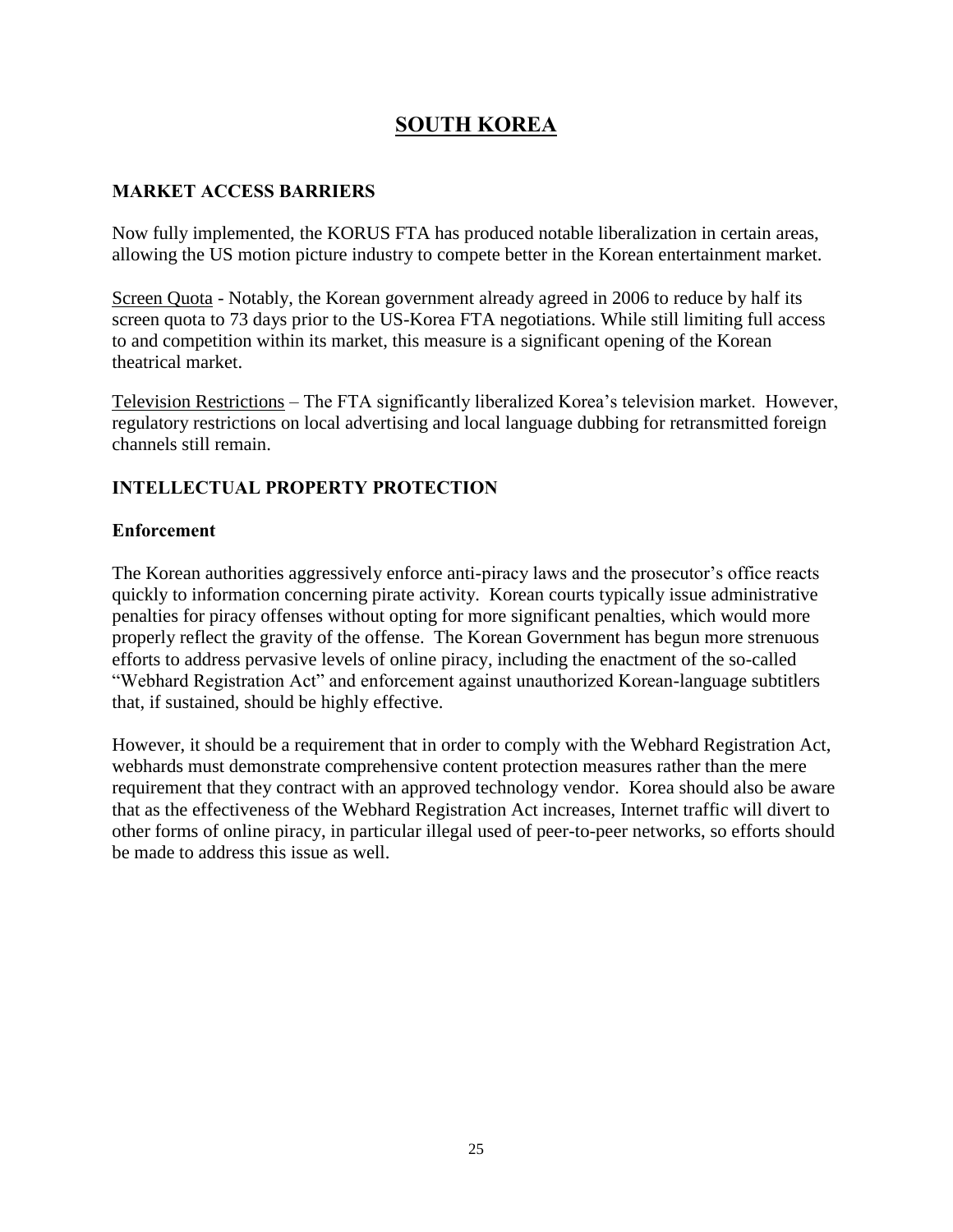# SOUTH KOREA

## MARKET ACCESS BARRIERS

Now fully implemented, the KORUS FTA has produced notable liberalization in certain areas, allowing the US motion picture industry to compete better in the Korean entertainment market.

Screen Quota - Notably, the Korean government already agreed in 2006 to reduce by half its screen quota to 73 days prior to the US-Korea FTA negotiations. While still limiting full access to and competition within its market, this measure is a significant opening of the Korean theatrical market.

Television Restrictions – The FTA significantly liberalized Korea's television market. However, regulatory restrictions on local advertising and local language dubbing for retransmitted foreign channels still remain.

## INTELLECTUAL PROPERTY PROTECTION

### Enforcement

The Korean authorities aggressively enforce anti-piracy laws and the prosecutor's office reacts quickly to information concerning pirate activity. Korean courts typically issue administrative penalties for piracy offenses without opting for more significant penalties, which would more properly reflect the gravity of the offense. The Korean Government has begun more strenuous efforts to address pervasive levels of online piracy, including the enactment of the so-called "Webhard Registration Act" and enforcement against unauthorized Korean-language subtitlers that, if sustained, should be highly effective.

However, it should be a requirement that in order to comply with the Webhard Registration Act, webhards must demonstrate comprehensive content protection measures rather than the mere requirement that they contract with an approved technology vendor. Korea should also be aware that as the effectiveness of the Webhard Registration Act increases, Internet traffic will divert to other forms of online piracy, in particular illegal used of peer-to-peer networks, so efforts should be made to address this issue as well.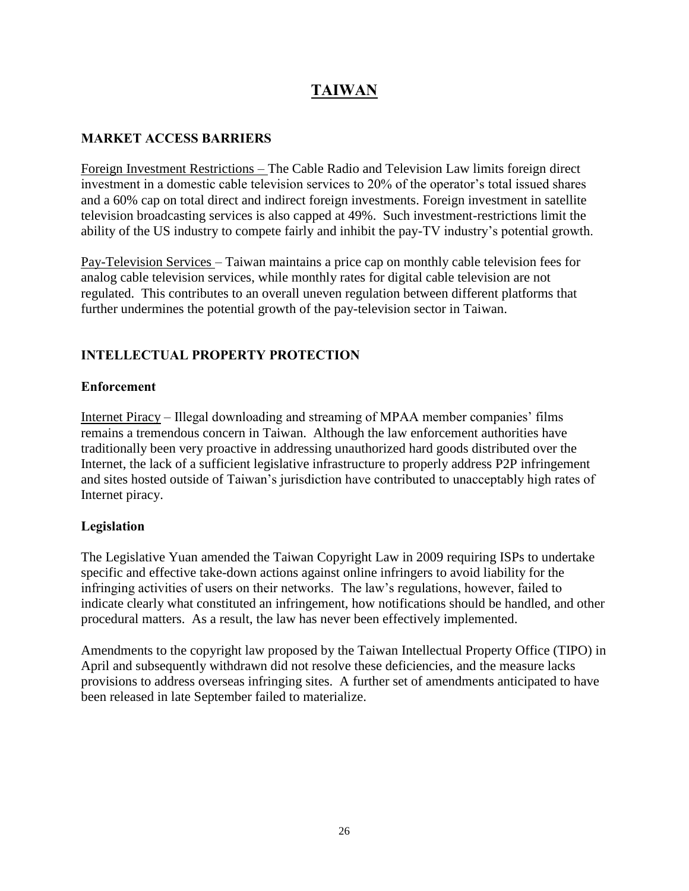# TAIWAN

## MARKET ACCESS BARRIERS

Foreign Investment Restrictions – The Cable Radio and Television Law limits foreign direct investment in a domestic cable television services to 20% of the operator's total issued shares and a 60% cap on total direct and indirect foreign investments. Foreign investment in satellite television broadcasting services is also capped at 49%. Such investment-restrictions limit the ability of the US industry to compete fairly and inhibit the pay-TV industry's potential growth.

Pay-Television Services – Taiwan maintains a price cap on monthly cable television fees for analog cable television services, while monthly rates for digital cable television are not regulated. This contributes to an overall uneven regulation between different platforms that further undermines the potential growth of the pay-television sector in Taiwan.

## INTELLECTUAL PROPERTY PROTECTION

### Enforcement

Internet Piracy – Illegal downloading and streaming of MPAA member companies' films remains a tremendous concern in Taiwan. Although the law enforcement authorities have traditionally been very proactive in addressing unauthorized hard goods distributed over the Internet, the lack of a sufficient legislative infrastructure to properly address P2P infringement and sites hosted outside of Taiwan's jurisdiction have contributed to unacceptably high rates of Internet piracy.

### Legislation

The Legislative Yuan amended the Taiwan Copyright Law in 2009 requiring ISPs to undertake specific and effective take-down actions against online infringers to avoid liability for the infringing activities of users on their networks. The law's regulations, however, failed to indicate clearly what constituted an infringement, how notifications should be handled, and other procedural matters. As a result, the law has never been effectively implemented.

Amendments to the copyright law proposed by the Taiwan Intellectual Property Office (TIPO) in April and subsequently withdrawn did not resolve these deficiencies, and the measure lacks provisions to address overseas infringing sites. A further set of amendments anticipated to have been released in late September failed to materialize.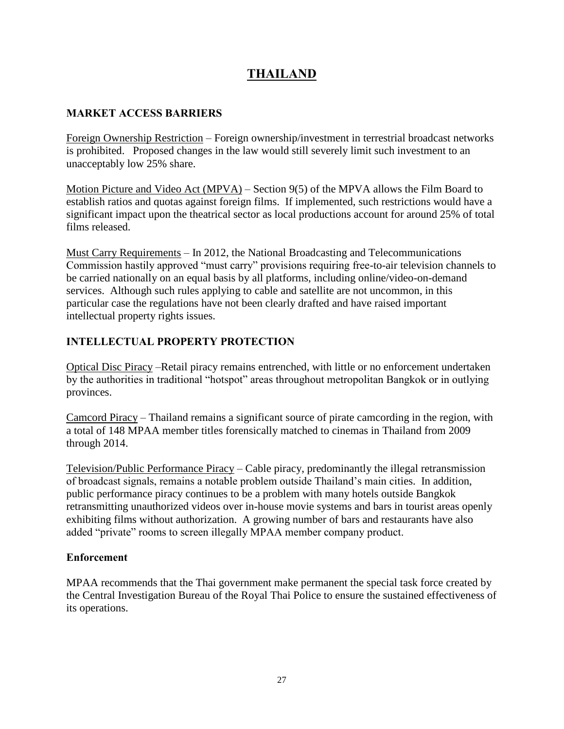# THAILAND

## MARKET ACCESS BARRIERS

Foreign Ownership Restriction – Foreign ownership/investment in terrestrial broadcast networks is prohibited. Proposed changes in the law would still severely limit such investment to an unacceptably low 25% share.

Motion Picture and Video Act (MPVA) – Section 9(5) of the MPVA allows the Film Board to establish ratios and quotas against foreign films. If implemented, such restrictions would have a significant impact upon the theatrical sector as local productions account for around 25% of total films released.

Must Carry Requirements – In 2012, the National Broadcasting and Telecommunications Commission hastily approved "must carry" provisions requiring free-to-air television channels to be carried nationally on an equal basis by all platforms, including online/video-on-demand services. Although such rules applying to cable and satellite are not uncommon, in this particular case the regulations have not been clearly drafted and have raised important intellectual property rights issues.

## INTELLECTUAL PROPERTY PROTECTION

Optical Disc Piracy –Retail piracy remains entrenched, with little or no enforcement undertaken by the authorities in traditional "hotspot" areas throughout metropolitan Bangkok or in outlying provinces.

Camcord Piracy – Thailand remains a significant source of pirate camcording in the region, with a total of 148 MPAA member titles forensically matched to cinemas in Thailand from 2009 through 2014.

Television/Public Performance Piracy – Cable piracy, predominantly the illegal retransmission of broadcast signals, remains a notable problem outside Thailand's main cities. In addition, public performance piracy continues to be a problem with many hotels outside Bangkok retransmitting unauthorized videos over in-house movie systems and bars in tourist areas openly exhibiting films without authorization. A growing number of bars and restaurants have also added "private" rooms to screen illegally MPAA member company product.

### Enforcement

MPAA recommends that the Thai government make permanent the special task force created by the Central Investigation Bureau of the Royal Thai Police to ensure the sustained effectiveness of its operations.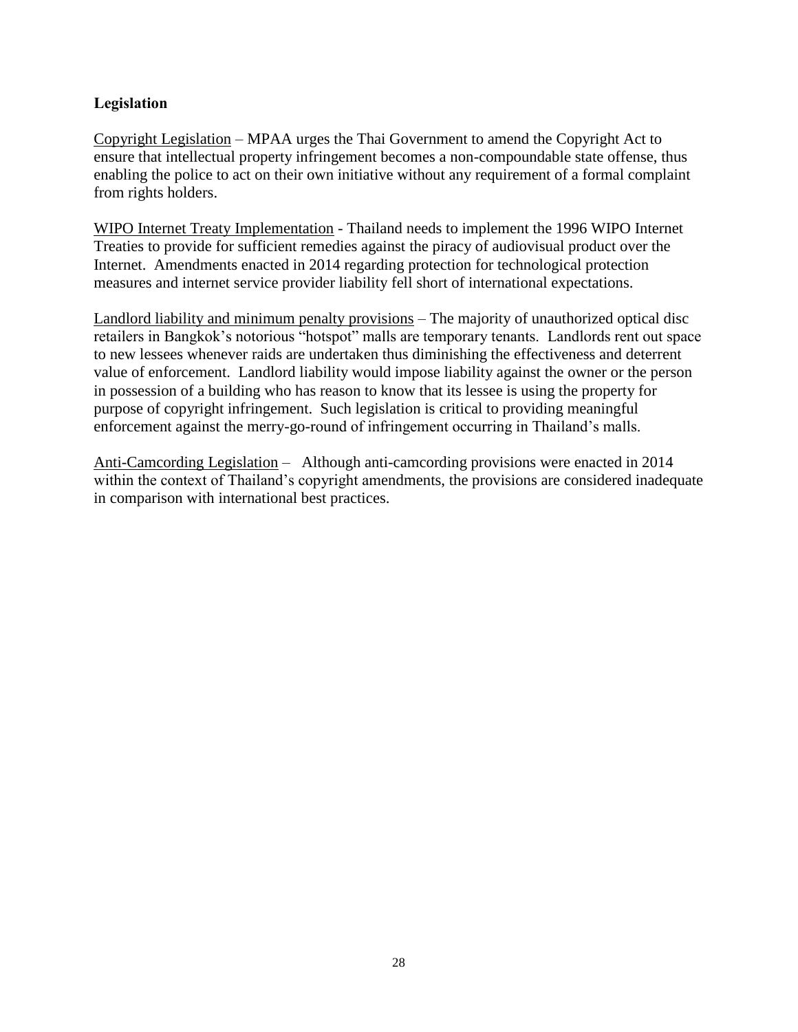## Legislation

Copyright Legislation – MPAA urges the Thai Government to amend the Copyright Act to ensure that intellectual property infringement becomes a non-compoundable state offense, thus enabling the police to act on their own initiative without any requirement of a formal complaint from rights holders.

WIPO Internet Treaty Implementation - Thailand needs to implement the 1996 WIPO Internet Treaties to provide for sufficient remedies against the piracy of audiovisual product over the Internet. Amendments enacted in 2014 regarding protection for technological protection measures and internet service provider liability fell short of international expectations.

Landlord liability and minimum penalty provisions – The majority of unauthorized optical disc retailers in Bangkok's notorious "hotspot" malls are temporary tenants. Landlords rent out space to new lessees whenever raids are undertaken thus diminishing the effectiveness and deterrent value of enforcement. Landlord liability would impose liability against the owner or the person in possession of a building who has reason to know that its lessee is using the property for purpose of copyright infringement. Such legislation is critical to providing meaningful enforcement against the merry-go-round of infringement occurring in Thailand's malls.

Anti-Camcording Legislation – Although anti-camcording provisions were enacted in 2014 within the context of Thailand's copyright amendments, the provisions are considered inadequate in comparison with international best practices.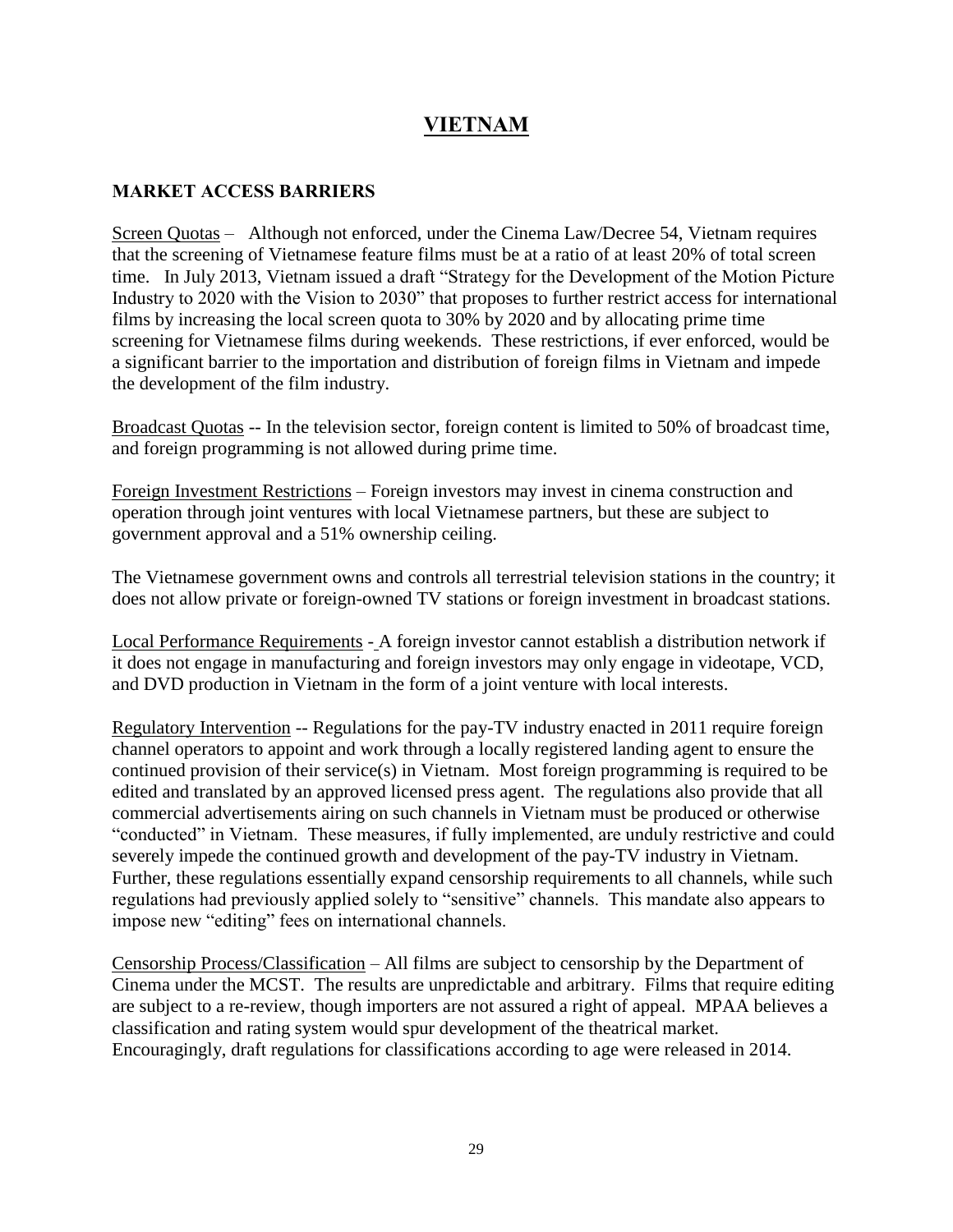# VIETNAM

## MARKET ACCESS BARRIERS

Screen Quotas – Although not enforced, under the Cinema Law/Decree 54, Vietnam requires that the screening of Vietnamese feature films must be at a ratio of at least 20% of total screen time. In July 2013, Vietnam issued a draft "Strategy for the Development of the Motion Picture Industry to 2020 with the Vision to 2030" that proposes to further restrict access for international films by increasing the local screen quota to 30% by 2020 and by allocating prime time screening for Vietnamese films during weekends. These restrictions, if ever enforced, would be a significant barrier to the importation and distribution of foreign films in Vietnam and impede the development of the film industry.

Broadcast Quotas -- In the television sector, foreign content is limited to 50% of broadcast time, and foreign programming is not allowed during prime time.

Foreign Investment Restrictions – Foreign investors may invest in cinema construction and operation through joint ventures with local Vietnamese partners, but these are subject to government approval and a 51% ownership ceiling.

The Vietnamese government owns and controls all terrestrial television stations in the country; it does not allow private or foreign-owned TV stations or foreign investment in broadcast stations.

Local Performance Requirements - A foreign investor cannot establish a distribution network if it does not engage in manufacturing and foreign investors may only engage in videotape, VCD, and DVD production in Vietnam in the form of a joint venture with local interests.

Regulatory Intervention -- Regulations for the pay-TV industry enacted in 2011 require foreign channel operators to appoint and work through a locally registered landing agent to ensure the continued provision of their service(s) in Vietnam. Most foreign programming is required to be edited and translated by an approved licensed press agent. The regulations also provide that all commercial advertisements airing on such channels in Vietnam must be produced or otherwise "conducted" in Vietnam. These measures, if fully implemented, are unduly restrictive and could severely impede the continued growth and development of the pay-TV industry in Vietnam. Further, these regulations essentially expand censorship requirements to all channels, while such regulations had previously applied solely to "sensitive" channels. This mandate also appears to impose new "editing" fees on international channels.

Censorship Process/Classification – All films are subject to censorship by the Department of Cinema under the MCST. The results are unpredictable and arbitrary. Films that require editing are subject to a re-review, though importers are not assured a right of appeal. MPAA believes a classification and rating system would spur development of the theatrical market. Encouragingly, draft regulations for classifications according to age were released in 2014.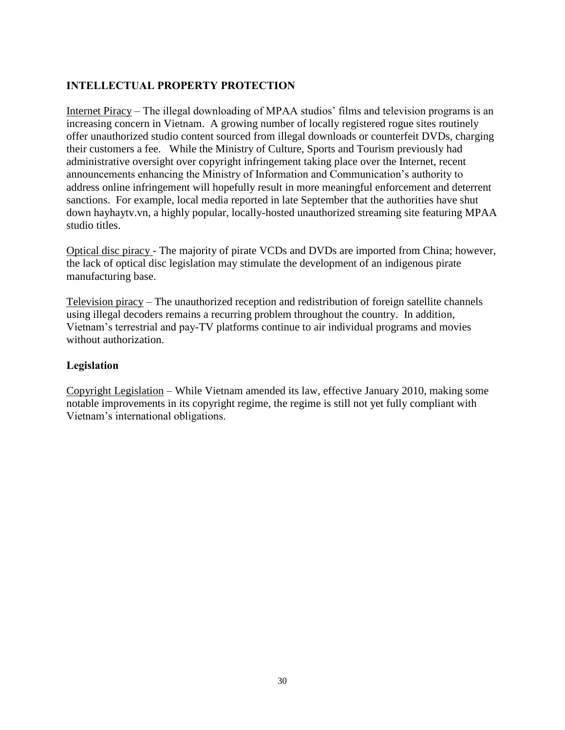## INTELLECTUAL PROPERTY PROTECTION

Internet Piracy – The illegal downloading of MPAA studios' films and television programs is an increasing concern in Vietnam. A growing number of locally registered rogue sites routinely offer unauthorized studio content sourced from illegal downloads or counterfeit DVDs, charging their customers a fee. While the Ministry of Culture, Sports and Tourism previously had administrative oversight over copyright infringement taking place over the Internet, recent announcements enhancing the Ministry of Information and Communication's authority to address online infringement will hopefully result in more meaningful enforcement and deterrent sanctions. For example, local media reported in late September that the authorities have shut down hayhaytv.vn, a highly popular, locally-hosted unauthorized streaming site featuring MPAA studio titles.

Optical disc piracy - The majority of pirate VCDs and DVDs are imported from China; however, the lack of optical disc legislation may stimulate the development of an indigenous pirate manufacturing base.

Television piracy – The unauthorized reception and redistribution of foreign satellite channels using illegal decoders remains a recurring problem throughout the country. In addition, Vietnam's terrestrial and pay-TV platforms continue to air individual programs and movies without authorization.

### Legislation

Copyright Legislation – While Vietnam amended its law, effective January 2010, making some notable improvements in its copyright regime, the regime is still not yet fully compliant with Vietnam's international obligations.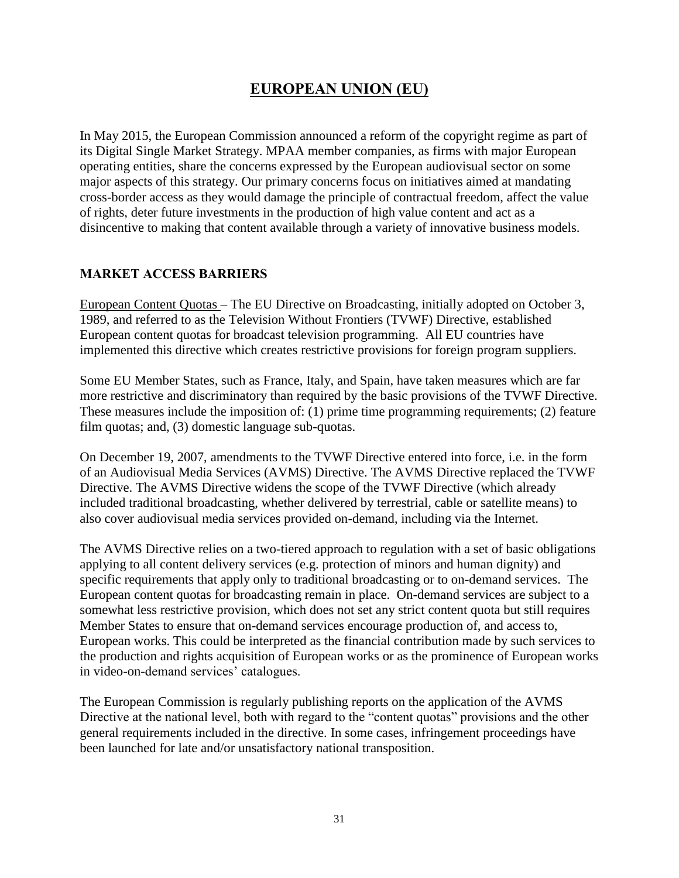# EUROPEAN UNION (EU)

In May 2015, the European Commission announced a reform of the copyright regime as part of its Digital Single Market Strategy. MPAA member companies, as firms with major European operating entities, share the concerns expressed by the European audiovisual sector on some major aspects of this strategy. Our primary concerns focus on initiatives aimed at mandating cross-border access as they would damage the principle of contractual freedom, affect the value of rights, deter future investments in the production of high value content and act as a disincentive to making that content available through a variety of innovative business models.

## MARKET ACCESS BARRIERS

European Content Quotas – The EU Directive on Broadcasting, initially adopted on October 3, 1989, and referred to as the Television Without Frontiers (TVWF) Directive, established European content quotas for broadcast television programming. All EU countries have implemented this directive which creates restrictive provisions for foreign program suppliers.

Some EU Member States, such as France, Italy, and Spain, have taken measures which are far more restrictive and discriminatory than required by the basic provisions of the TVWF Directive. These measures include the imposition of: (1) prime time programming requirements; (2) feature film quotas; and, (3) domestic language sub-quotas.

On December 19, 2007, amendments to the TVWF Directive entered into force, i.e. in the form of an Audiovisual Media Services (AVMS) Directive. The AVMS Directive replaced the TVWF Directive. The AVMS Directive widens the scope of the TVWF Directive (which already included traditional broadcasting, whether delivered by terrestrial, cable or satellite means) to also cover audiovisual media services provided on-demand, including via the Internet.

The AVMS Directive relies on a two-tiered approach to regulation with a set of basic obligations applying to all content delivery services (e.g. protection of minors and human dignity) and specific requirements that apply only to traditional broadcasting or to on-demand services. The European content quotas for broadcasting remain in place. On-demand services are subject to a somewhat less restrictive provision, which does not set any strict content quota but still requires Member States to ensure that on-demand services encourage production of, and access to, European works. This could be interpreted as the financial contribution made by such services to the production and rights acquisition of European works or as the prominence of European works in video-on-demand services' catalogues.

The European Commission is regularly publishing reports on the application of the AVMS Directive at the national level, both with regard to the "content quotas" provisions and the other general requirements included in the directive. In some cases, infringement proceedings have been launched for late and/or unsatisfactory national transposition.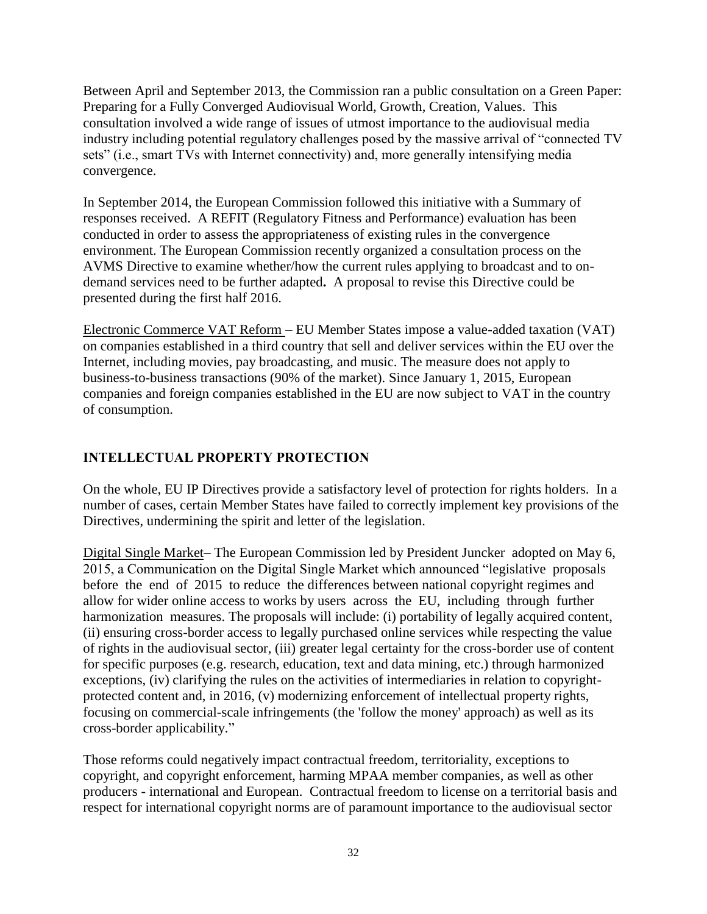Between April and September 2013, the Commission ran a public consultation on a Green Paper: Preparing for a Fully Converged Audiovisual World, Growth, Creation, Values. This consultation involved a wide range of issues of utmost importance to the audiovisual media industry including potential regulatory challenges posed by the massive arrival of "connected TV sets" (i.e., smart TVs with Internet connectivity) and, more generally intensifying media convergence.

In September 2014, the European Commission followed this initiative with a Summary of responses received. A REFIT (Regulatory Fitness and Performance) evaluation has been conducted in order to assess the appropriateness of existing rules in the convergence environment. The European Commission recently organized a consultation process on the AVMS Directive to examine whether/how the current rules applying to broadcast and to on-demand services need to be further adapted**.** A proposal to revise this Directive could be presented during the first half 2016.

Electronic Commerce VAT Reform – EU Member States impose a value-added taxation (VAT) on companies established in a third country that sell and deliver services within the EU over the Internet, including movies, pay broadcasting, and music. The measure does not apply to business-to-business transactions (90% of the market). Since January 1, 2015, European companies and foreign companies established in the EU are now subject to VAT in the country of consumption.

## INTELLECTUAL PROPERTY PROTECTION

On the whole, EU IP Directives provide a satisfactory level of protection for rights holders. In a number of cases, certain Member States have failed to correctly implement key provisions of the Directives, undermining the spirit and letter of the legislation.

Digital Single Market– The European Commission led by President Juncker adopted on May 6, 2015, a Communication on the Digital Single Market which announced "legislative proposals before the end of 2015 to reduce the differences between national copyright regimes and allow for wider online access to works by users across the EU, including through further harmonization measures. The proposals will include: (i) portability of legally acquired content, (ii) ensuring cross-border access to legally purchased online services while respecting the value of rights in the audiovisual sector, (iii) greater legal certainty for the cross-border use of content for specific purposes (e.g. research, education, text and data mining, etc.) through harmonized exceptions, (iv) clarifying the rules on the activities of intermediaries in relation to copyright-protected content and, in 2016, (v) modernizing enforcement of intellectual property rights, focusing on commercial-scale infringements (the 'follow the money' approach) as well as its cross-border applicability."

Those reforms could negatively impact contractual freedom, territoriality, exceptions to copyright, and copyright enforcement, harming MPAA member companies, as well as other producers - international and European. Contractual freedom to license on a territorial basis and respect for international copyright norms are of paramount importance to the audiovisual sector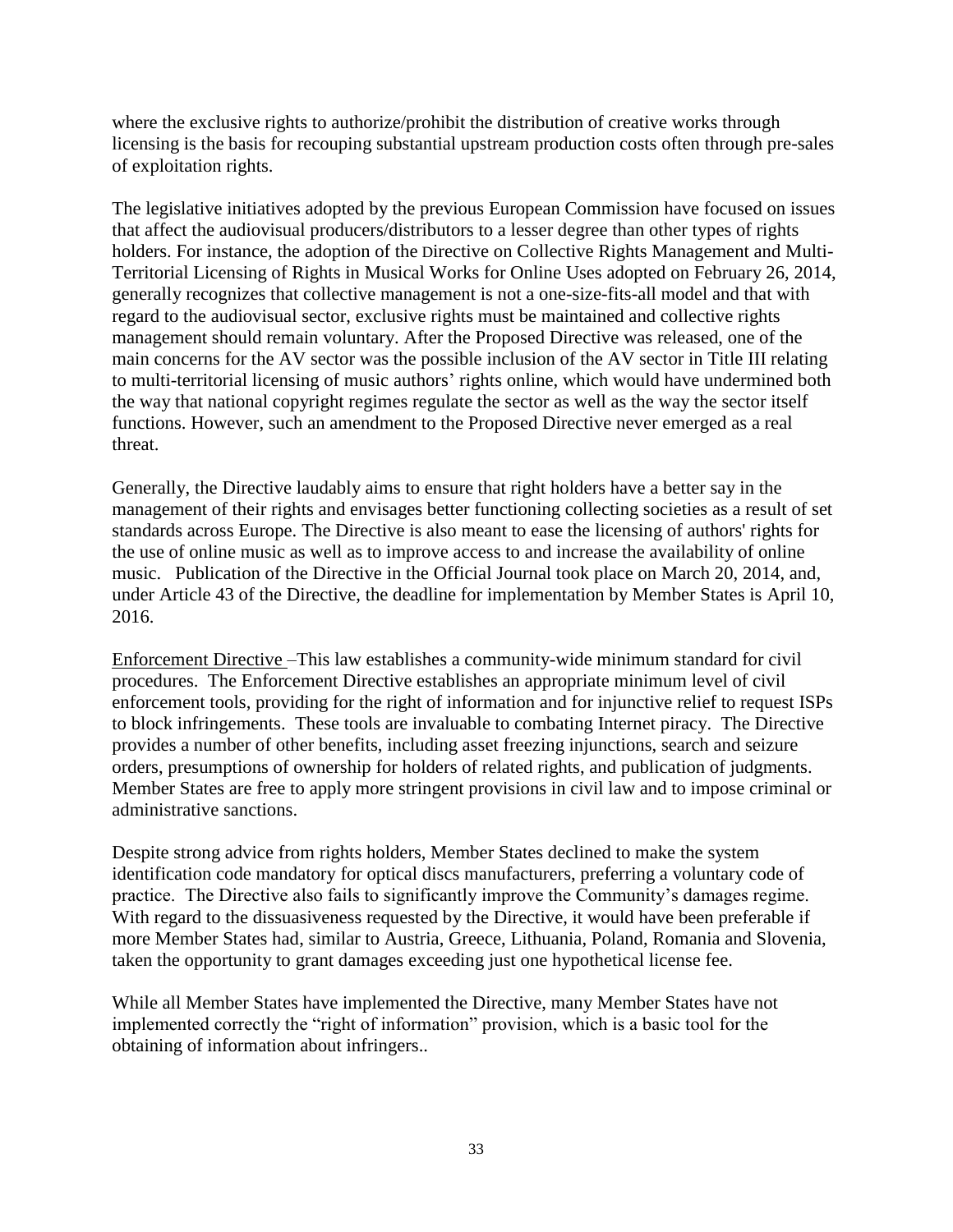where the exclusive rights to authorize/prohibit the distribution of creative works through licensing is the basis for recouping substantial upstream production costs often through pre-sales of exploitation rights.

The legislative initiatives adopted by the previous European Commission have focused on issues that affect the audiovisual producers/distributors to a lesser degree than other types of rights holders. For instance, the adoption of the Directive on Collective Rights Management and Multi-Territorial Licensing of Rights in Musical Works for Online Uses adopted on February 26, 2014, generally recognizes that collective management is not a one-size-fits-all model and that with regard to the audiovisual sector, exclusive rights must be maintained and collective rights management should remain voluntary. After the Proposed Directive was released, one of the main concerns for the AV sector was the possible inclusion of the AV sector in Title III relating to multi-territorial licensing of music authors' rights online, which would have undermined both the way that national copyright regimes regulate the sector as well as the way the sector itself functions. However, such an amendment to the Proposed Directive never emerged as a real threat.

Generally, the Directive laudably aims to ensure that right holders have a better say in the management of their rights and envisages better functioning collecting societies as a result of set standards across Europe. The Directive is also meant to ease the licensing of authors' rights for the use of online music as well as to improve access to and increase the availability of online music. Publication of the Directive in the Official Journal took place on March 20, 2014, and, under Article 43 of the Directive, the deadline for implementation by Member States is April 10, 2016.

Enforcement Directive –This law establishes a community-wide minimum standard for civil procedures. The Enforcement Directive establishes an appropriate minimum level of civil enforcement tools, providing for the right of information and for injunctive relief to request ISPs to block infringements. These tools are invaluable to combating Internet piracy. The Directive provides a number of other benefits, including asset freezing injunctions, search and seizure orders, presumptions of ownership for holders of related rights, and publication of judgments. Member States are free to apply more stringent provisions in civil law and to impose criminal or administrative sanctions.

Despite strong advice from rights holders, Member States declined to make the system identification code mandatory for optical discs manufacturers, preferring a voluntary code of practice. The Directive also fails to significantly improve the Community's damages regime. With regard to the dissuasiveness requested by the Directive, it would have been preferable if more Member States had, similar to Austria, Greece, Lithuania, Poland, Romania and Slovenia, taken the opportunity to grant damages exceeding just one hypothetical license fee.

While all Member States have implemented the Directive, many Member States have not implemented correctly the "right of information" provision, which is a basic tool for the obtaining of information about infringers..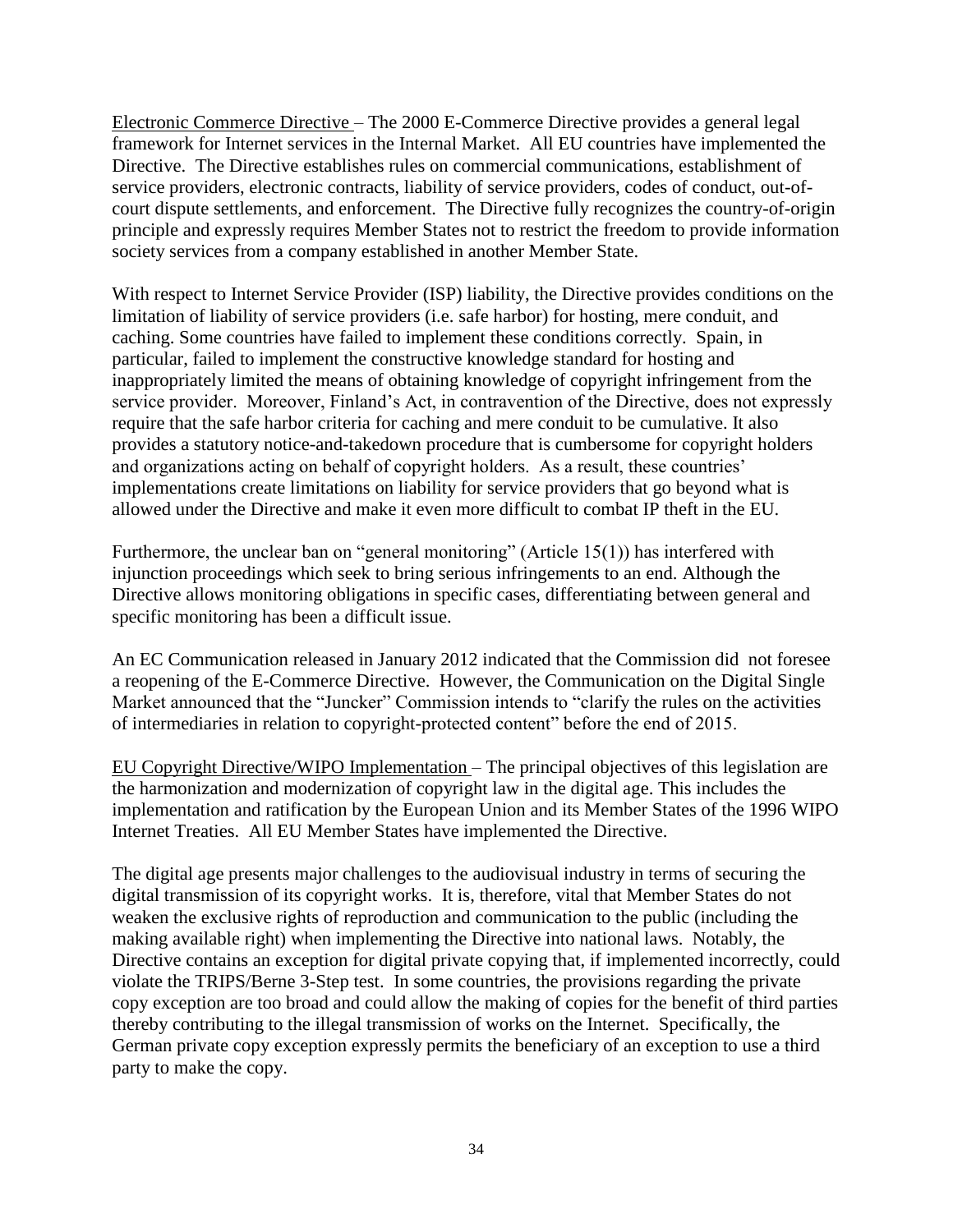<u>Electronic Commerce Directive</u> – The 2000 E-Commerce Directive provides a general legal framework for Internet services in the Internal Market. All EU countries have implemented the Directive. The Directive establishes rules on commercial communications, establishment of service providers, electronic contracts, liability of service providers, codes of conduct, out-of-court dispute settlements, and enforcement. The Directive fully recognizes the country-of-origin principle and expressly requires Member States not to restrict the freedom to provide information society services from a company established in another Member State.

With respect to Internet Service Provider (ISP) liability, the Directive provides conditions on the limitation of liability of service providers (i.e. safe harbor) for hosting, mere conduit, and caching. Some countries have failed to implement these conditions correctly. Spain, in particular, failed to implement the constructive knowledge standard for hosting and inappropriately limited the means of obtaining knowledge of copyright infringement from the service provider. Moreover, Finland's Act, in contravention of the Directive, does not expressly require that the safe harbor criteria for caching and mere conduit to be cumulative. It also provides a statutory notice-and-takedown procedure that is cumbersome for copyright holders and organizations acting on behalf of copyright holders. As a result, these countries' implementations create limitations on liability for service providers that go beyond what is allowed under the Directive and make it even more difficult to combat IP theft in the EU.

Furthermore, the unclear ban on "general monitoring" (Article 15(1)) has interfered with injunction proceedings which seek to bring serious infringements to an end. Although the Directive allows monitoring obligations in specific cases, differentiating between general and specific monitoring has been a difficult issue.

An EC Communication released in January 2012 indicated that the Commission did not foresee a reopening of the E-Commerce Directive. However, the Communication on the Digital Single Market announced that the "Juncker" Commission intends to "clarify the rules on the activities of intermediaries in relation to copyright-protected content" before the end of 2015.

<u>EU Copyright Directive/WIPO Implementation</u> – The principal objectives of this legislation are the harmonization and modernization of copyright law in the digital age. This includes the implementation and ratification by the European Union and its Member States of the 1996 WIPO Internet Treaties. All EU Member States have implemented the Directive.

The digital age presents major challenges to the audiovisual industry in terms of securing the digital transmission of its copyright works. It is, therefore, vital that Member States do not weaken the exclusive rights of reproduction and communication to the public (including the making available right) when implementing the Directive into national laws. Notably, the Directive contains an exception for digital private copying that, if implemented incorrectly, could violate the TRIPS/Berne 3-Step test. In some countries, the provisions regarding the private copy exception are too broad and could allow the making of copies for the benefit of third parties thereby contributing to the illegal transmission of works on the Internet. Specifically, the German private copy exception expressly permits the beneficiary of an exception to use a third party to make the copy.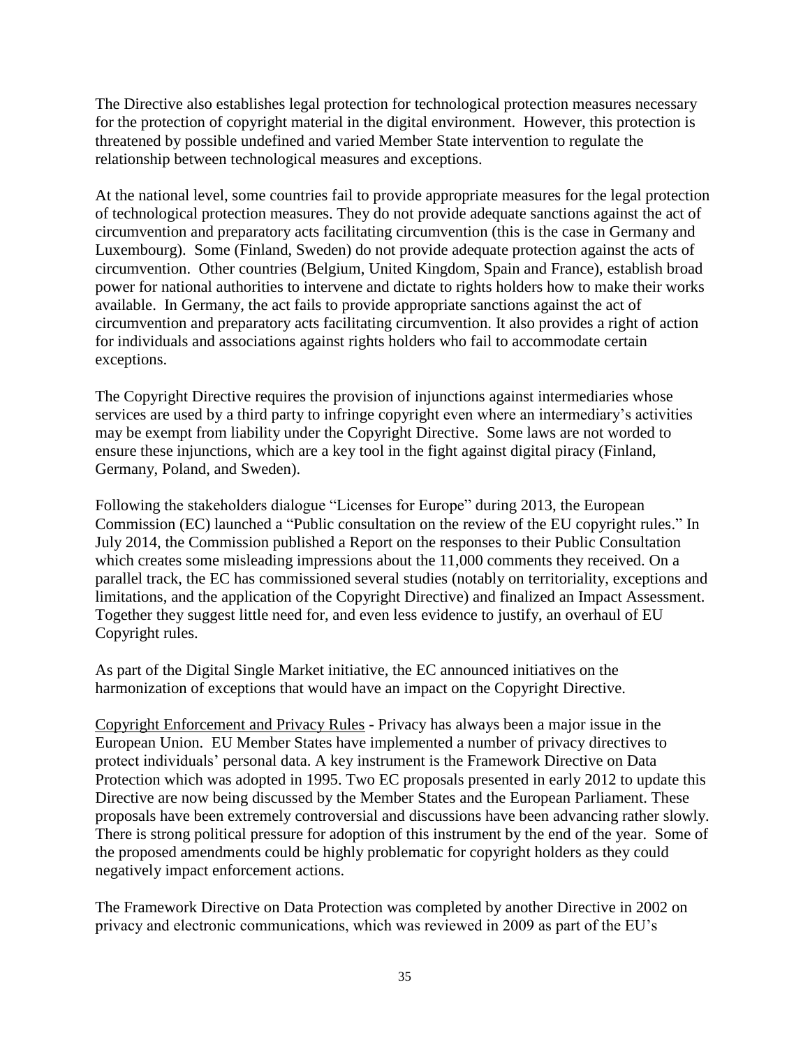The Directive also establishes legal protection for technological protection measures necessary for the protection of copyright material in the digital environment. However, this protection is threatened by possible undefined and varied Member State intervention to regulate the relationship between technological measures and exceptions.

At the national level, some countries fail to provide appropriate measures for the legal protection of technological protection measures. They do not provide adequate sanctions against the act of circumvention and preparatory acts facilitating circumvention (this is the case in Germany and Luxembourg). Some (Finland, Sweden) do not provide adequate protection against the acts of circumvention. Other countries (Belgium, United Kingdom, Spain and France), establish broad power for national authorities to intervene and dictate to rights holders how to make their works available. In Germany, the act fails to provide appropriate sanctions against the act of circumvention and preparatory acts facilitating circumvention. It also provides a right of action for individuals and associations against rights holders who fail to accommodate certain exceptions.

The Copyright Directive requires the provision of injunctions against intermediaries whose services are used by a third party to infringe copyright even where an intermediary's activities may be exempt from liability under the Copyright Directive. Some laws are not worded to ensure these injunctions, which are a key tool in the fight against digital piracy (Finland, Germany, Poland, and Sweden).

Following the stakeholders dialogue "Licenses for Europe" during 2013, the European Commission (EC) launched a "Public consultation on the review of the EU copyright rules." In July 2014, the Commission published a Report on the responses to their Public Consultation which creates some misleading impressions about the 11,000 comments they received. On a parallel track, the EC has commissioned several studies (notably on territoriality, exceptions and limitations, and the application of the Copyright Directive) and finalized an Impact Assessment. Together they suggest little need for, and even less evidence to justify, an overhaul of EU Copyright rules.

As part of the Digital Single Market initiative, the EC announced initiatives on the harmonization of exceptions that would have an impact on the Copyright Directive.

Copyright Enforcement and Privacy Rules - Privacy has always been a major issue in the European Union. EU Member States have implemented a number of privacy directives to protect individuals' personal data. A key instrument is the Framework Directive on Data Protection which was adopted in 1995. Two EC proposals presented in early 2012 to update this Directive are now being discussed by the Member States and the European Parliament. These proposals have been extremely controversial and discussions have been advancing rather slowly. There is strong political pressure for adoption of this instrument by the end of the year. Some of the proposed amendments could be highly problematic for copyright holders as they could negatively impact enforcement actions.

The Framework Directive on Data Protection was completed by another Directive in 2002 on privacy and electronic communications, which was reviewed in 2009 as part of the EU's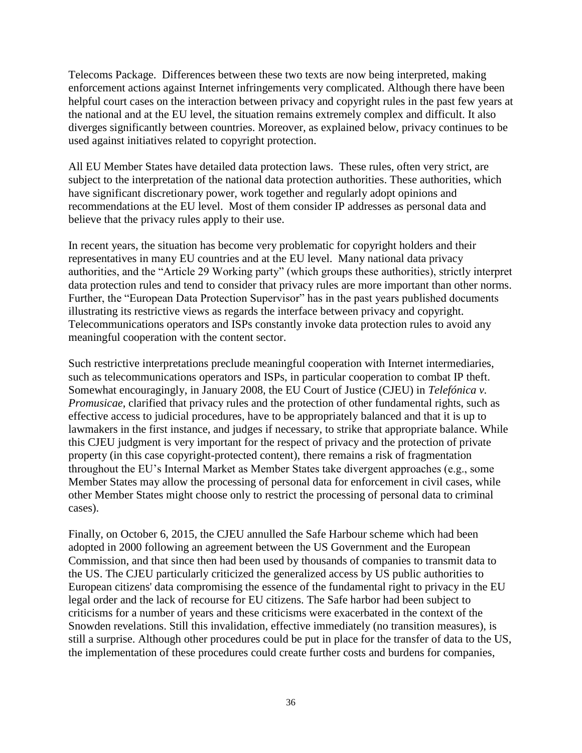Telecoms Package. Differences between these two texts are now being interpreted, making enforcement actions against Internet infringements very complicated. Although there have been helpful court cases on the interaction between privacy and copyright rules in the past few years at the national and at the EU level, the situation remains extremely complex and difficult. It also diverges significantly between countries. Moreover, as explained below, privacy continues to be used against initiatives related to copyright protection.

All EU Member States have detailed data protection laws. These rules, often very strict, are subject to the interpretation of the national data protection authorities. These authorities, which have significant discretionary power, work together and regularly adopt opinions and recommendations at the EU level. Most of them consider IP addresses as personal data and believe that the privacy rules apply to their use.

In recent years, the situation has become very problematic for copyright holders and their representatives in many EU countries and at the EU level. Many national data privacy authorities, and the "Article 29 Working party" (which groups these authorities), strictly interpret data protection rules and tend to consider that privacy rules are more important than other norms. Further, the "European Data Protection Supervisor" has in the past years published documents illustrating its restrictive views as regards the interface between privacy and copyright. Telecommunications operators and ISPs constantly invoke data protection rules to avoid any meaningful cooperation with the content sector.

Such restrictive interpretations preclude meaningful cooperation with Internet intermediaries, such as telecommunications operators and ISPs, in particular cooperation to combat IP theft. Somewhat encouragingly, in January 2008, the EU Court of Justice (CJEU) in *Telefónica v. Promusicae*, clarified that privacy rules and the protection of other fundamental rights, such as effective access to judicial procedures, have to be appropriately balanced and that it is up to lawmakers in the first instance, and judges if necessary, to strike that appropriate balance. While this CJEU judgment is very important for the respect of privacy and the protection of private property (in this case copyright-protected content), there remains a risk of fragmentation throughout the EU's Internal Market as Member States take divergent approaches (e.g., some Member States may allow the processing of personal data for enforcement in civil cases, while other Member States might choose only to restrict the processing of personal data to criminal cases).

Finally, on October 6, 2015, the CJEU annulled the Safe Harbour scheme which had been adopted in 2000 following an agreement between the US Government and the European Commission, and that since then had been used by thousands of companies to transmit data to the US. The CJEU particularly criticized the generalized access by US public authorities to European citizens' data compromising the essence of the fundamental right to privacy in the EU legal order and the lack of recourse for EU citizens. The Safe harbor had been subject to criticisms for a number of years and these criticisms were exacerbated in the context of the Snowden revelations. Still this invalidation, effective immediately (no transition measures), is still a surprise. Although other procedures could be put in place for the transfer of data to the US, the implementation of these procedures could create further costs and burdens for companies,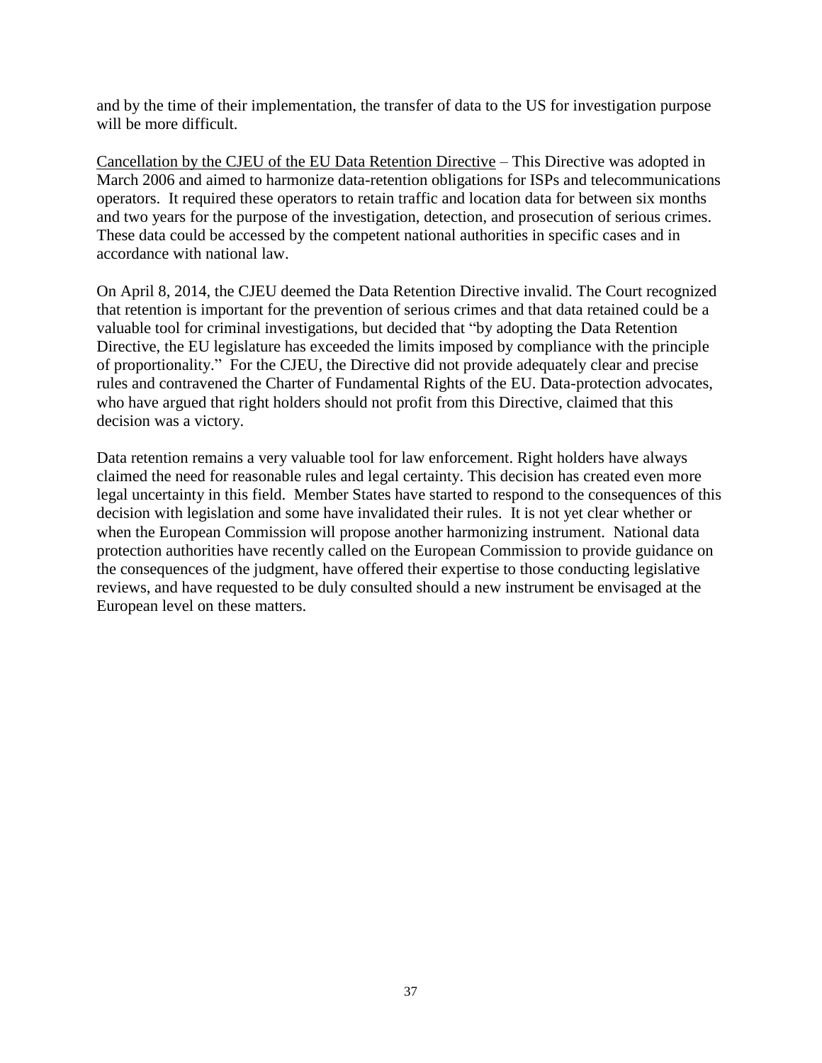and by the time of their implementation, the transfer of data to the US for investigation purpose will be more difficult.

<u>Cancellation by the CJEU of the EU Data Retention Directive</u> – This Directive was adopted in March 2006 and aimed to harmonize data-retention obligations for ISPs and telecommunications operators. It required these operators to retain traffic and location data for between six months and two years for the purpose of the investigation, detection, and prosecution of serious crimes. These data could be accessed by the competent national authorities in specific cases and in accordance with national law.

On April 8, 2014, the CJEU deemed the Data Retention Directive invalid. The Court recognized that retention is important for the prevention of serious crimes and that data retained could be a valuable tool for criminal investigations, but decided that "by adopting the Data Retention Directive, the EU legislature has exceeded the limits imposed by compliance with the principle of proportionality." For the CJEU, the Directive did not provide adequately clear and precise rules and contravened the Charter of Fundamental Rights of the EU. Data-protection advocates, who have argued that right holders should not profit from this Directive, claimed that this decision was a victory.

Data retention remains a very valuable tool for law enforcement. Right holders have always claimed the need for reasonable rules and legal certainty. This decision has created even more legal uncertainty in this field. Member States have started to respond to the consequences of this decision with legislation and some have invalidated their rules. It is not yet clear whether or when the European Commission will propose another harmonizing instrument. National data protection authorities have recently called on the European Commission to provide guidance on the consequences of the judgment, have offered their expertise to those conducting legislative reviews, and have requested to be duly consulted should a new instrument be envisaged at the European level on these matters.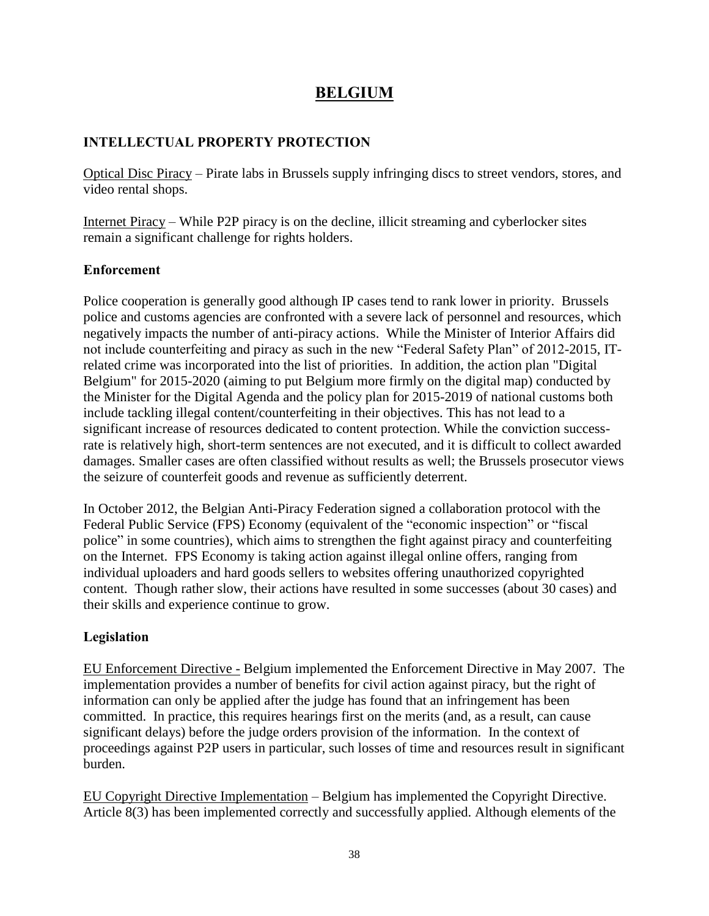# BELGIUM

## INTELLECTUAL PROPERTY PROTECTION

Optical Disc Piracy – Pirate labs in Brussels supply infringing discs to street vendors, stores, and video rental shops.

Internet Piracy – While P2P piracy is on the decline, illicit streaming and cyberlocker sites remain a significant challenge for rights holders.

### Enforcement

Police cooperation is generally good although IP cases tend to rank lower in priority. Brussels police and customs agencies are confronted with a severe lack of personnel and resources, which negatively impacts the number of anti-piracy actions. While the Minister of Interior Affairs did not include counterfeiting and piracy as such in the new "Federal Safety Plan" of 2012-2015, IT-related crime was incorporated into the list of priorities. In addition, the action plan "Digital Belgium" for 2015-2020 (aiming to put Belgium more firmly on the digital map) conducted by the Minister for the Digital Agenda and the policy plan for 2015-2019 of national customs both include tackling illegal content/counterfeiting in their objectives. This has not lead to a significant increase of resources dedicated to content protection. While the conviction success-rate is relatively high, short-term sentences are not executed, and it is difficult to collect awarded damages. Smaller cases are often classified without results as well; the Brussels prosecutor views the seizure of counterfeit goods and revenue as sufficiently deterrent.

In October 2012, the Belgian Anti-Piracy Federation signed a collaboration protocol with the Federal Public Service (FPS) Economy (equivalent of the "economic inspection" or "fiscal police" in some countries), which aims to strengthen the fight against piracy and counterfeiting on the Internet. FPS Economy is taking action against illegal online offers, ranging from individual uploaders and hard goods sellers to websites offering unauthorized copyrighted content. Though rather slow, their actions have resulted in some successes (about 30 cases) and their skills and experience continue to grow.

### Legislation

EU Enforcement Directive - Belgium implemented the Enforcement Directive in May 2007. The implementation provides a number of benefits for civil action against piracy, but the right of information can only be applied after the judge has found that an infringement has been committed. In practice, this requires hearings first on the merits (and, as a result, can cause significant delays) before the judge orders provision of the information. In the context of proceedings against P2P users in particular, such losses of time and resources result in significant burden.

EU Copyright Directive Implementation – Belgium has implemented the Copyright Directive. Article 8(3) has been implemented correctly and successfully applied. Although elements of the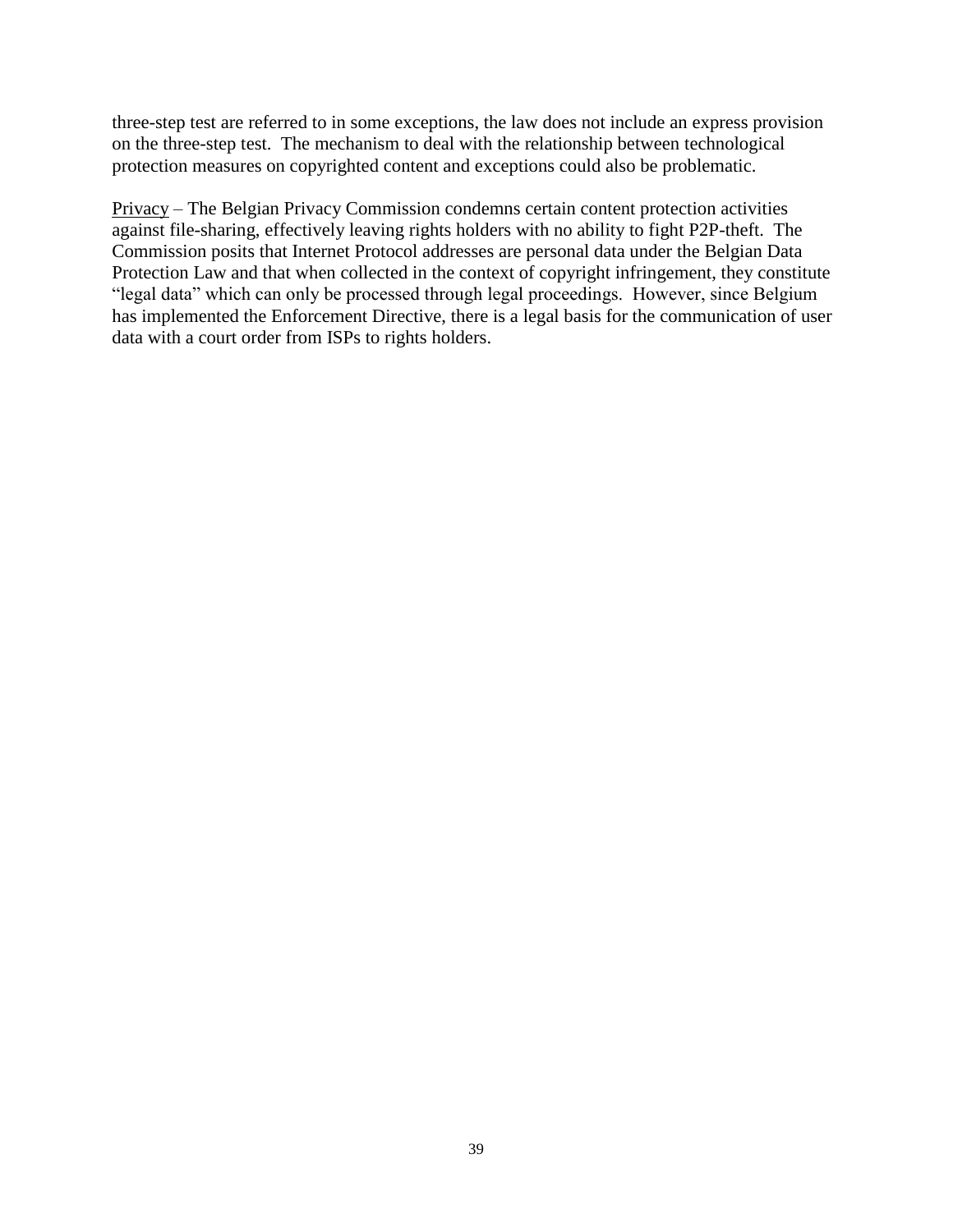three-step test are referred to in some exceptions, the law does not include an express provision on the three-step test. The mechanism to deal with the relationship between technological protection measures on copyrighted content and exceptions could also be problematic.

Privacy – The Belgian Privacy Commission condemns certain content protection activities against file-sharing, effectively leaving rights holders with no ability to fight P2P-theft. The Commission posits that Internet Protocol addresses are personal data under the Belgian Data Protection Law and that when collected in the context of copyright infringement, they constitute "legal data" which can only be processed through legal proceedings. However, since Belgium has implemented the Enforcement Directive, there is a legal basis for the communication of user data with a court order from ISPs to rights holders.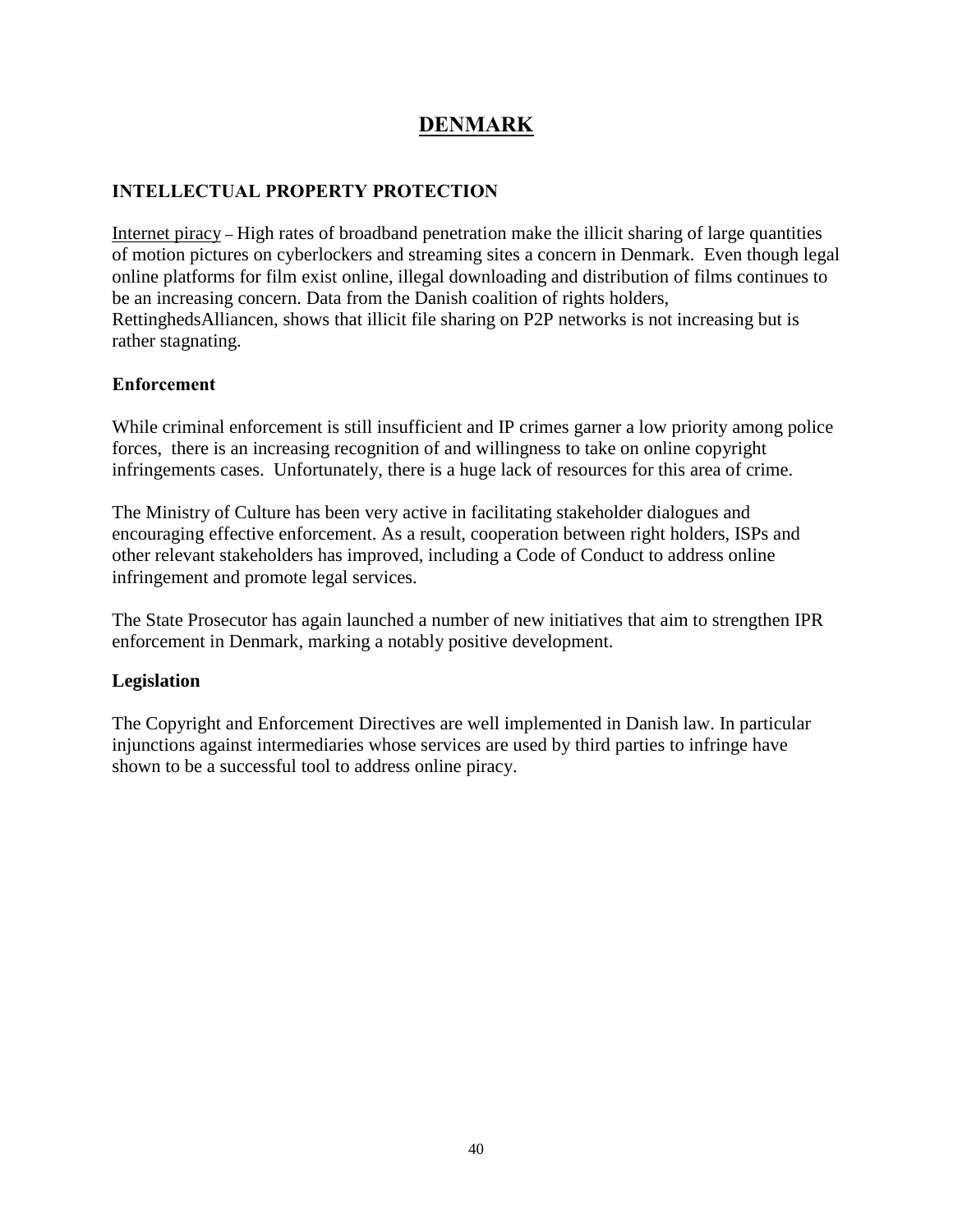# DENMARK

## INTELLECTUAL PROPERTY PROTECTION

Internet piracy – High rates of broadband penetration make the illicit sharing of large quantities of motion pictures on cyberlockers and streaming sites a concern in Denmark. Even though legal online platforms for film exist online, illegal downloading and distribution of films continues to be an increasing concern. Data from the Danish coalition of rights holders, RettinghedsAlliancen, shows that illicit file sharing on P2P networks is not increasing but is rather stagnating.

### Enforcement

While criminal enforcement is still insufficient and IP crimes garner a low priority among police forces, there is an increasing recognition of and willingness to take on online copyright infringements cases. Unfortunately, there is a huge lack of resources for this area of crime.

The Ministry of Culture has been very active in facilitating stakeholder dialogues and encouraging effective enforcement. As a result, cooperation between right holders, ISPs and other relevant stakeholders has improved, including a Code of Conduct to address online infringement and promote legal services.

The State Prosecutor has again launched a number of new initiatives that aim to strengthen IPR enforcement in Denmark, marking a notably positive development.

### Legislation

The Copyright and Enforcement Directives are well implemented in Danish law. In particular injunctions against intermediaries whose services are used by third parties to infringe have shown to be a successful tool to address online piracy.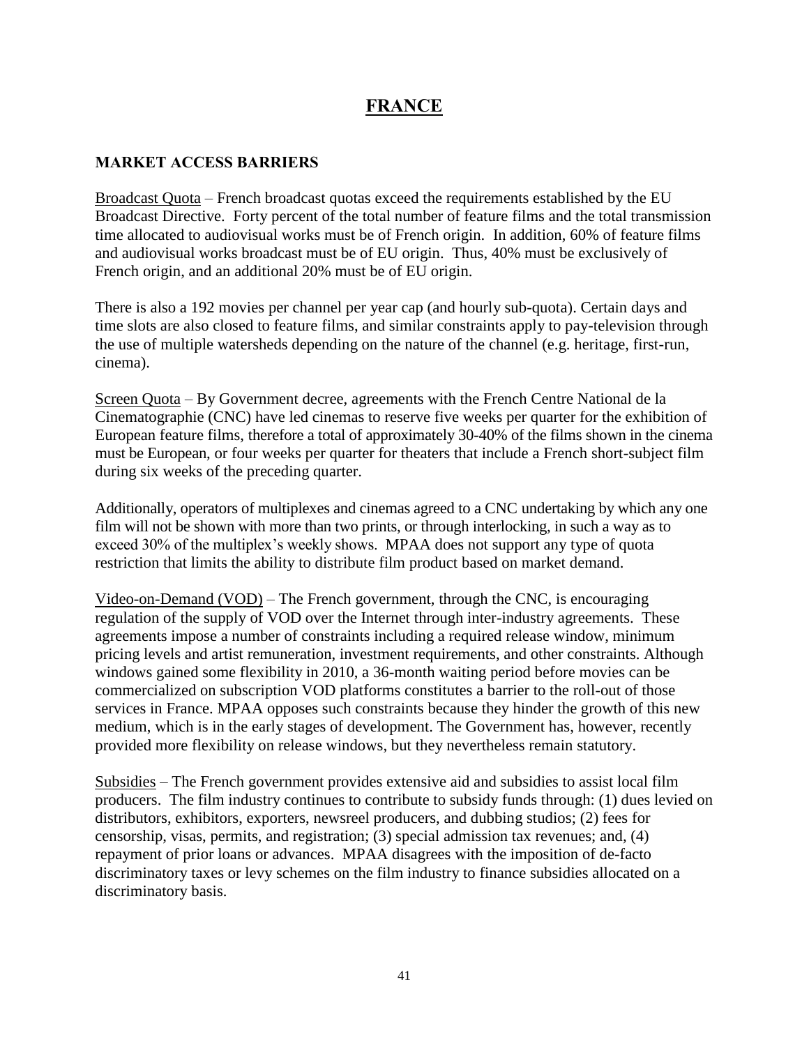# FRANCE

## MARKET ACCESS BARRIERS

Broadcast Quota – French broadcast quotas exceed the requirements established by the EU Broadcast Directive. Forty percent of the total number of feature films and the total transmission time allocated to audiovisual works must be of French origin. In addition, 60% of feature films and audiovisual works broadcast must be of EU origin. Thus, 40% must be exclusively of French origin, and an additional 20% must be of EU origin.

There is also a 192 movies per channel per year cap (and hourly sub-quota). Certain days and time slots are also closed to feature films, and similar constraints apply to pay-television through the use of multiple watersheds depending on the nature of the channel (e.g. heritage, first-run, cinema).

Screen Quota – By Government decree, agreements with the French Centre National de la Cinematographie (CNC) have led cinemas to reserve five weeks per quarter for the exhibition of European feature films, therefore a total of approximately 30-40% of the films shown in the cinema must be European, or four weeks per quarter for theaters that include a French short-subject film during six weeks of the preceding quarter.

Additionally, operators of multiplexes and cinemas agreed to a CNC undertaking by which any one film will not be shown with more than two prints, or through interlocking, in such a way as to exceed 30% of the multiplex's weekly shows. MPAA does not support any type of quota restriction that limits the ability to distribute film product based on market demand.

Video-on-Demand (VOD) – The French government, through the CNC, is encouraging regulation of the supply of VOD over the Internet through inter-industry agreements. These agreements impose a number of constraints including a required release window, minimum pricing levels and artist remuneration, investment requirements, and other constraints. Although windows gained some flexibility in 2010, a 36-month waiting period before movies can be commercialized on subscription VOD platforms constitutes a barrier to the roll-out of those services in France. MPAA opposes such constraints because they hinder the growth of this new medium, which is in the early stages of development. The Government has, however, recently provided more flexibility on release windows, but they nevertheless remain statutory.

Subsidies – The French government provides extensive aid and subsidies to assist local film producers. The film industry continues to contribute to subsidy funds through: (1) dues levied on distributors, exhibitors, exporters, newsreel producers, and dubbing studios; (2) fees for censorship, visas, permits, and registration; (3) special admission tax revenues; and, (4) repayment of prior loans or advances. MPAA disagrees with the imposition of de-facto discriminatory taxes or levy schemes on the film industry to finance subsidies allocated on a discriminatory basis.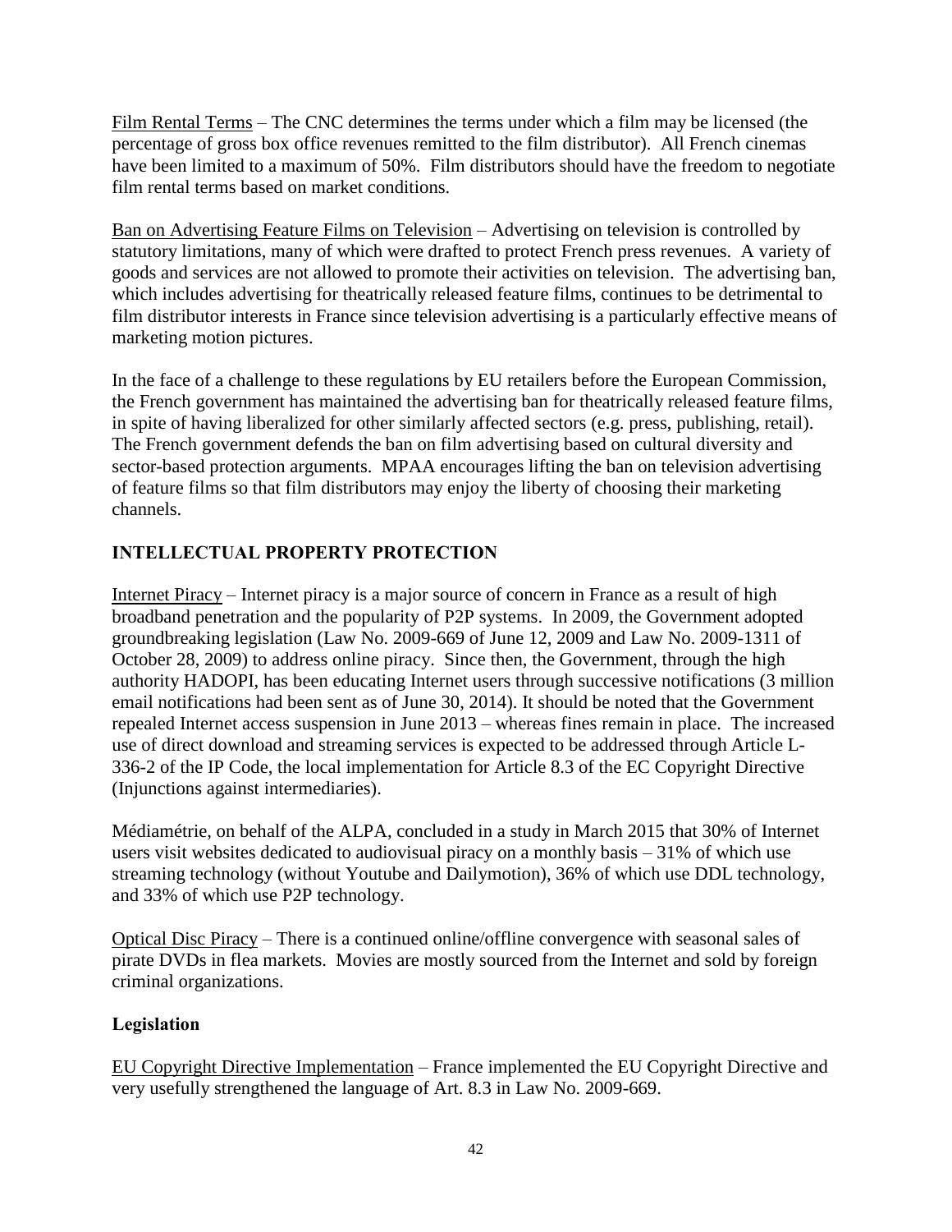Film Rental Terms – The CNC determines the terms under which a film may be licensed (the percentage of gross box office revenues remitted to the film distributor). All French cinemas have been limited to a maximum of 50%. Film distributors should have the freedom to negotiate film rental terms based on market conditions.

Ban on Advertising Feature Films on Television – Advertising on television is controlled by statutory limitations, many of which were drafted to protect French press revenues. A variety of goods and services are not allowed to promote their activities on television. The advertising ban, which includes advertising for theatrically released feature films, continues to be detrimental to film distributor interests in France since television advertising is a particularly effective means of marketing motion pictures.

In the face of a challenge to these regulations by EU retailers before the European Commission, the French government has maintained the advertising ban for theatrically released feature films, in spite of having liberalized for other similarly affected sectors (e.g. press, publishing, retail). The French government defends the ban on film advertising based on cultural diversity and sector-based protection arguments. MPAA encourages lifting the ban on television advertising of feature films so that film distributors may enjoy the liberty of choosing their marketing channels.

## INTELLECTUAL PROPERTY PROTECTION

Internet Piracy – Internet piracy is a major source of concern in France as a result of high broadband penetration and the popularity of P2P systems. In 2009, the Government adopted groundbreaking legislation (Law No. 2009-669 of June 12, 2009 and Law No. 2009-1311 of October 28, 2009) to address online piracy. Since then, the Government, through the high authority HADOPI, has been educating Internet users through successive notifications (3 million email notifications had been sent as of June 30, 2014). It should be noted that the Government repealed Internet access suspension in June 2013 – whereas fines remain in place. The increased use of direct download and streaming services is expected to be addressed through Article L-336-2 of the IP Code, the local implementation for Article 8.3 of the EC Copyright Directive (Injunctions against intermediaries).

Médiamétrie, on behalf of the ALPA, concluded in a study in March 2015 that 30% of Internet users visit websites dedicated to audiovisual piracy on a monthly basis – 31% of which use streaming technology (without Youtube and Dailymotion), 36% of which use DDL technology, and 33% of which use P2P technology.

Optical Disc Piracy – There is a continued online/offline convergence with seasonal sales of pirate DVDs in flea markets. Movies are mostly sourced from the Internet and sold by foreign criminal organizations.

### Legislation

EU Copyright Directive Implementation – France implemented the EU Copyright Directive and very usefully strengthened the language of Art. 8.3 in Law No. 2009-669.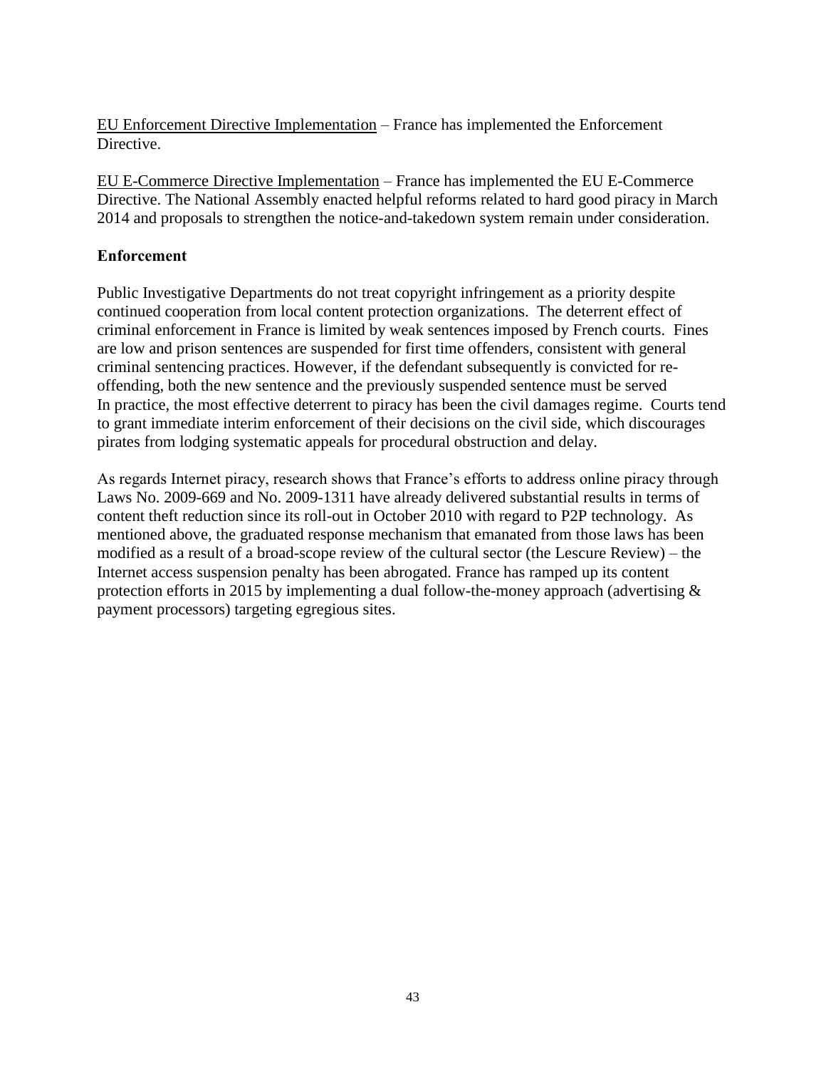EU Enforcement Directive Implementation – France has implemented the Enforcement Directive.

EU E-Commerce Directive Implementation – France has implemented the EU E-Commerce Directive. The National Assembly enacted helpful reforms related to hard good piracy in March 2014 and proposals to strengthen the notice-and-takedown system remain under consideration.

**Enforcement**

Public Investigative Departments do not treat copyright infringement as a priority despite continued cooperation from local content protection organizations. The deterrent effect of criminal enforcement in France is limited by weak sentences imposed by French courts. Fines are low and prison sentences are suspended for first time offenders, consistent with general criminal sentencing practices. However, if the defendant subsequently is convicted for re-offending, both the new sentence and the previously suspended sentence must be served
In practice, the most effective deterrent to piracy has been the civil damages regime. Courts tend to grant immediate interim enforcement of their decisions on the civil side, which discourages pirates from lodging systematic appeals for procedural obstruction and delay.

As regards Internet piracy, research shows that France's efforts to address online piracy through Laws No. 2009-669 and No. 2009-1311 have already delivered substantial results in terms of content theft reduction since its roll-out in October 2010 with regard to P2P technology. As mentioned above, the graduated response mechanism that emanated from those laws has been modified as a result of a broad-scope review of the cultural sector (the Lescure Review) – the Internet access suspension penalty has been abrogated. France has ramped up its content protection efforts in 2015 by implementing a dual follow-the-money approach (advertising & payment processors) targeting egregious sites.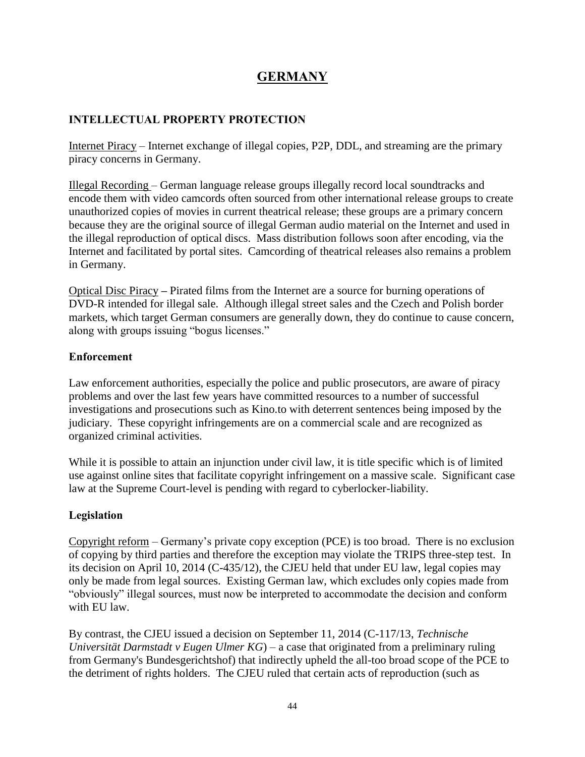# GERMANY

## INTELLECTUAL PROPERTY PROTECTION

Internet Piracy – Internet exchange of illegal copies, P2P, DDL, and streaming are the primary piracy concerns in Germany.

Illegal Recording – German language release groups illegally record local soundtracks and encode them with video camcords often sourced from other international release groups to create unauthorized copies of movies in current theatrical release; these groups are a primary concern because they are the original source of illegal German audio material on the Internet and used in the illegal reproduction of optical discs. Mass distribution follows soon after encoding, via the Internet and facilitated by portal sites. Camcording of theatrical releases also remains a problem in Germany.

Optical Disc Piracy – Pirated films from the Internet are a source for burning operations of DVD-R intended for illegal sale. Although illegal street sales and the Czech and Polish border markets, which target German consumers are generally down, they do continue to cause concern, along with groups issuing "bogus licenses."

### Enforcement

Law enforcement authorities, especially the police and public prosecutors, are aware of piracy problems and over the last few years have committed resources to a number of successful investigations and prosecutions such as Kino.to with deterrent sentences being imposed by the judiciary. These copyright infringements are on a commercial scale and are recognized as organized criminal activities.

While it is possible to attain an injunction under civil law, it is title specific which is of limited use against online sites that facilitate copyright infringement on a massive scale. Significant case law at the Supreme Court-level is pending with regard to cyberlocker-liability.

### Legislation

Copyright reform – Germany's private copy exception (PCE) is too broad. There is no exclusion of copying by third parties and therefore the exception may violate the TRIPS three-step test. In its decision on April 10, 2014 (C-435/12), the CJEU held that under EU law, legal copies may only be made from legal sources. Existing German law, which excludes only copies made from "obviously" illegal sources, must now be interpreted to accommodate the decision and conform with EU law.

By contrast, the CJEU issued a decision on September 11, 2014 (C-117/13, *Technische Universität Darmstadt v Eugen Ulmer KG*) – a case that originated from a preliminary ruling from Germany's Bundesgerichtshof) that indirectly upheld the all-too broad scope of the PCE to the detriment of rights holders. The CJEU ruled that certain acts of reproduction (such as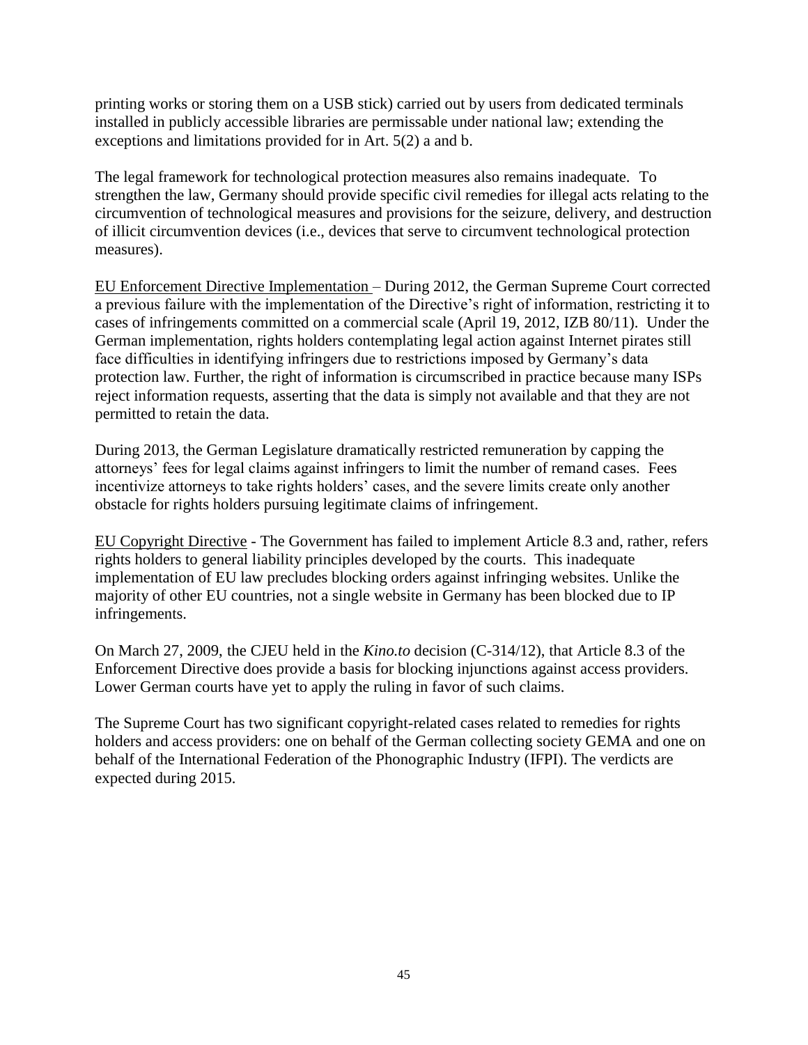printing works or storing them on a USB stick) carried out by users from dedicated terminals installed in publicly accessible libraries are permissable under national law; extending the exceptions and limitations provided for in Art. 5(2) a and b.

The legal framework for technological protection measures also remains inadequate. To strengthen the law, Germany should provide specific civil remedies for illegal acts relating to the circumvention of technological measures and provisions for the seizure, delivery, and destruction of illicit circumvention devices (i.e., devices that serve to circumvent technological protection measures).

<u>EU Enforcement Directive Implementation</u> – During 2012, the German Supreme Court corrected a previous failure with the implementation of the Directive's right of information, restricting it to cases of infringements committed on a commercial scale (April 19, 2012, IZB 80/11). Under the German implementation, rights holders contemplating legal action against Internet pirates still face difficulties in identifying infringers due to restrictions imposed by Germany's data protection law. Further, the right of information is circumscribed in practice because many ISPs reject information requests, asserting that the data is simply not available and that they are not permitted to retain the data.

During 2013, the German Legislature dramatically restricted remuneration by capping the attorneys' fees for legal claims against infringers to limit the number of remand cases. Fees incentivize attorneys to take rights holders' cases, and the severe limits create only another obstacle for rights holders pursuing legitimate claims of infringement.

<u>EU Copyright Directive</u> - The Government has failed to implement Article 8.3 and, rather, refers rights holders to general liability principles developed by the courts. This inadequate implementation of EU law precludes blocking orders against infringing websites. Unlike the majority of other EU countries, not a single website in Germany has been blocked due to IP infringements.

On March 27, 2009, the CJEU held in the *Kino.to* decision (C-314/12), that Article 8.3 of the Enforcement Directive does provide a basis for blocking injunctions against access providers. Lower German courts have yet to apply the ruling in favor of such claims.

The Supreme Court has two significant copyright-related cases related to remedies for rights holders and access providers: one on behalf of the German collecting society GEMA and one on behalf of the International Federation of the Phonographic Industry (IFPI). The verdicts are expected during 2015.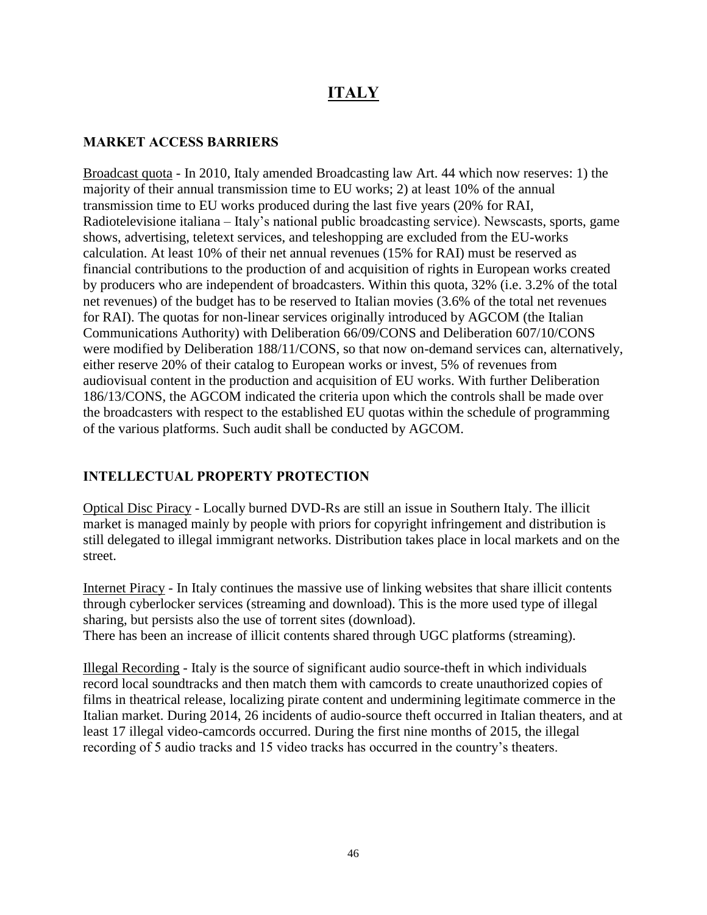# ITALY

## MARKET ACCESS BARRIERS

Broadcast quota - In 2010, Italy amended Broadcasting law Art. 44 which now reserves: 1) the majority of their annual transmission time to EU works; 2) at least 10% of the annual transmission time to EU works produced during the last five years (20% for RAI, Radiotelevisione italiana – Italy's national public broadcasting service). Newscasts, sports, game shows, advertising, teletext services, and teleshopping are excluded from the EU-works calculation. At least 10% of their net annual revenues (15% for RAI) must be reserved as financial contributions to the production of and acquisition of rights in European works created by producers who are independent of broadcasters. Within this quota, 32% (i.e. 3.2% of the total net revenues) of the budget has to be reserved to Italian movies (3.6% of the total net revenues for RAI). The quotas for non-linear services originally introduced by AGCOM (the Italian Communications Authority) with Deliberation 66/09/CONS and Deliberation 607/10/CONS were modified by Deliberation 188/11/CONS, so that now on-demand services can, alternatively, either reserve 20% of their catalog to European works or invest, 5% of revenues from audiovisual content in the production and acquisition of EU works. With further Deliberation 186/13/CONS, the AGCOM indicated the criteria upon which the controls shall be made over the broadcasters with respect to the established EU quotas within the schedule of programming of the various platforms. Such audit shall be conducted by AGCOM.

## INTELLECTUAL PROPERTY PROTECTION

Optical Disc Piracy - Locally burned DVD-Rs are still an issue in Southern Italy. The illicit market is managed mainly by people with priors for copyright infringement and distribution is still delegated to illegal immigrant networks. Distribution takes place in local markets and on the street.

Internet Piracy - In Italy continues the massive use of linking websites that share illicit contents through cyberlocker services (streaming and download). This is the more used type of illegal sharing, but persists also the use of torrent sites (download).
There has been an increase of illicit contents shared through UGC platforms (streaming).

Illegal Recording - Italy is the source of significant audio source-theft in which individuals record local soundtracks and then match them with camcords to create unauthorized copies of films in theatrical release, localizing pirate content and undermining legitimate commerce in the Italian market. During 2014, 26 incidents of audio-source theft occurred in Italian theaters, and at least 17 illegal video-camcords occurred. During the first nine months of 2015, the illegal recording of 5 audio tracks and 15 video tracks has occurred in the country's theaters.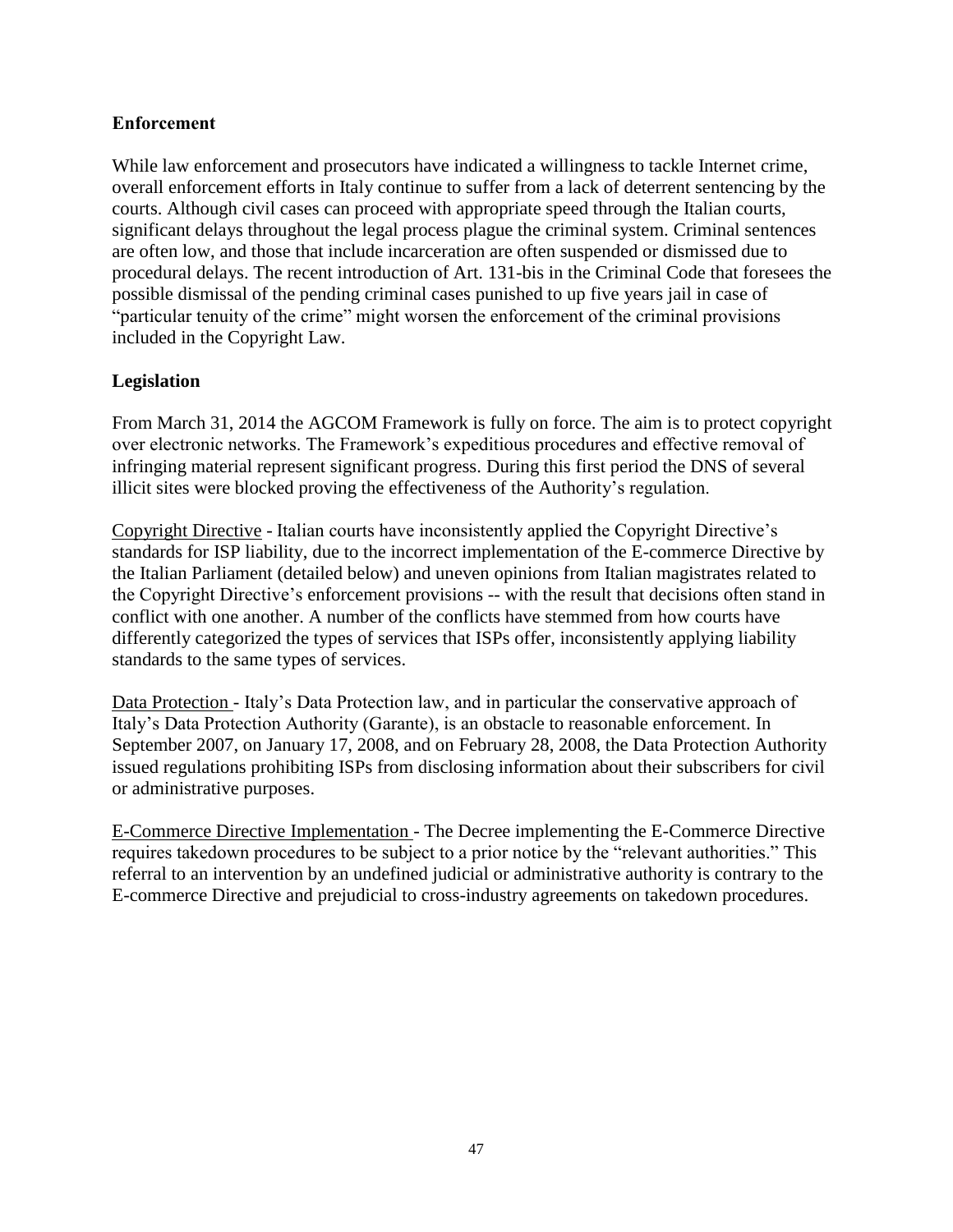## Enforcement

While law enforcement and prosecutors have indicated a willingness to tackle Internet crime, overall enforcement efforts in Italy continue to suffer from a lack of deterrent sentencing by the courts. Although civil cases can proceed with appropriate speed through the Italian courts, significant delays throughout the legal process plague the criminal system. Criminal sentences are often low, and those that include incarceration are often suspended or dismissed due to procedural delays. The recent introduction of Art. 131-bis in the Criminal Code that foresees the possible dismissal of the pending criminal cases punished to up five years jail in case of "particular tenuity of the crime" might worsen the enforcement of the criminal provisions included in the Copyright Law.

## Legislation

From March 31, 2014 the AGCOM Framework is fully on force. The aim is to protect copyright over electronic networks. The Framework's expeditious procedures and effective removal of infringing material represent significant progress. During this first period the DNS of several illicit sites were blocked proving the effectiveness of the Authority's regulation.

Copyright Directive - Italian courts have inconsistently applied the Copyright Directive's standards for ISP liability, due to the incorrect implementation of the E-commerce Directive by the Italian Parliament (detailed below) and uneven opinions from Italian magistrates related to the Copyright Directive's enforcement provisions -- with the result that decisions often stand in conflict with one another. A number of the conflicts have stemmed from how courts have differently categorized the types of services that ISPs offer, inconsistently applying liability standards to the same types of services.

Data Protection - Italy's Data Protection law, and in particular the conservative approach of Italy's Data Protection Authority (Garante), is an obstacle to reasonable enforcement. In September 2007, on January 17, 2008, and on February 28, 2008, the Data Protection Authority issued regulations prohibiting ISPs from disclosing information about their subscribers for civil or administrative purposes.

E-Commerce Directive Implementation - The Decree implementing the E-Commerce Directive requires takedown procedures to be subject to a prior notice by the "relevant authorities." This referral to an intervention by an undefined judicial or administrative authority is contrary to the E-commerce Directive and prejudicial to cross-industry agreements on takedown procedures.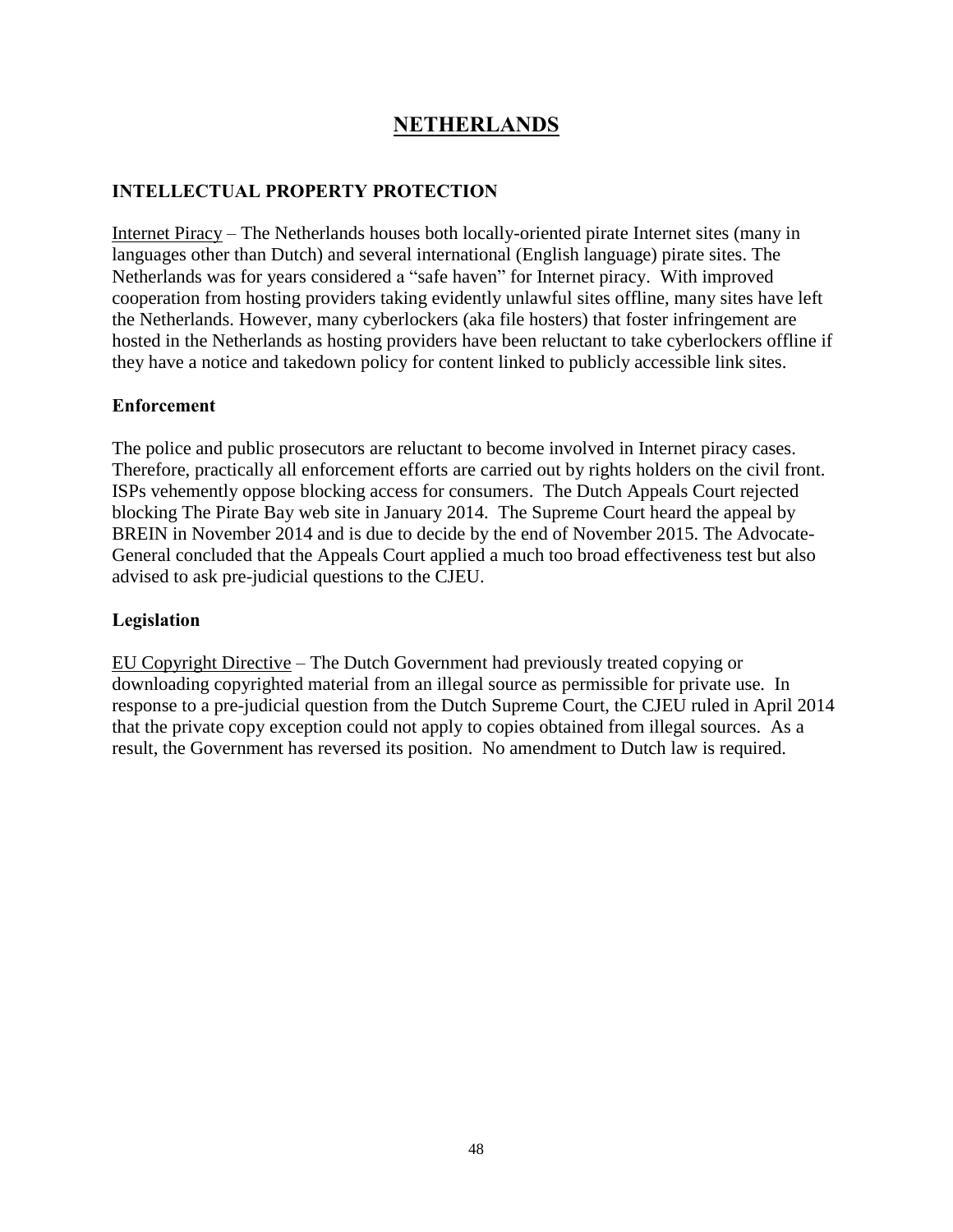# NETHERLANDS

## INTELLECTUAL PROPERTY PROTECTION

Internet Piracy – The Netherlands houses both locally-oriented pirate Internet sites (many in languages other than Dutch) and several international (English language) pirate sites. The Netherlands was for years considered a "safe haven" for Internet piracy. With improved cooperation from hosting providers taking evidently unlawful sites offline, many sites have left the Netherlands. However, many cyberlockers (aka file hosters) that foster infringement are hosted in the Netherlands as hosting providers have been reluctant to take cyberlockers offline if they have a notice and takedown policy for content linked to publicly accessible link sites.

### Enforcement

The police and public prosecutors are reluctant to become involved in Internet piracy cases. Therefore, practically all enforcement efforts are carried out by rights holders on the civil front. ISPs vehemently oppose blocking access for consumers. The Dutch Appeals Court rejected blocking The Pirate Bay web site in January 2014. The Supreme Court heard the appeal by BREIN in November 2014 and is due to decide by the end of November 2015. The Advocate-General concluded that the Appeals Court applied a much too broad effectiveness test but also advised to ask pre-judicial questions to the CJEU.

### Legislation

EU Copyright Directive – The Dutch Government had previously treated copying or downloading copyrighted material from an illegal source as permissible for private use. In response to a pre-judicial question from the Dutch Supreme Court, the CJEU ruled in April 2014 that the private copy exception could not apply to copies obtained from illegal sources. As a result, the Government has reversed its position. No amendment to Dutch law is required.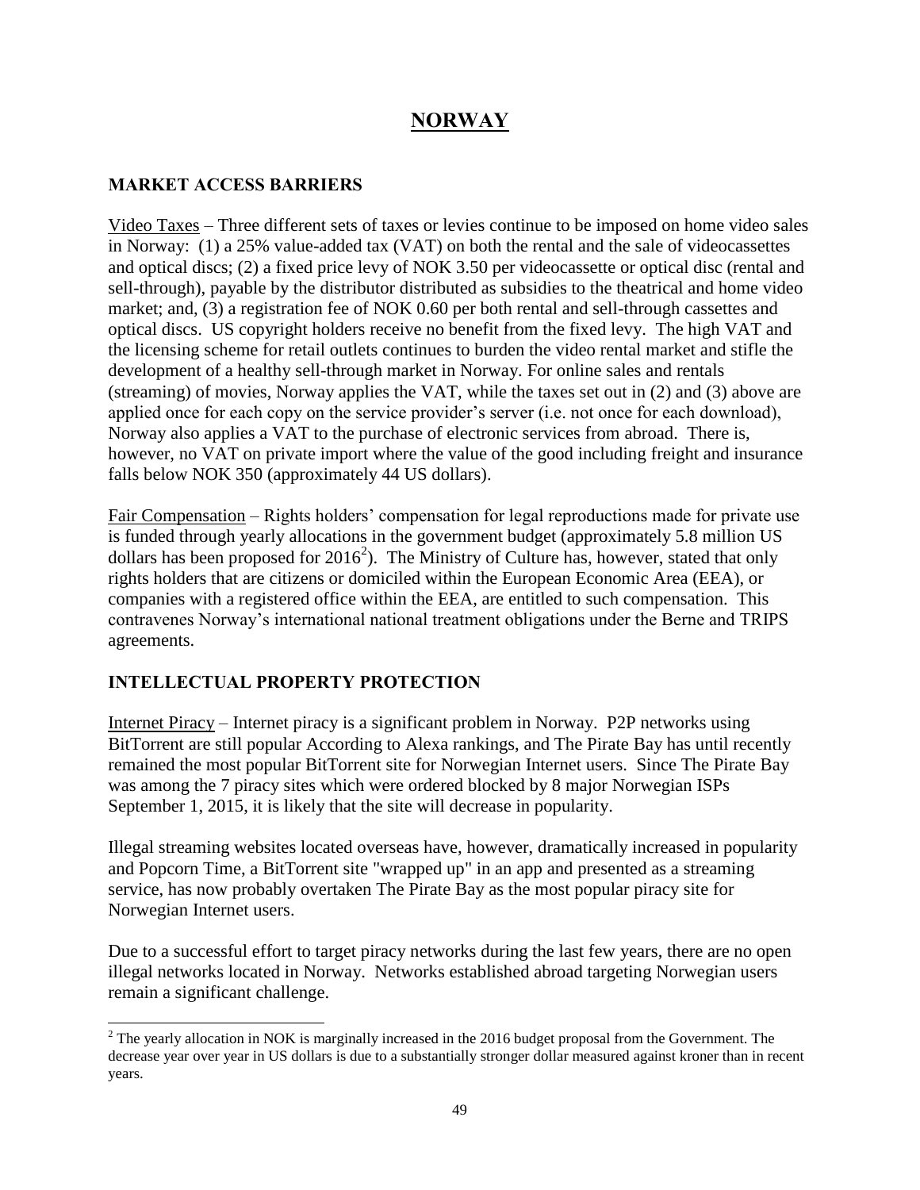# NORWAY

## MARKET ACCESS BARRIERS

Video Taxes – Three different sets of taxes or levies continue to be imposed on home video sales in Norway: (1) a 25% value-added tax (VAT) on both the rental and the sale of videocassettes and optical discs; (2) a fixed price levy of NOK 3.50 per videocassette or optical disc (rental and sell-through), payable by the distributor distributed as subsidies to the theatrical and home video market; and, (3) a registration fee of NOK 0.60 per both rental and sell-through cassettes and optical discs. US copyright holders receive no benefit from the fixed levy. The high VAT and the licensing scheme for retail outlets continues to burden the video rental market and stifle the development of a healthy sell-through market in Norway. For online sales and rentals (streaming) of movies, Norway applies the VAT, while the taxes set out in (2) and (3) above are applied once for each copy on the service provider's server (i.e. not once for each download), Norway also applies a VAT to the purchase of electronic services from abroad. There is, however, no VAT on private import where the value of the good including freight and insurance falls below NOK 350 (approximately 44 US dollars).

Fair Compensation – Rights holders' compensation for legal reproductions made for private use is funded through yearly allocations in the government budget (approximately 5.8 million US dollars has been proposed for 2016[2]). The Ministry of Culture has, however, stated that only rights holders that are citizens or domiciled within the European Economic Area (EEA), or companies with a registered office within the EEA, are entitled to such compensation. This contravenes Norway's international national treatment obligations under the Berne and TRIPS agreements.

## INTELLECTUAL PROPERTY PROTECTION

Internet Piracy – Internet piracy is a significant problem in Norway. P2P networks using BitTorrent are still popular According to Alexa rankings, and The Pirate Bay has until recently remained the most popular BitTorrent site for Norwegian Internet users. Since The Pirate Bay was among the 7 piracy sites which were ordered blocked by 8 major Norwegian ISPs September 1, 2015, it is likely that the site will decrease in popularity.

Illegal streaming websites located overseas have, however, dramatically increased in popularity and Popcorn Time, a BitTorrent site "wrapped up" in an app and presented as a streaming service, has now probably overtaken The Pirate Bay as the most popular piracy site for Norwegian Internet users.

Due to a successful effort to target piracy networks during the last few years, there are no open illegal networks located in Norway. Networks established abroad targeting Norwegian users remain a significant challenge.

[2] The yearly allocation in NOK is marginally increased in the 2016 budget proposal from the Government. The decrease year over year in US dollars is due to a substantially stronger dollar measured against kroner than in recent years.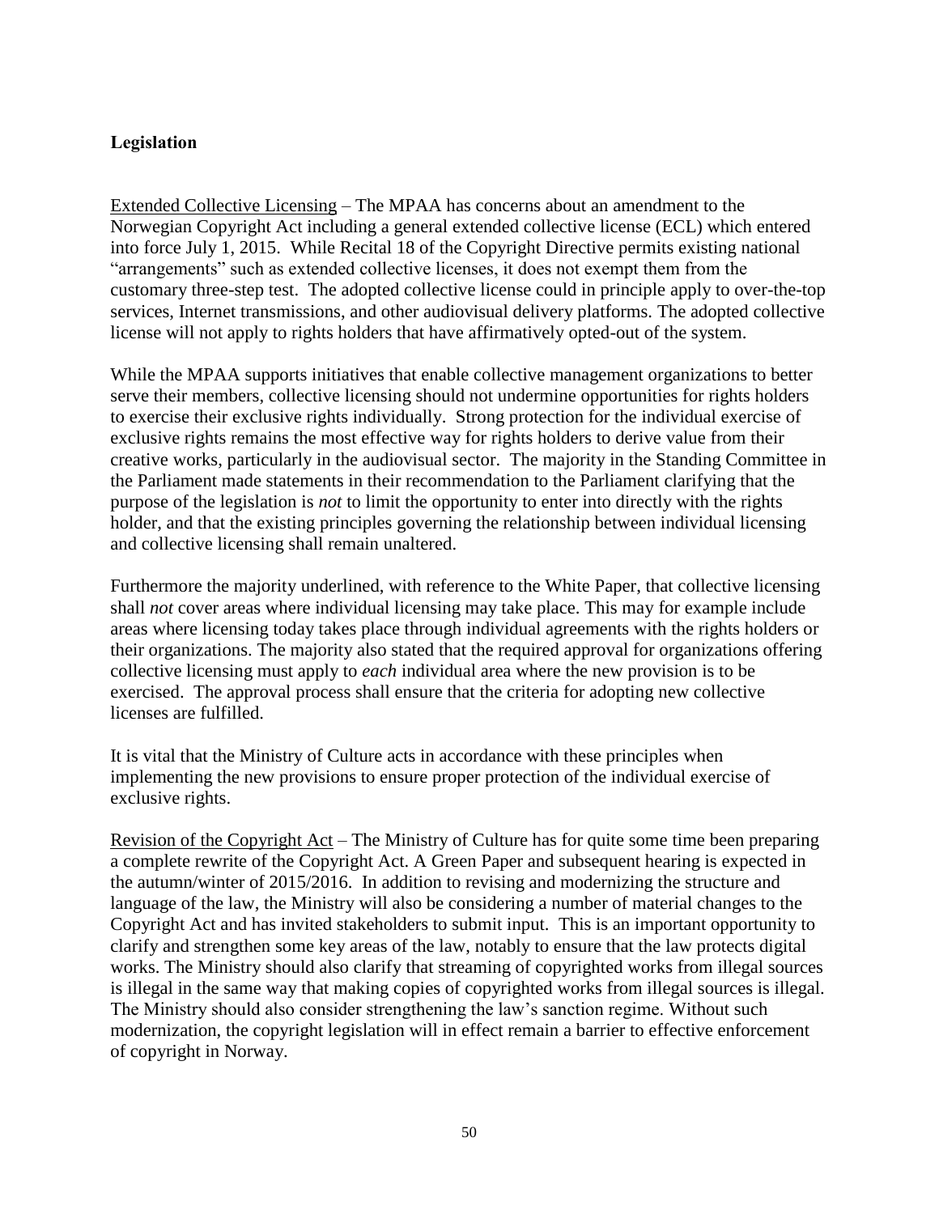**Legislation**

Extended Collective Licensing – The MPAA has concerns about an amendment to the Norwegian Copyright Act including a general extended collective license (ECL) which entered into force July 1, 2015. While Recital 18 of the Copyright Directive permits existing national "arrangements" such as extended collective licenses, it does not exempt them from the customary three-step test. The adopted collective license could in principle apply to over-the-top services, Internet transmissions, and other audiovisual delivery platforms. The adopted collective license will not apply to rights holders that have affirmatively opted-out of the system.

While the MPAA supports initiatives that enable collective management organizations to better serve their members, collective licensing should not undermine opportunities for rights holders to exercise their exclusive rights individually. Strong protection for the individual exercise of exclusive rights remains the most effective way for rights holders to derive value from their creative works, particularly in the audiovisual sector. The majority in the Standing Committee in the Parliament made statements in their recommendation to the Parliament clarifying that the purpose of the legislation is *not* to limit the opportunity to enter into directly with the rights holder, and that the existing principles governing the relationship between individual licensing and collective licensing shall remain unaltered.

Furthermore the majority underlined, with reference to the White Paper, that collective licensing shall *not* cover areas where individual licensing may take place. This may for example include areas where licensing today takes place through individual agreements with the rights holders or their organizations. The majority also stated that the required approval for organizations offering collective licensing must apply to *each* individual area where the new provision is to be exercised. The approval process shall ensure that the criteria for adopting new collective licenses are fulfilled.

It is vital that the Ministry of Culture acts in accordance with these principles when implementing the new provisions to ensure proper protection of the individual exercise of exclusive rights.

Revision of the Copyright Act – The Ministry of Culture has for quite some time been preparing a complete rewrite of the Copyright Act. A Green Paper and subsequent hearing is expected in the autumn/winter of 2015/2016. In addition to revising and modernizing the structure and language of the law, the Ministry will also be considering a number of material changes to the Copyright Act and has invited stakeholders to submit input. This is an important opportunity to clarify and strengthen some key areas of the law, notably to ensure that the law protects digital works. The Ministry should also clarify that streaming of copyrighted works from illegal sources is illegal in the same way that making copies of copyrighted works from illegal sources is illegal. The Ministry should also consider strengthening the law's sanction regime. Without such modernization, the copyright legislation will in effect remain a barrier to effective enforcement of copyright in Norway.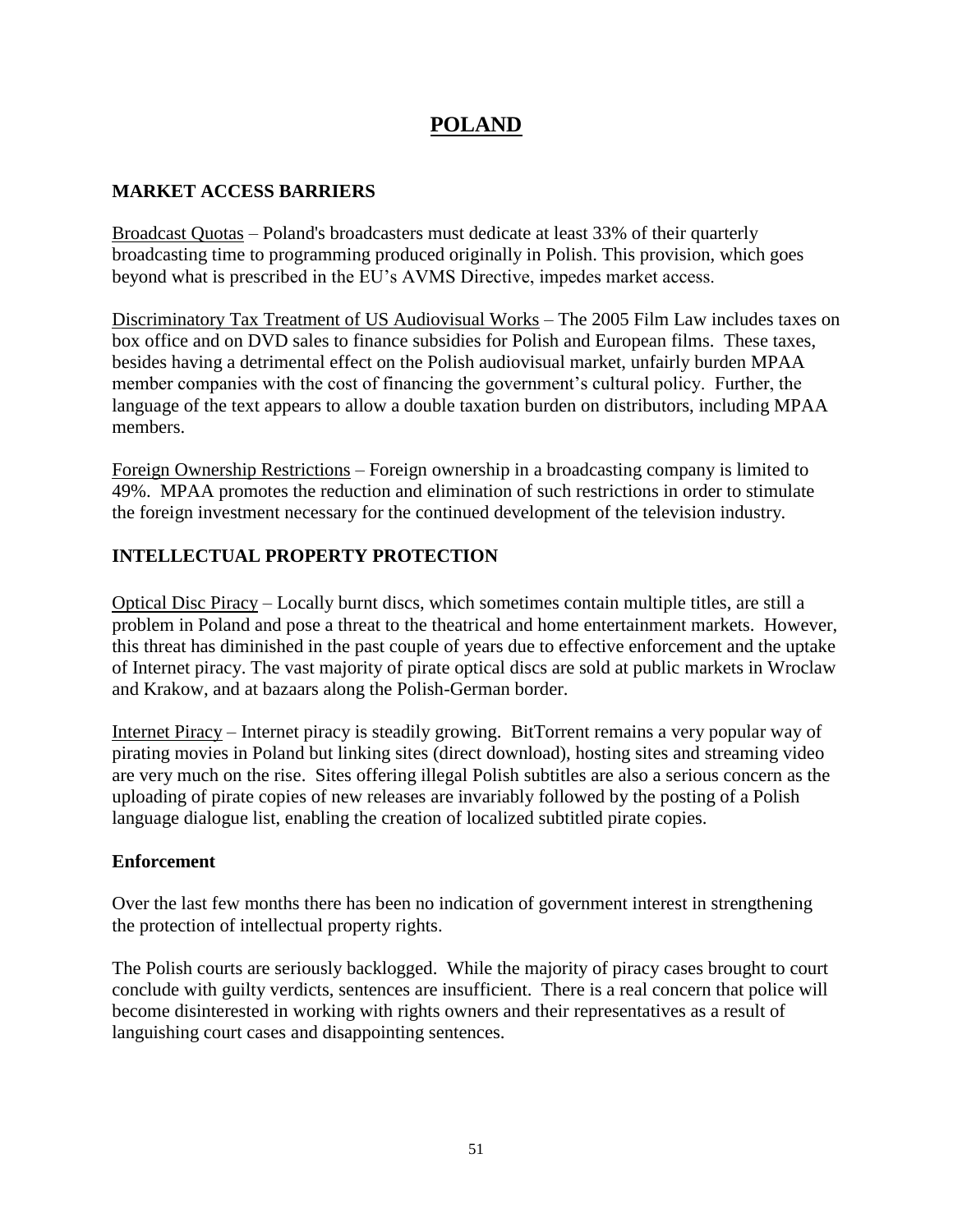# POLAND

## MARKET ACCESS BARRIERS

Broadcast Quotas – Poland's broadcasters must dedicate at least 33% of their quarterly broadcasting time to programming produced originally in Polish. This provision, which goes beyond what is prescribed in the EU's AVMS Directive, impedes market access.

Discriminatory Tax Treatment of US Audiovisual Works – The 2005 Film Law includes taxes on box office and on DVD sales to finance subsidies for Polish and European films. These taxes, besides having a detrimental effect on the Polish audiovisual market, unfairly burden MPAA member companies with the cost of financing the government's cultural policy. Further, the language of the text appears to allow a double taxation burden on distributors, including MPAA members.

Foreign Ownership Restrictions – Foreign ownership in a broadcasting company is limited to 49%. MPAA promotes the reduction and elimination of such restrictions in order to stimulate the foreign investment necessary for the continued development of the television industry.

## INTELLECTUAL PROPERTY PROTECTION

Optical Disc Piracy – Locally burnt discs, which sometimes contain multiple titles, are still a problem in Poland and pose a threat to the theatrical and home entertainment markets. However, this threat has diminished in the past couple of years due to effective enforcement and the uptake of Internet piracy. The vast majority of pirate optical discs are sold at public markets in Wroclaw and Krakow, and at bazaars along the Polish-German border.

Internet Piracy – Internet piracy is steadily growing. BitTorrent remains a very popular way of pirating movies in Poland but linking sites (direct download), hosting sites and streaming video are very much on the rise. Sites offering illegal Polish subtitles are also a serious concern as the uploading of pirate copies of new releases are invariably followed by the posting of a Polish language dialogue list, enabling the creation of localized subtitled pirate copies.

### Enforcement

Over the last few months there has been no indication of government interest in strengthening the protection of intellectual property rights.

The Polish courts are seriously backlogged. While the majority of piracy cases brought to court conclude with guilty verdicts, sentences are insufficient. There is a real concern that police will become disinterested in working with rights owners and their representatives as a result of languishing court cases and disappointing sentences.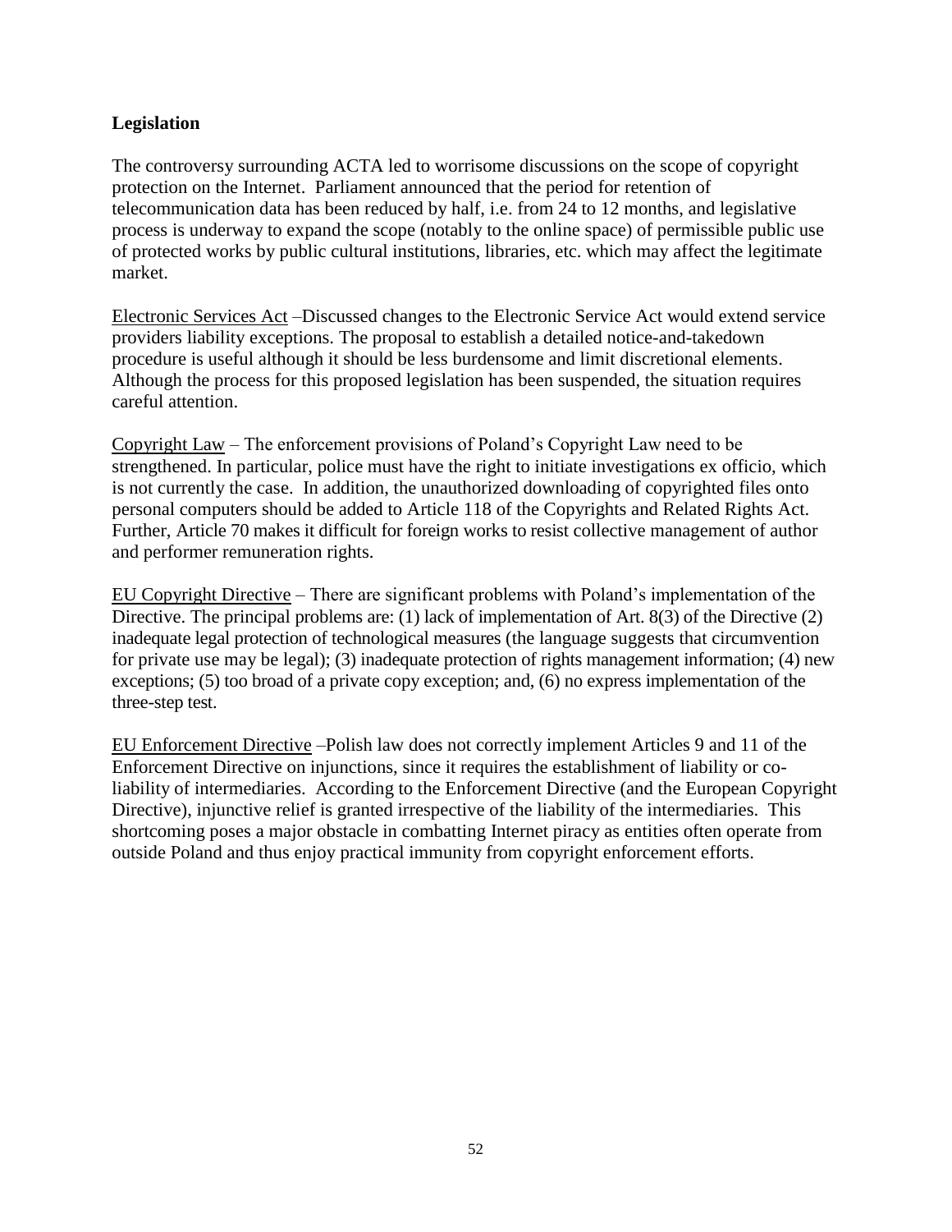**Legislation**

The controversy surrounding ACTA led to worrisome discussions on the scope of copyright protection on the Internet. Parliament announced that the period for retention of telecommunication data has been reduced by half, i.e. from 24 to 12 months, and legislative process is underway to expand the scope (notably to the online space) of permissible public use of protected works by public cultural institutions, libraries, etc. which may affect the legitimate market.

Electronic Services Act –Discussed changes to the Electronic Service Act would extend service providers liability exceptions. The proposal to establish a detailed notice-and-takedown procedure is useful although it should be less burdensome and limit discretional elements. Although the process for this proposed legislation has been suspended, the situation requires careful attention.

Copyright Law – The enforcement provisions of Poland's Copyright Law need to be strengthened. In particular, police must have the right to initiate investigations ex officio, which is not currently the case. In addition, the unauthorized downloading of copyrighted files onto personal computers should be added to Article 118 of the Copyrights and Related Rights Act. Further, Article 70 makes it difficult for foreign works to resist collective management of author and performer remuneration rights.

EU Copyright Directive – There are significant problems with Poland's implementation of the Directive. The principal problems are: (1) lack of implementation of Art. 8(3) of the Directive (2) inadequate legal protection of technological measures (the language suggests that circumvention for private use may be legal); (3) inadequate protection of rights management information; (4) new exceptions; (5) too broad of a private copy exception; and, (6) no express implementation of the three-step test.

EU Enforcement Directive –Polish law does not correctly implement Articles 9 and 11 of the Enforcement Directive on injunctions, since it requires the establishment of liability or co-liability of intermediaries. According to the Enforcement Directive (and the European Copyright Directive), injunctive relief is granted irrespective of the liability of the intermediaries. This shortcoming poses a major obstacle in combatting Internet piracy as entities often operate from outside Poland and thus enjoy practical immunity from copyright enforcement efforts.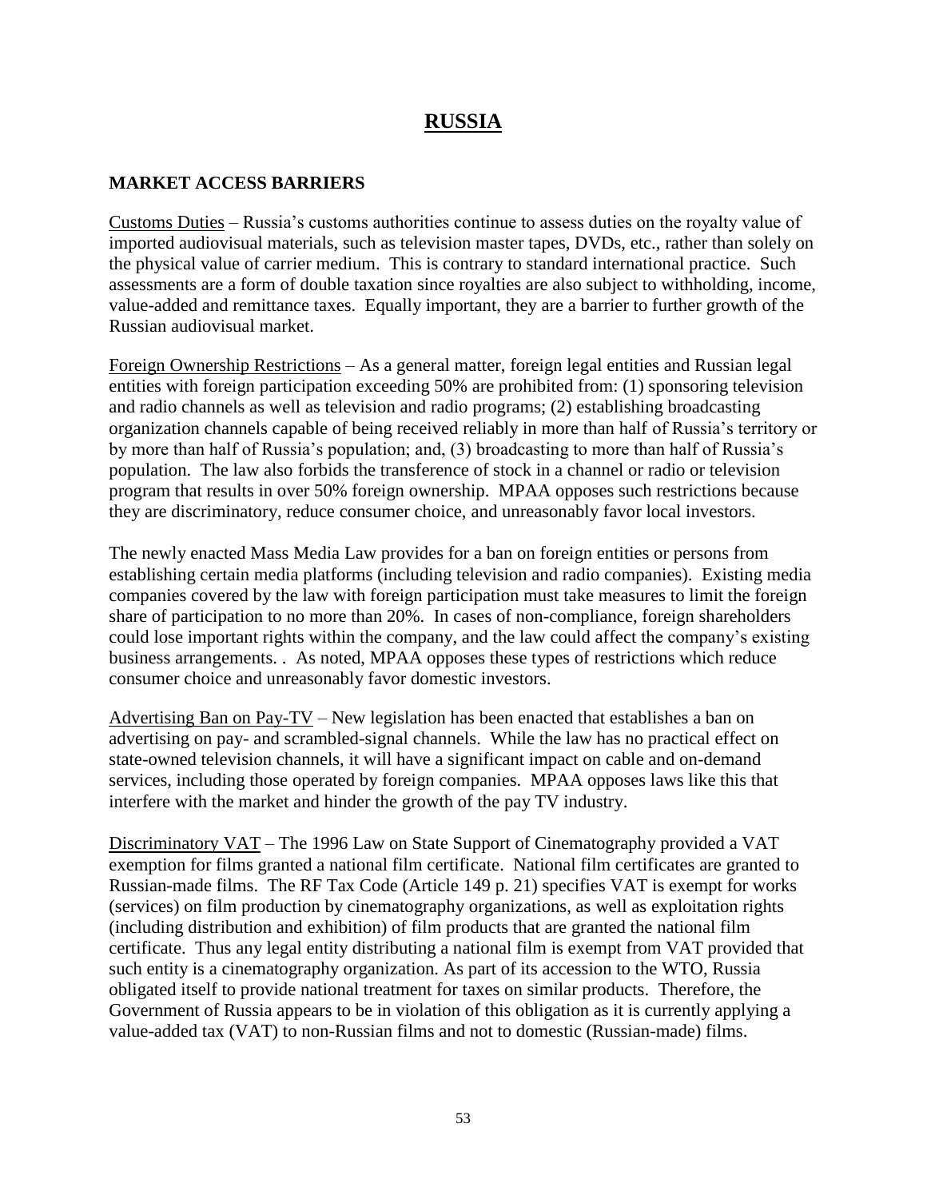# RUSSIA

## MARKET ACCESS BARRIERS

Customs Duties – Russia's customs authorities continue to assess duties on the royalty value of imported audiovisual materials, such as television master tapes, DVDs, etc., rather than solely on the physical value of carrier medium. This is contrary to standard international practice. Such assessments are a form of double taxation since royalties are also subject to withholding, income, value-added and remittance taxes. Equally important, they are a barrier to further growth of the Russian audiovisual market.

Foreign Ownership Restrictions – As a general matter, foreign legal entities and Russian legal entities with foreign participation exceeding 50% are prohibited from: (1) sponsoring television and radio channels as well as television and radio programs; (2) establishing broadcasting organization channels capable of being received reliably in more than half of Russia's territory or by more than half of Russia's population; and, (3) broadcasting to more than half of Russia's population. The law also forbids the transference of stock in a channel or radio or television program that results in over 50% foreign ownership. MPAA opposes such restrictions because they are discriminatory, reduce consumer choice, and unreasonably favor local investors.

The newly enacted Mass Media Law provides for a ban on foreign entities or persons from establishing certain media platforms (including television and radio companies). Existing media companies covered by the law with foreign participation must take measures to limit the foreign share of participation to no more than 20%. In cases of non-compliance, foreign shareholders could lose important rights within the company, and the law could affect the company's existing business arrangements. . As noted, MPAA opposes these types of restrictions which reduce consumer choice and unreasonably favor domestic investors.

Advertising Ban on Pay-TV – New legislation has been enacted that establishes a ban on advertising on pay- and scrambled-signal channels. While the law has no practical effect on state-owned television channels, it will have a significant impact on cable and on-demand services, including those operated by foreign companies. MPAA opposes laws like this that interfere with the market and hinder the growth of the pay TV industry.

Discriminatory VAT – The 1996 Law on State Support of Cinematography provided a VAT exemption for films granted a national film certificate. National film certificates are granted to Russian-made films. The RF Tax Code (Article 149 p. 21) specifies VAT is exempt for works (services) on film production by cinematography organizations, as well as exploitation rights (including distribution and exhibition) of film products that are granted the national film certificate. Thus any legal entity distributing a national film is exempt from VAT provided that such entity is a cinematography organization. As part of its accession to the WTO, Russia obligated itself to provide national treatment for taxes on similar products. Therefore, the Government of Russia appears to be in violation of this obligation as it is currently applying a value-added tax (VAT) to non-Russian films and not to domestic (Russian-made) films.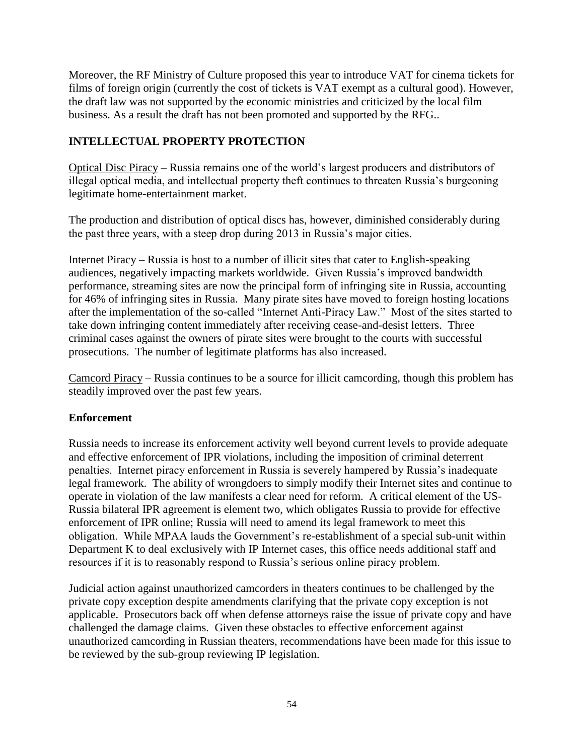Moreover, the RF Ministry of Culture proposed this year to introduce VAT for cinema tickets for films of foreign origin (currently the cost of tickets is VAT exempt as a cultural good). However, the draft law was not supported by the economic ministries and criticized by the local film business. As a result the draft has not been promoted and supported by the RFG..

## INTELLECTUAL PROPERTY PROTECTION

Optical Disc Piracy – Russia remains one of the world's largest producers and distributors of illegal optical media, and intellectual property theft continues to threaten Russia's burgeoning legitimate home-entertainment market.

The production and distribution of optical discs has, however, diminished considerably during the past three years, with a steep drop during 2013 in Russia's major cities.

Internet Piracy – Russia is host to a number of illicit sites that cater to English-speaking audiences, negatively impacting markets worldwide. Given Russia's improved bandwidth performance, streaming sites are now the principal form of infringing site in Russia, accounting for 46% of infringing sites in Russia. Many pirate sites have moved to foreign hosting locations after the implementation of the so-called "Internet Anti-Piracy Law." Most of the sites started to take down infringing content immediately after receiving cease-and-desist letters. Three criminal cases against the owners of pirate sites were brought to the courts with successful prosecutions. The number of legitimate platforms has also increased.

Camcord Piracy – Russia continues to be a source for illicit camcording, though this problem has steadily improved over the past few years.

### Enforcement

Russia needs to increase its enforcement activity well beyond current levels to provide adequate and effective enforcement of IPR violations, including the imposition of criminal deterrent penalties. Internet piracy enforcement in Russia is severely hampered by Russia's inadequate legal framework. The ability of wrongdoers to simply modify their Internet sites and continue to operate in violation of the law manifests a clear need for reform. A critical element of the US-Russia bilateral IPR agreement is element two, which obligates Russia to provide for effective enforcement of IPR online; Russia will need to amend its legal framework to meet this obligation. While MPAA lauds the Government's re-establishment of a special sub-unit within Department K to deal exclusively with IP Internet cases, this office needs additional staff and resources if it is to reasonably respond to Russia's serious online piracy problem.

Judicial action against unauthorized camcorders in theaters continues to be challenged by the private copy exception despite amendments clarifying that the private copy exception is not applicable. Prosecutors back off when defense attorneys raise the issue of private copy and have challenged the damage claims. Given these obstacles to effective enforcement against unauthorized camcording in Russian theaters, recommendations have been made for this issue to be reviewed by the sub-group reviewing IP legislation.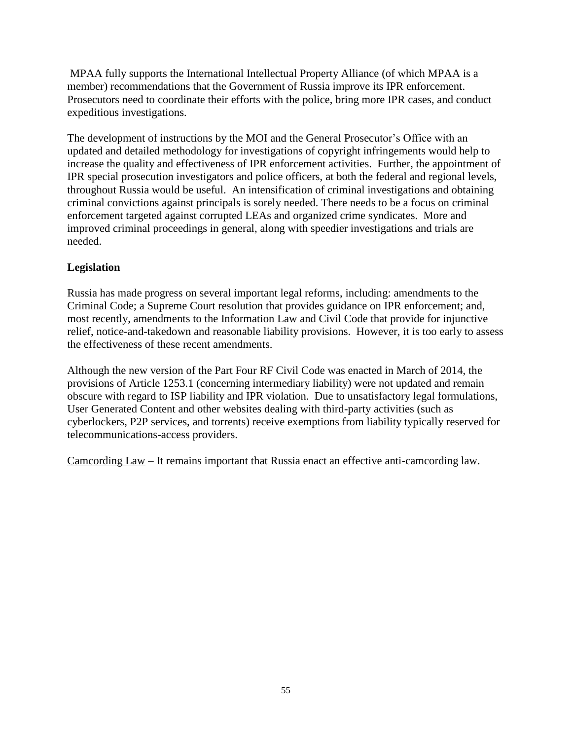MPAA fully supports the International Intellectual Property Alliance (of which MPAA is a member) recommendations that the Government of Russia improve its IPR enforcement. Prosecutors need to coordinate their efforts with the police, bring more IPR cases, and conduct expeditious investigations.

The development of instructions by the MOI and the General Prosecutor's Office with an updated and detailed methodology for investigations of copyright infringements would help to increase the quality and effectiveness of IPR enforcement activities. Further, the appointment of IPR special prosecution investigators and police officers, at both the federal and regional levels, throughout Russia would be useful. An intensification of criminal investigations and obtaining criminal convictions against principals is sorely needed. There needs to be a focus on criminal enforcement targeted against corrupted LEAs and organized crime syndicates. More and improved criminal proceedings in general, along with speedier investigations and trials are needed.

**Legislation**

Russia has made progress on several important legal reforms, including: amendments to the Criminal Code; a Supreme Court resolution that provides guidance on IPR enforcement; and, most recently, amendments to the Information Law and Civil Code that provide for injunctive relief, notice-and-takedown and reasonable liability provisions. However, it is too early to assess the effectiveness of these recent amendments.

Although the new version of the Part Four RF Civil Code was enacted in March of 2014, the provisions of Article 1253.1 (concerning intermediary liability) were not updated and remain obscure with regard to ISP liability and IPR violation. Due to unsatisfactory legal formulations, User Generated Content and other websites dealing with third-party activities (such as cyberlockers, P2P services, and torrents) receive exemptions from liability typically reserved for telecommunications-access providers.

<u>Camcording Law</u> – It remains important that Russia enact an effective anti-camcording law.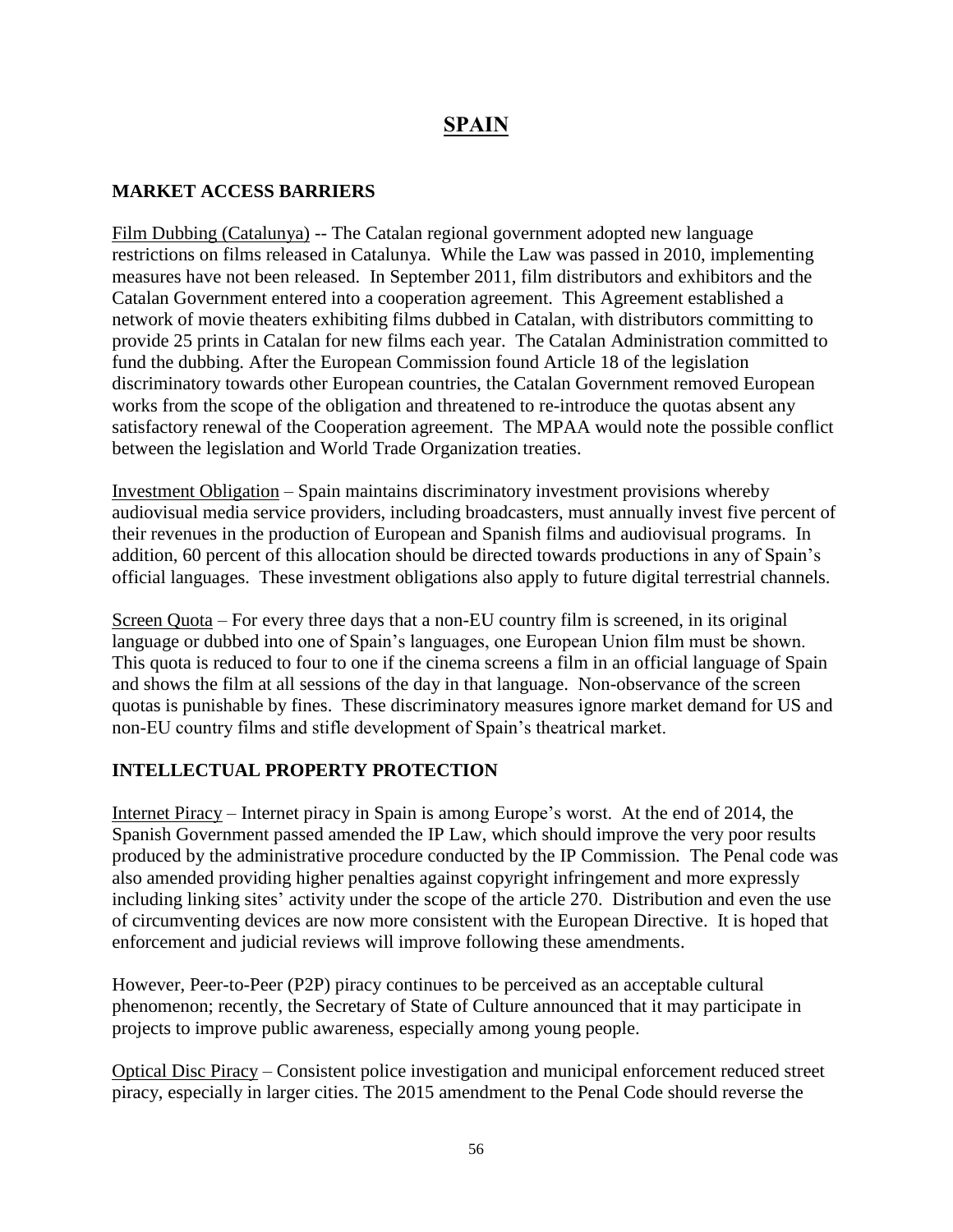# SPAIN

## MARKET ACCESS BARRIERS

Film Dubbing (Catalunya) -- The Catalan regional government adopted new language restrictions on films released in Catalunya. While the Law was passed in 2010, implementing measures have not been released. In September 2011, film distributors and exhibitors and the Catalan Government entered into a cooperation agreement. This Agreement established a network of movie theaters exhibiting films dubbed in Catalan, with distributors committing to provide 25 prints in Catalan for new films each year. The Catalan Administration committed to fund the dubbing. After the European Commission found Article 18 of the legislation discriminatory towards other European countries, the Catalan Government removed European works from the scope of the obligation and threatened to re-introduce the quotas absent any satisfactory renewal of the Cooperation agreement. The MPAA would note the possible conflict between the legislation and World Trade Organization treaties.

Investment Obligation – Spain maintains discriminatory investment provisions whereby audiovisual media service providers, including broadcasters, must annually invest five percent of their revenues in the production of European and Spanish films and audiovisual programs. In addition, 60 percent of this allocation should be directed towards productions in any of Spain's official languages. These investment obligations also apply to future digital terrestrial channels.

Screen Quota – For every three days that a non-EU country film is screened, in its original language or dubbed into one of Spain's languages, one European Union film must be shown. This quota is reduced to four to one if the cinema screens a film in an official language of Spain and shows the film at all sessions of the day in that language. Non-observance of the screen quotas is punishable by fines. These discriminatory measures ignore market demand for US and non-EU country films and stifle development of Spain's theatrical market.

## INTELLECTUAL PROPERTY PROTECTION

Internet Piracy – Internet piracy in Spain is among Europe's worst. At the end of 2014, the Spanish Government passed amended the IP Law, which should improve the very poor results produced by the administrative procedure conducted by the IP Commission. The Penal code was also amended providing higher penalties against copyright infringement and more expressly including linking sites' activity under the scope of the article 270. Distribution and even the use of circumventing devices are now more consistent with the European Directive. It is hoped that enforcement and judicial reviews will improve following these amendments.

However, Peer-to-Peer (P2P) piracy continues to be perceived as an acceptable cultural phenomenon; recently, the Secretary of State of Culture announced that it may participate in projects to improve public awareness, especially among young people.

Optical Disc Piracy – Consistent police investigation and municipal enforcement reduced street piracy, especially in larger cities. The 2015 amendment to the Penal Code should reverse the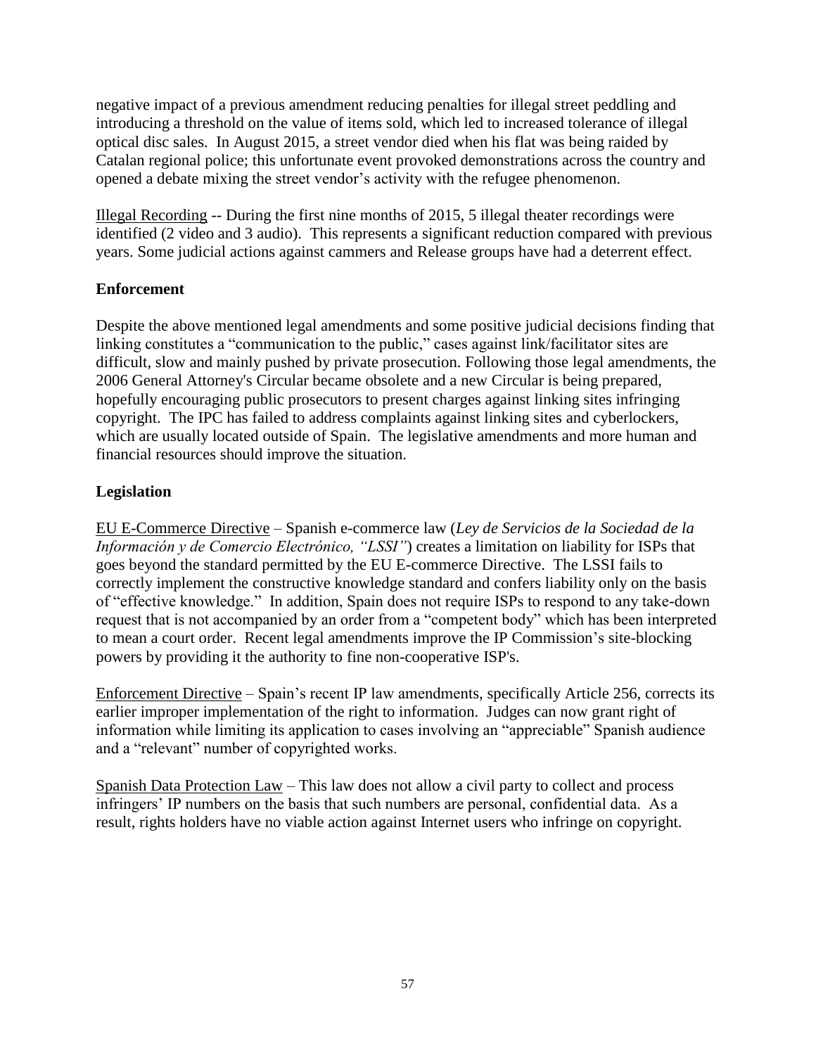negative impact of a previous amendment reducing penalties for illegal street peddling and introducing a threshold on the value of items sold, which led to increased tolerance of illegal optical disc sales. In August 2015, a street vendor died when his flat was being raided by Catalan regional police; this unfortunate event provoked demonstrations across the country and opened a debate mixing the street vendor's activity with the refugee phenomenon.

Illegal Recording -- During the first nine months of 2015, 5 illegal theater recordings were identified (2 video and 3 audio). This represents a significant reduction compared with previous years. Some judicial actions against cammers and Release groups have had a deterrent effect.

**Enforcement**

Despite the above mentioned legal amendments and some positive judicial decisions finding that linking constitutes a "communication to the public," cases against link/facilitator sites are difficult, slow and mainly pushed by private prosecution. Following those legal amendments, the 2006 General Attorney's Circular became obsolete and a new Circular is being prepared, hopefully encouraging public prosecutors to present charges against linking sites infringing copyright. The IPC has failed to address complaints against linking sites and cyberlockers, which are usually located outside of Spain. The legislative amendments and more human and financial resources should improve the situation.

**Legislation**

EU E-Commerce Directive – Spanish e-commerce law (*Ley de Servicios de la Sociedad de la Información y de Comercio Electrónico, "LSSI"*) creates a limitation on liability for ISPs that goes beyond the standard permitted by the EU E-commerce Directive. The LSSI fails to correctly implement the constructive knowledge standard and confers liability only on the basis of "effective knowledge." In addition, Spain does not require ISPs to respond to any take-down request that is not accompanied by an order from a "competent body" which has been interpreted to mean a court order. Recent legal amendments improve the IP Commission's site-blocking powers by providing it the authority to fine non-cooperative ISP's.

Enforcement Directive – Spain's recent IP law amendments, specifically Article 256, corrects its earlier improper implementation of the right to information. Judges can now grant right of information while limiting its application to cases involving an "appreciable" Spanish audience and a "relevant" number of copyrighted works.

Spanish Data Protection Law – This law does not allow a civil party to collect and process infringers' IP numbers on the basis that such numbers are personal, confidential data. As a result, rights holders have no viable action against Internet users who infringe on copyright.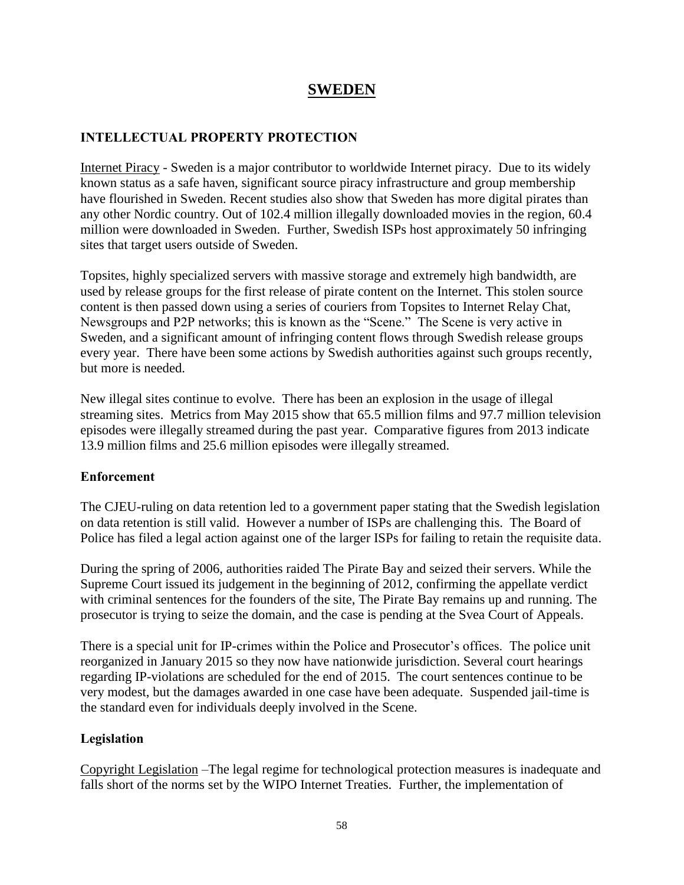# SWEDEN

## INTELLECTUAL PROPERTY PROTECTION

Internet Piracy - Sweden is a major contributor to worldwide Internet piracy. Due to its widely known status as a safe haven, significant source piracy infrastructure and group membership have flourished in Sweden. Recent studies also show that Sweden has more digital pirates than any other Nordic country. Out of 102.4 million illegally downloaded movies in the region, 60.4 million were downloaded in Sweden. Further, Swedish ISPs host approximately 50 infringing sites that target users outside of Sweden.

Topsites, highly specialized servers with massive storage and extremely high bandwidth, are used by release groups for the first release of pirate content on the Internet. This stolen source content is then passed down using a series of couriers from Topsites to Internet Relay Chat, Newsgroups and P2P networks; this is known as the "Scene." The Scene is very active in Sweden, and a significant amount of infringing content flows through Swedish release groups every year. There have been some actions by Swedish authorities against such groups recently, but more is needed.

New illegal sites continue to evolve. There has been an explosion in the usage of illegal streaming sites. Metrics from May 2015 show that 65.5 million films and 97.7 million television episodes were illegally streamed during the past year. Comparative figures from 2013 indicate 13.9 million films and 25.6 million episodes were illegally streamed.

### Enforcement

The CJEU-ruling on data retention led to a government paper stating that the Swedish legislation on data retention is still valid. However a number of ISPs are challenging this. The Board of Police has filed a legal action against one of the larger ISPs for failing to retain the requisite data.

During the spring of 2006, authorities raided The Pirate Bay and seized their servers. While the Supreme Court issued its judgement in the beginning of 2012, confirming the appellate verdict with criminal sentences for the founders of the site, The Pirate Bay remains up and running. The prosecutor is trying to seize the domain, and the case is pending at the Svea Court of Appeals.

There is a special unit for IP-crimes within the Police and Prosecutor's offices. The police unit reorganized in January 2015 so they now have nationwide jurisdiction. Several court hearings regarding IP-violations are scheduled for the end of 2015. The court sentences continue to be very modest, but the damages awarded in one case have been adequate. Suspended jail-time is the standard even for individuals deeply involved in the Scene.

### Legislation

Copyright Legislation –The legal regime for technological protection measures is inadequate and falls short of the norms set by the WIPO Internet Treaties. Further, the implementation of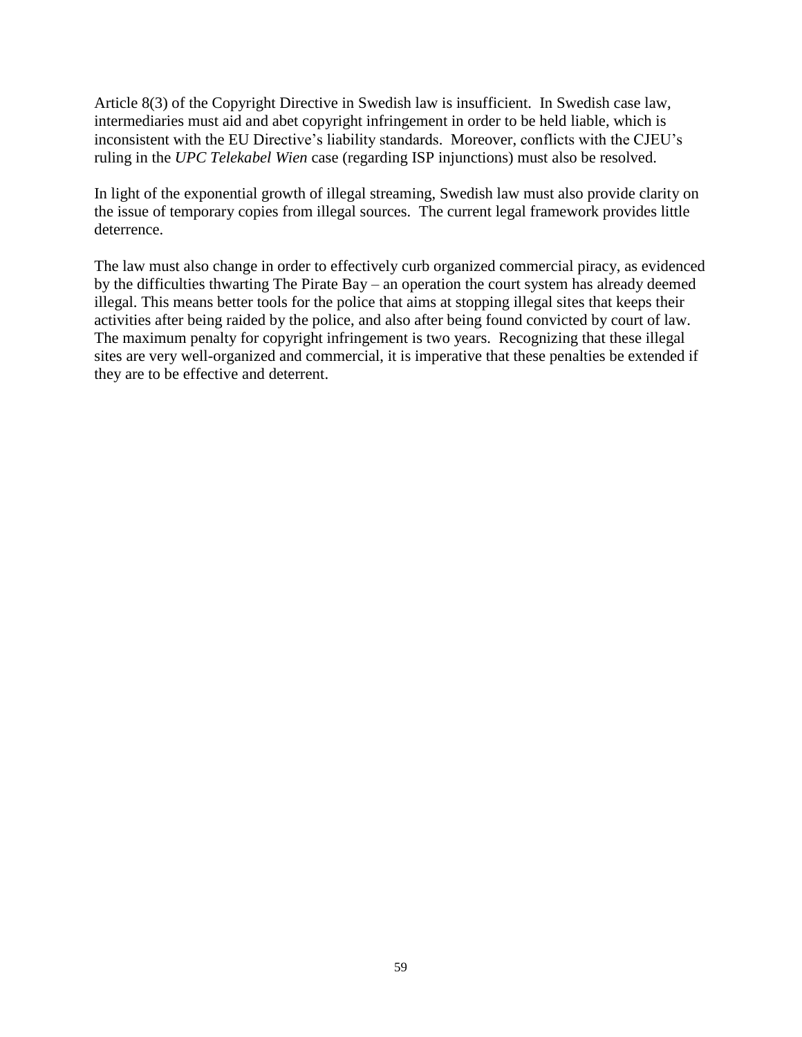Article 8(3) of the Copyright Directive in Swedish law is insufficient. In Swedish case law, intermediaries must aid and abet copyright infringement in order to be held liable, which is inconsistent with the EU Directive's liability standards. Moreover, conflicts with the CJEU's ruling in the *UPC Telekabel Wien* case (regarding ISP injunctions) must also be resolved.

In light of the exponential growth of illegal streaming, Swedish law must also provide clarity on the issue of temporary copies from illegal sources. The current legal framework provides little deterrence.

The law must also change in order to effectively curb organized commercial piracy, as evidenced by the difficulties thwarting The Pirate Bay – an operation the court system has already deemed illegal. This means better tools for the police that aims at stopping illegal sites that keeps their activities after being raided by the police, and also after being found convicted by court of law. The maximum penalty for copyright infringement is two years. Recognizing that these illegal sites are very well-organized and commercial, it is imperative that these penalties be extended if they are to be effective and deterrent.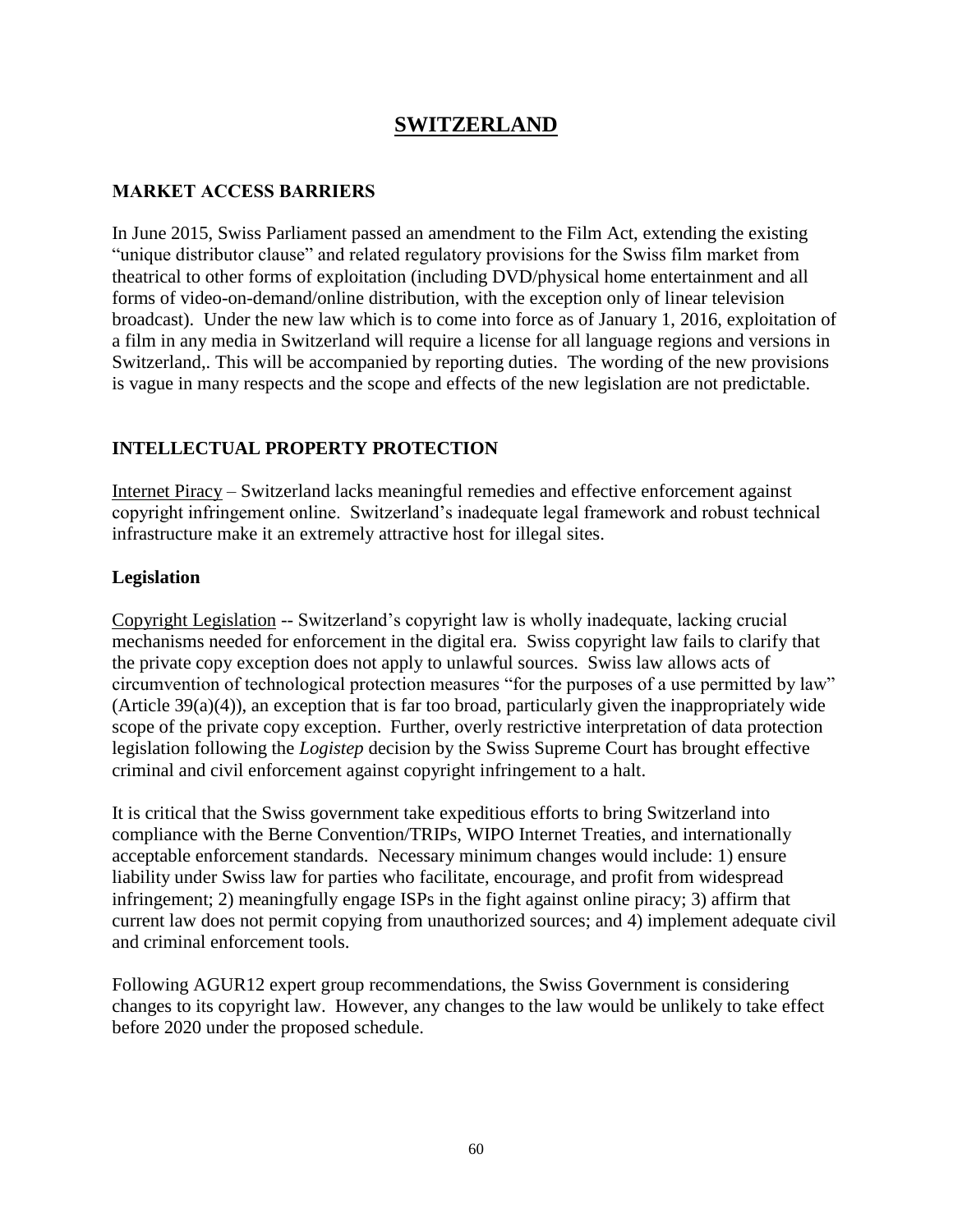# SWITZERLAND

## MARKET ACCESS BARRIERS

In June 2015, Swiss Parliament passed an amendment to the Film Act, extending the existing "unique distributor clause" and related regulatory provisions for the Swiss film market from theatrical to other forms of exploitation (including DVD/physical home entertainment and all forms of video-on-demand/online distribution, with the exception only of linear television broadcast). Under the new law which is to come into force as of January 1, 2016, exploitation of a film in any media in Switzerland will require a license for all language regions and versions in Switzerland,. This will be accompanied by reporting duties. The wording of the new provisions is vague in many respects and the scope and effects of the new legislation are not predictable.

## INTELLECTUAL PROPERTY PROTECTION

Internet Piracy – Switzerland lacks meaningful remedies and effective enforcement against copyright infringement online. Switzerland's inadequate legal framework and robust technical infrastructure make it an extremely attractive host for illegal sites.

### Legislation

Copyright Legislation -- Switzerland's copyright law is wholly inadequate, lacking crucial mechanisms needed for enforcement in the digital era. Swiss copyright law fails to clarify that the private copy exception does not apply to unlawful sources. Swiss law allows acts of circumvention of technological protection measures "for the purposes of a use permitted by law" (Article 39(a)(4)), an exception that is far too broad, particularly given the inappropriately wide scope of the private copy exception. Further, overly restrictive interpretation of data protection legislation following the *Logistep* decision by the Swiss Supreme Court has brought effective criminal and civil enforcement against copyright infringement to a halt.

It is critical that the Swiss government take expeditious efforts to bring Switzerland into compliance with the Berne Convention/TRIPs, WIPO Internet Treaties, and internationally acceptable enforcement standards. Necessary minimum changes would include: 1) ensure liability under Swiss law for parties who facilitate, encourage, and profit from widespread infringement; 2) meaningfully engage ISPs in the fight against online piracy; 3) affirm that current law does not permit copying from unauthorized sources; and 4) implement adequate civil and criminal enforcement tools.

Following AGUR12 expert group recommendations, the Swiss Government is considering changes to its copyright law. However, any changes to the law would be unlikely to take effect before 2020 under the proposed schedule.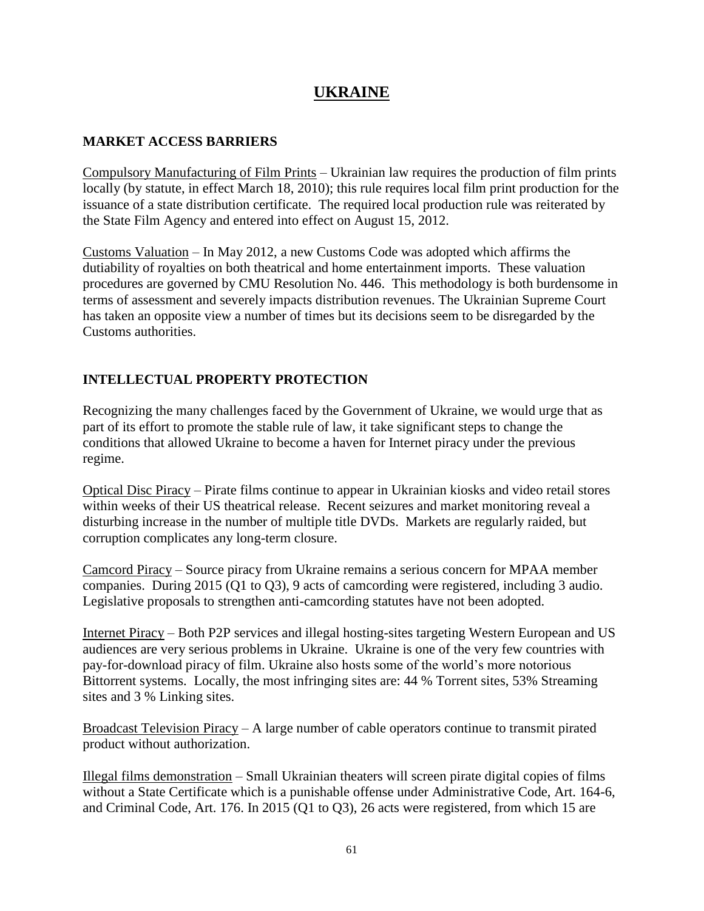# UKRAINE

## MARKET ACCESS BARRIERS

Compulsory Manufacturing of Film Prints – Ukrainian law requires the production of film prints locally (by statute, in effect March 18, 2010); this rule requires local film print production for the issuance of a state distribution certificate. The required local production rule was reiterated by the State Film Agency and entered into effect on August 15, 2012.

Customs Valuation – In May 2012, a new Customs Code was adopted which affirms the dutiability of royalties on both theatrical and home entertainment imports. These valuation procedures are governed by CMU Resolution No. 446. This methodology is both burdensome in terms of assessment and severely impacts distribution revenues. The Ukrainian Supreme Court has taken an opposite view a number of times but its decisions seem to be disregarded by the Customs authorities.

## INTELLECTUAL PROPERTY PROTECTION

Recognizing the many challenges faced by the Government of Ukraine, we would urge that as part of its effort to promote the stable rule of law, it take significant steps to change the conditions that allowed Ukraine to become a haven for Internet piracy under the previous regime.

Optical Disc Piracy – Pirate films continue to appear in Ukrainian kiosks and video retail stores within weeks of their US theatrical release. Recent seizures and market monitoring reveal a disturbing increase in the number of multiple title DVDs. Markets are regularly raided, but corruption complicates any long-term closure.

Camcord Piracy – Source piracy from Ukraine remains a serious concern for MPAA member companies. During 2015 (Q1 to Q3), 9 acts of camcording were registered, including 3 audio. Legislative proposals to strengthen anti-camcording statutes have not been adopted.

Internet Piracy – Both P2P services and illegal hosting-sites targeting Western European and US audiences are very serious problems in Ukraine. Ukraine is one of the very few countries with pay-for-download piracy of film. Ukraine also hosts some of the world's more notorious Bittorrent systems. Locally, the most infringing sites are: 44 % Torrent sites, 53% Streaming sites and 3 % Linking sites.

Broadcast Television Piracy – A large number of cable operators continue to transmit pirated product without authorization.

Illegal films demonstration – Small Ukrainian theaters will screen pirate digital copies of films without a State Certificate which is a punishable offense under Administrative Code, Art. 164-6, and Criminal Code, Art. 176. In 2015 (Q1 to Q3), 26 acts were registered, from which 15 are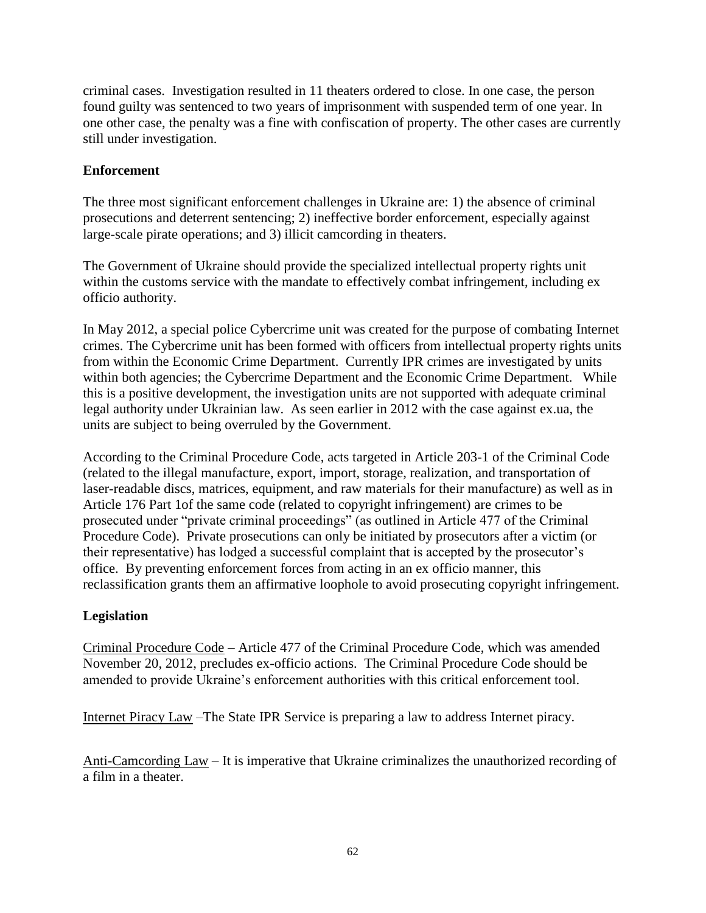criminal cases. Investigation resulted in 11 theaters ordered to close. In one case, the person found guilty was sentenced to two years of imprisonment with suspended term of one year. In one other case, the penalty was a fine with confiscation of property. The other cases are currently still under investigation.

**Enforcement**

The three most significant enforcement challenges in Ukraine are: 1) the absence of criminal prosecutions and deterrent sentencing; 2) ineffective border enforcement, especially against large-scale pirate operations; and 3) illicit camcording in theaters.

The Government of Ukraine should provide the specialized intellectual property rights unit within the customs service with the mandate to effectively combat infringement, including ex officio authority.

In May 2012, a special police Cybercrime unit was created for the purpose of combating Internet crimes. The Cybercrime unit has been formed with officers from intellectual property rights units from within the Economic Crime Department. Currently IPR crimes are investigated by units within both agencies; the Cybercrime Department and the Economic Crime Department. While this is a positive development, the investigation units are not supported with adequate criminal legal authority under Ukrainian law. As seen earlier in 2012 with the case against ex.ua, the units are subject to being overruled by the Government.

According to the Criminal Procedure Code, acts targeted in Article 203-1 of the Criminal Code (related to the illegal manufacture, export, import, storage, realization, and transportation of laser-readable discs, matrices, equipment, and raw materials for their manufacture) as well as in Article 176 Part 1of the same code (related to copyright infringement) are crimes to be prosecuted under "private criminal proceedings" (as outlined in Article 477 of the Criminal Procedure Code). Private prosecutions can only be initiated by prosecutors after a victim (or their representative) has lodged a successful complaint that is accepted by the prosecutor's office. By preventing enforcement forces from acting in an ex officio manner, this reclassification grants them an affirmative loophole to avoid prosecuting copyright infringement.

**Legislation**

Criminal Procedure Code – Article 477 of the Criminal Procedure Code, which was amended November 20, 2012, precludes ex-officio actions. The Criminal Procedure Code should be amended to provide Ukraine's enforcement authorities with this critical enforcement tool.

Internet Piracy Law –The State IPR Service is preparing a law to address Internet piracy.

Anti-Camcording Law – It is imperative that Ukraine criminalizes the unauthorized recording of a film in a theater.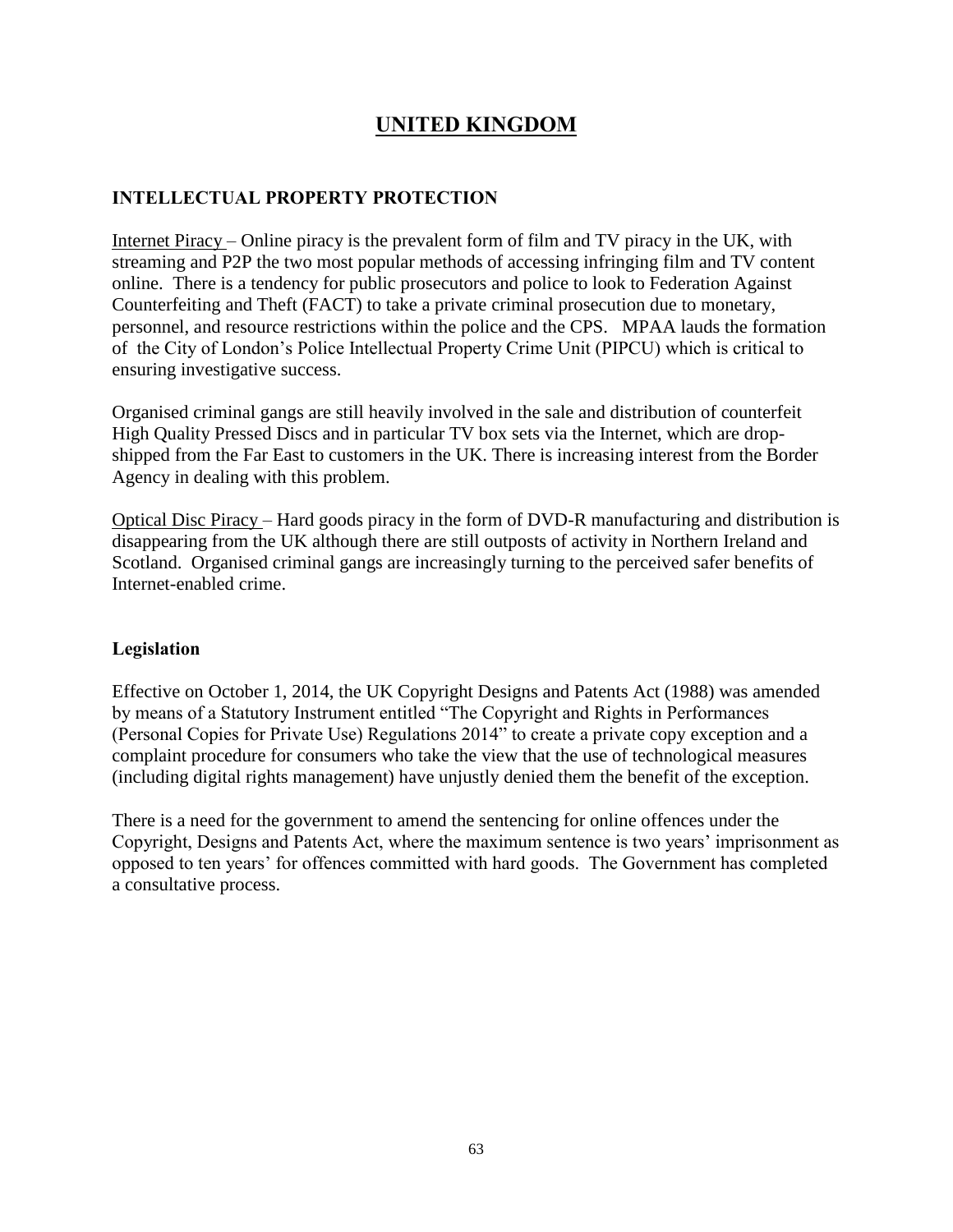# UNITED KINGDOM

## INTELLECTUAL PROPERTY PROTECTION

Internet Piracy – Online piracy is the prevalent form of film and TV piracy in the UK, with streaming and P2P the two most popular methods of accessing infringing film and TV content online. There is a tendency for public prosecutors and police to look to Federation Against Counterfeiting and Theft (FACT) to take a private criminal prosecution due to monetary, personnel, and resource restrictions within the police and the CPS. MPAA lauds the formation of the City of London's Police Intellectual Property Crime Unit (PIPCU) which is critical to ensuring investigative success.

Organised criminal gangs are still heavily involved in the sale and distribution of counterfeit High Quality Pressed Discs and in particular TV box sets via the Internet, which are drop-shipped from the Far East to customers in the UK. There is increasing interest from the Border Agency in dealing with this problem.

Optical Disc Piracy – Hard goods piracy in the form of DVD-R manufacturing and distribution is disappearing from the UK although there are still outposts of activity in Northern Ireland and Scotland. Organised criminal gangs are increasingly turning to the perceived safer benefits of Internet-enabled crime.

### Legislation

Effective on October 1, 2014, the UK Copyright Designs and Patents Act (1988) was amended by means of a Statutory Instrument entitled "The Copyright and Rights in Performances (Personal Copies for Private Use) Regulations 2014" to create a private copy exception and a complaint procedure for consumers who take the view that the use of technological measures (including digital rights management) have unjustly denied them the benefit of the exception.

There is a need for the government to amend the sentencing for online offences under the Copyright, Designs and Patents Act, where the maximum sentence is two years' imprisonment as opposed to ten years' for offences committed with hard goods. The Government has completed a consultative process.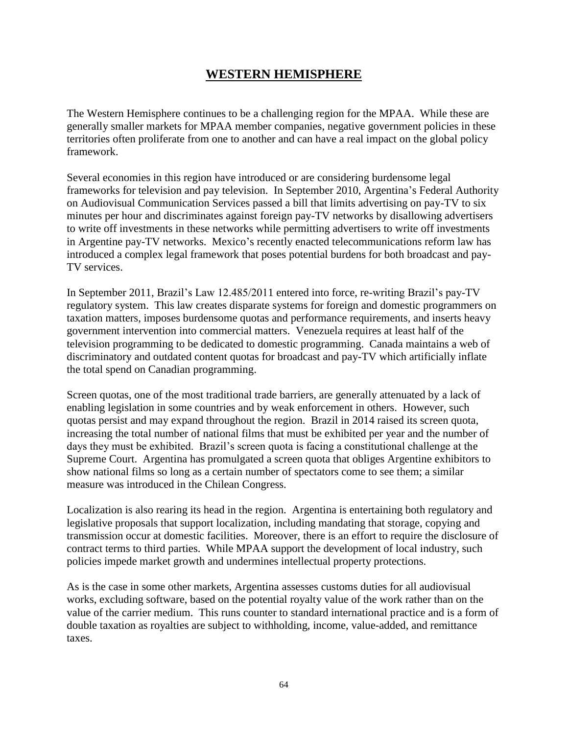# **WESTERN HEMISPHERE**

The Western Hemisphere continues to be a challenging region for the MPAA. While these are generally smaller markets for MPAA member companies, negative government policies in these territories often proliferate from one to another and can have a real impact on the global policy framework.

Several economies in this region have introduced or are considering burdensome legal frameworks for television and pay television. In September 2010, Argentina's Federal Authority on Audiovisual Communication Services passed a bill that limits advertising on pay-TV to six minutes per hour and discriminates against foreign pay-TV networks by disallowing advertisers to write off investments in these networks while permitting advertisers to write off investments in Argentine pay-TV networks. Mexico's recently enacted telecommunications reform law has introduced a complex legal framework that poses potential burdens for both broadcast and pay-TV services.

In September 2011, Brazil's Law 12.485/2011 entered into force, re-writing Brazil's pay-TV regulatory system. This law creates disparate systems for foreign and domestic programmers on taxation matters, imposes burdensome quotas and performance requirements, and inserts heavy government intervention into commercial matters. Venezuela requires at least half of the television programming to be dedicated to domestic programming. Canada maintains a web of discriminatory and outdated content quotas for broadcast and pay-TV which artificially inflate the total spend on Canadian programming.

Screen quotas, one of the most traditional trade barriers, are generally attenuated by a lack of enabling legislation in some countries and by weak enforcement in others. However, such quotas persist and may expand throughout the region. Brazil in 2014 raised its screen quota, increasing the total number of national films that must be exhibited per year and the number of days they must be exhibited. Brazil's screen quota is facing a constitutional challenge at the Supreme Court. Argentina has promulgated a screen quota that obliges Argentine exhibitors to show national films so long as a certain number of spectators come to see them; a similar measure was introduced in the Chilean Congress.

Localization is also rearing its head in the region. Argentina is entertaining both regulatory and legislative proposals that support localization, including mandating that storage, copying and transmission occur at domestic facilities. Moreover, there is an effort to require the disclosure of contract terms to third parties. While MPAA support the development of local industry, such policies impede market growth and undermines intellectual property protections.

As is the case in some other markets, Argentina assesses customs duties for all audiovisual works, excluding software, based on the potential royalty value of the work rather than on the value of the carrier medium. This runs counter to standard international practice and is a form of double taxation as royalties are subject to withholding, income, value-added, and remittance taxes.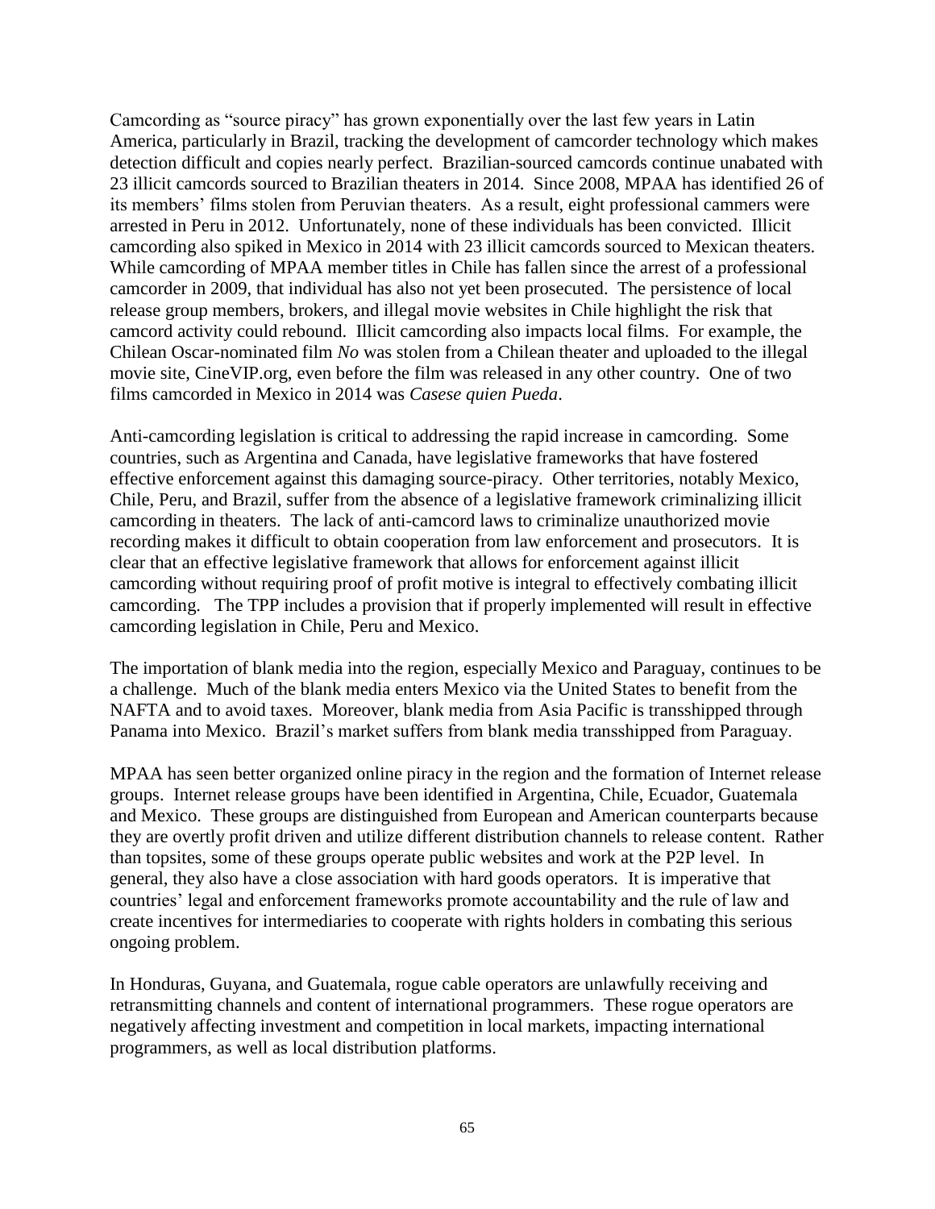Camcording as "source piracy" has grown exponentially over the last few years in Latin America, particularly in Brazil, tracking the development of camcorder technology which makes detection difficult and copies nearly perfect. Brazilian-sourced camcords continue unabated with 23 illicit camcords sourced to Brazilian theaters in 2014. Since 2008, MPAA has identified 26 of its members' films stolen from Peruvian theaters. As a result, eight professional cammers were arrested in Peru in 2012. Unfortunately, none of these individuals has been convicted. Illicit camcording also spiked in Mexico in 2014 with 23 illicit camcords sourced to Mexican theaters. While camcording of MPAA member titles in Chile has fallen since the arrest of a professional camcorder in 2009, that individual has also not yet been prosecuted. The persistence of local release group members, brokers, and illegal movie websites in Chile highlight the risk that camcord activity could rebound. Illicit camcording also impacts local films. For example, the Chilean Oscar-nominated film *No* was stolen from a Chilean theater and uploaded to the illegal movie site, CineVIP.org, even before the film was released in any other country. One of two films camcorded in Mexico in 2014 was *Casese quien Pueda*.

Anti-camcording legislation is critical to addressing the rapid increase in camcording. Some countries, such as Argentina and Canada, have legislative frameworks that have fostered effective enforcement against this damaging source-piracy. Other territories, notably Mexico, Chile, Peru, and Brazil, suffer from the absence of a legislative framework criminalizing illicit camcording in theaters. The lack of anti-camcord laws to criminalize unauthorized movie recording makes it difficult to obtain cooperation from law enforcement and prosecutors. It is clear that an effective legislative framework that allows for enforcement against illicit camcording without requiring proof of profit motive is integral to effectively combating illicit camcording. The TPP includes a provision that if properly implemented will result in effective camcording legislation in Chile, Peru and Mexico.

The importation of blank media into the region, especially Mexico and Paraguay, continues to be a challenge. Much of the blank media enters Mexico via the United States to benefit from the NAFTA and to avoid taxes. Moreover, blank media from Asia Pacific is transshipped through Panama into Mexico. Brazil's market suffers from blank media transshipped from Paraguay.

MPAA has seen better organized online piracy in the region and the formation of Internet release groups. Internet release groups have been identified in Argentina, Chile, Ecuador, Guatemala and Mexico. These groups are distinguished from European and American counterparts because they are overtly profit driven and utilize different distribution channels to release content. Rather than topsites, some of these groups operate public websites and work at the P2P level. In general, they also have a close association with hard goods operators. It is imperative that countries' legal and enforcement frameworks promote accountability and the rule of law and create incentives for intermediaries to cooperate with rights holders in combating this serious ongoing problem.

In Honduras, Guyana, and Guatemala, rogue cable operators are unlawfully receiving and retransmitting channels and content of international programmers. These rogue operators are negatively affecting investment and competition in local markets, impacting international programmers, as well as local distribution platforms.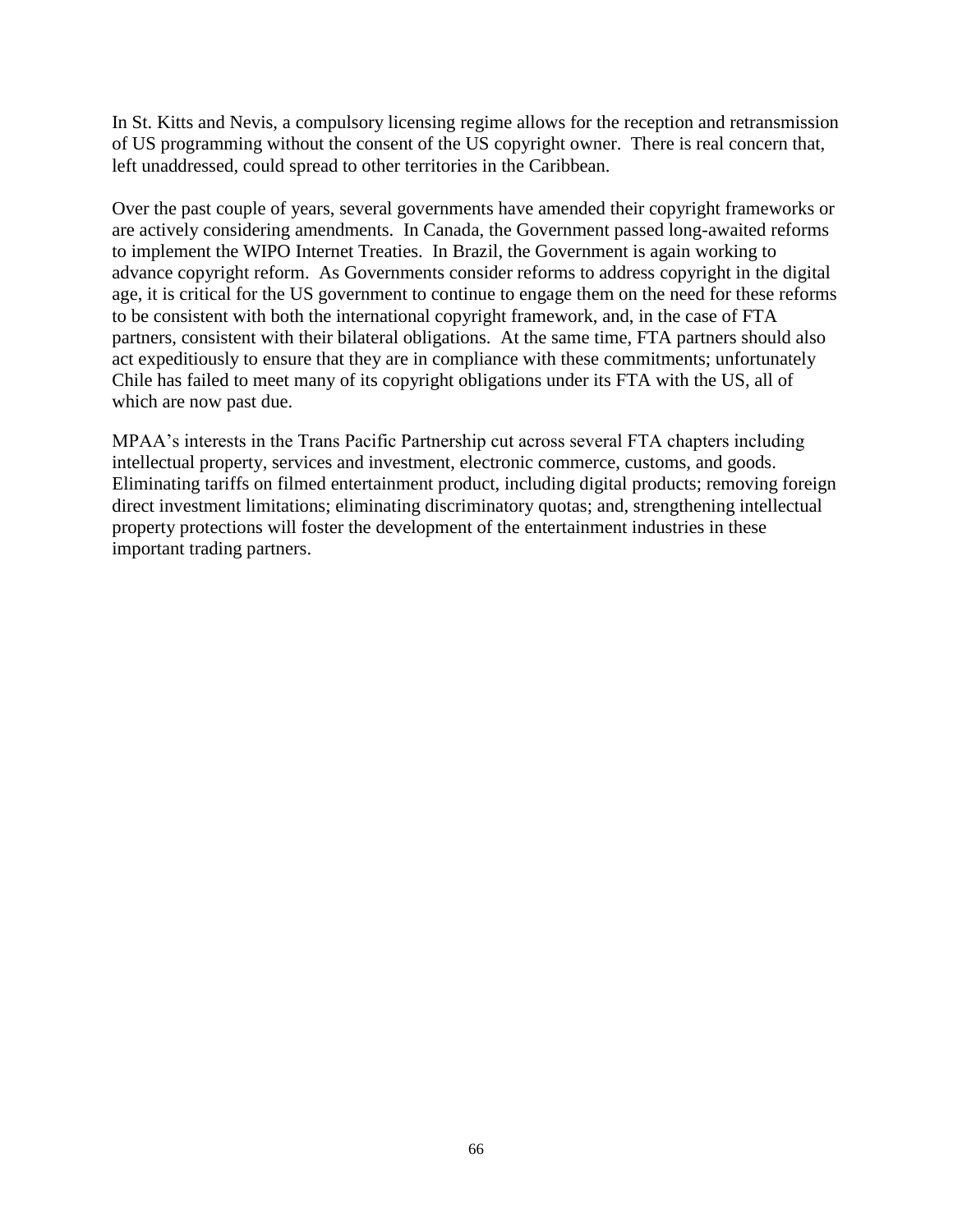In St. Kitts and Nevis, a compulsory licensing regime allows for the reception and retransmission of US programming without the consent of the US copyright owner. There is real concern that, left unaddressed, could spread to other territories in the Caribbean.

Over the past couple of years, several governments have amended their copyright frameworks or are actively considering amendments. In Canada, the Government passed long-awaited reforms to implement the WIPO Internet Treaties. In Brazil, the Government is again working to advance copyright reform. As Governments consider reforms to address copyright in the digital age, it is critical for the US government to continue to engage them on the need for these reforms to be consistent with both the international copyright framework, and, in the case of FTA partners, consistent with their bilateral obligations. At the same time, FTA partners should also act expeditiously to ensure that they are in compliance with these commitments; unfortunately Chile has failed to meet many of its copyright obligations under its FTA with the US, all of which are now past due.

MPAA's interests in the Trans Pacific Partnership cut across several FTA chapters including intellectual property, services and investment, electronic commerce, customs, and goods. Eliminating tariffs on filmed entertainment product, including digital products; removing foreign direct investment limitations; eliminating discriminatory quotas; and, strengthening intellectual property protections will foster the development of the entertainment industries in these important trading partners.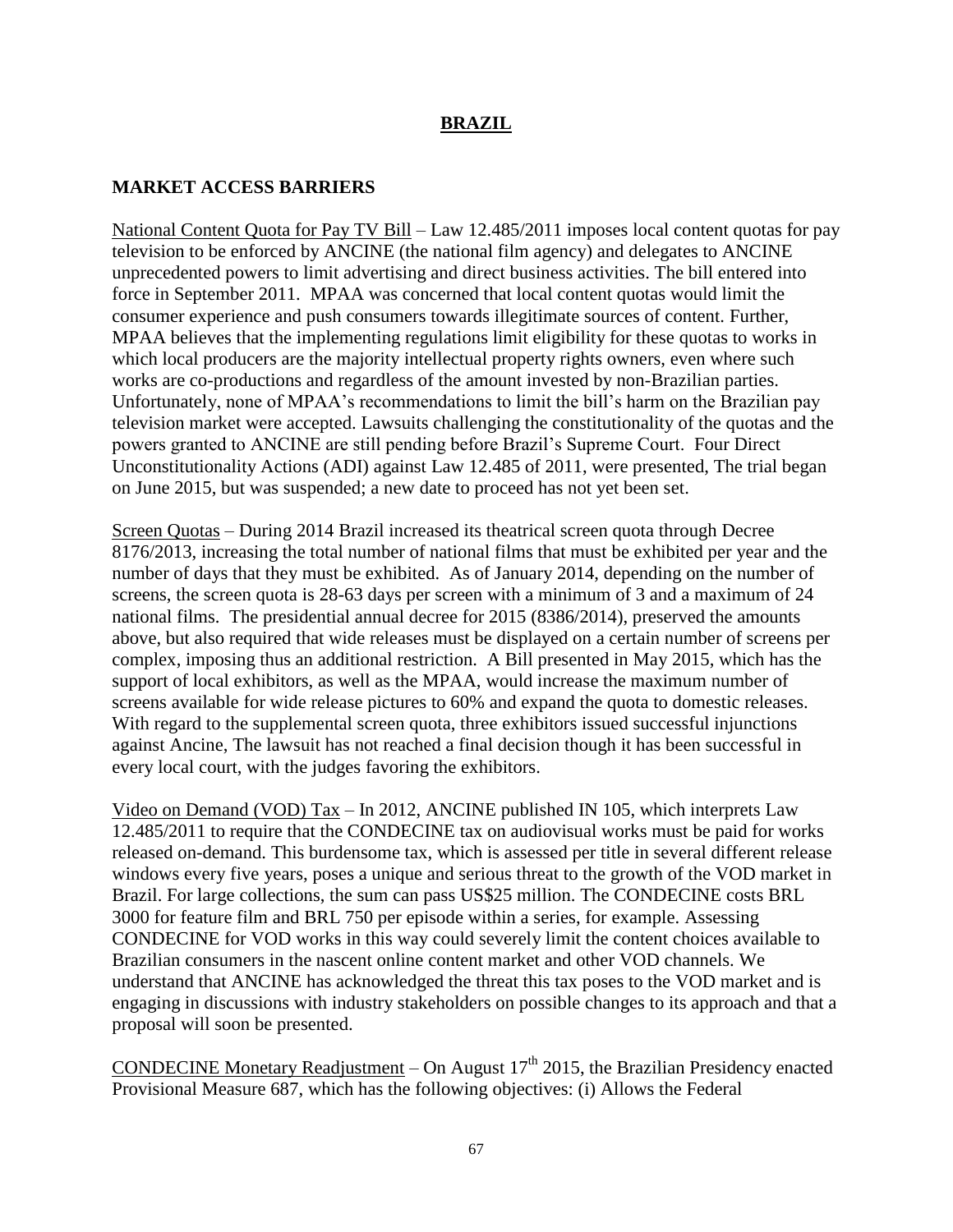# BRAZIL

## MARKET ACCESS BARRIERS

National Content Quota for Pay TV Bill – Law 12.485/2011 imposes local content quotas for pay television to be enforced by ANCINE (the national film agency) and delegates to ANCINE unprecedented powers to limit advertising and direct business activities. The bill entered into force in September 2011. MPAA was concerned that local content quotas would limit the consumer experience and push consumers towards illegitimate sources of content. Further, MPAA believes that the implementing regulations limit eligibility for these quotas to works in which local producers are the majority intellectual property rights owners, even where such works are co-productions and regardless of the amount invested by non-Brazilian parties. Unfortunately, none of MPAA's recommendations to limit the bill's harm on the Brazilian pay television market were accepted. Lawsuits challenging the constitutionality of the quotas and the powers granted to ANCINE are still pending before Brazil's Supreme Court. Four Direct Unconstitutionality Actions (ADI) against Law 12.485 of 2011, were presented, The trial began on June 2015, but was suspended; a new date to proceed has not yet been set.

Screen Quotas – During 2014 Brazil increased its theatrical screen quota through Decree 8176/2013, increasing the total number of national films that must be exhibited per year and the number of days that they must be exhibited. As of January 2014, depending on the number of screens, the screen quota is 28-63 days per screen with a minimum of 3 and a maximum of 24 national films. The presidential annual decree for 2015 (8386/2014), preserved the amounts above, but also required that wide releases must be displayed on a certain number of screens per complex, imposing thus an additional restriction. A Bill presented in May 2015, which has the support of local exhibitors, as well as the MPAA, would increase the maximum number of screens available for wide release pictures to 60% and expand the quota to domestic releases. With regard to the supplemental screen quota, three exhibitors issued successful injunctions against Ancine, The lawsuit has not reached a final decision though it has been successful in every local court, with the judges favoring the exhibitors.

Video on Demand (VOD) Tax – In 2012, ANCINE published IN 105, which interprets Law 12.485/2011 to require that the CONDECINE tax on audiovisual works must be paid for works released on-demand. This burdensome tax, which is assessed per title in several different release windows every five years, poses a unique and serious threat to the growth of the VOD market in Brazil. For large collections, the sum can pass US$25 million. The CONDECINE costs BRL 3000 for feature film and BRL 750 per episode within a series, for example. Assessing CONDECINE for VOD works in this way could severely limit the content choices available to Brazilian consumers in the nascent online content market and other VOD channels. We understand that ANCINE has acknowledged the threat this tax poses to the VOD market and is engaging in discussions with industry stakeholders on possible changes to its approach and that a proposal will soon be presented.

CONDECINE Monetary Readjustment – On August 17th 2015, the Brazilian Presidency enacted Provisional Measure 687, which has the following objectives: (i) Allows the Federal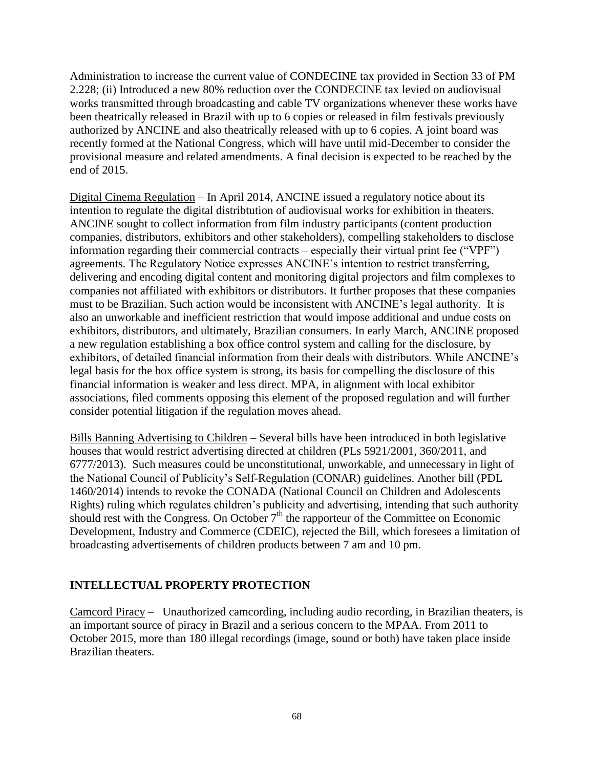Administration to increase the current value of CONDECINE tax provided in Section 33 of PM 2.228; (ii) Introduced a new 80% reduction over the CONDECINE tax levied on audiovisual works transmitted through broadcasting and cable TV organizations whenever these works have been theatrically released in Brazil with up to 6 copies or released in film festivals previously authorized by ANCINE and also theatrically released with up to 6 copies. A joint board was recently formed at the National Congress, which will have until mid-December to consider the provisional measure and related amendments. A final decision is expected to be reached by the end of 2015.

<u>Digital Cinema Regulation</u> – In April 2014, ANCINE issued a regulatory notice about its intention to regulate the digital distribtution of audiovisual works for exhibition in theaters. ANCINE sought to collect information from film industry participants (content production companies, distributors, exhibitors and other stakeholders), compelling stakeholders to disclose information regarding their commercial contracts – especially their virtual print fee ("VPF") agreements. The Regulatory Notice expresses ANCINE's intention to restrict transferring, delivering and encoding digital content and monitoring digital projectors and film complexes to companies not affiliated with exhibitors or distributors. It further proposes that these companies must to be Brazilian. Such action would be inconsistent with ANCINE's legal authority. It is also an unworkable and inefficient restriction that would impose additional and undue costs on exhibitors, distributors, and ultimately, Brazilian consumers. In early March, ANCINE proposed a new regulation establishing a box office control system and calling for the disclosure, by exhibitors, of detailed financial information from their deals with distributors. While ANCINE's legal basis for the box office system is strong, its basis for compelling the disclosure of this financial information is weaker and less direct. MPA, in alignment with local exhibitor associations, filed comments opposing this element of the proposed regulation and will further consider potential litigation if the regulation moves ahead.

<u>Bills Banning Advertising to Children</u> – Several bills have been introduced in both legislative houses that would restrict advertising directed at children (PLs 5921/2001, 360/2011, and 6777/2013). Such measures could be unconstitutional, unworkable, and unnecessary in light of the National Council of Publicity's Self-Regulation (CONAR) guidelines. Another bill (PDL 1460/2014) intends to revoke the CONADA (National Council on Children and Adolescents Rights) ruling which regulates children's publicity and advertising, intending that such authority should rest with the Congress. On October 7th the rapporteur of the Committee on Economic Development, Industry and Commerce (CDEIC), rejected the Bill, which foresees a limitation of broadcasting advertisements of children products between 7 am and 10 pm.

## INTELLECTUAL PROPERTY PROTECTION

<u>Camcord Piracy</u> – Unauthorized camcording, including audio recording, in Brazilian theaters, is an important source of piracy in Brazil and a serious concern to the MPAA. From 2011 to October 2015, more than 180 illegal recordings (image, sound or both) have taken place inside Brazilian theaters.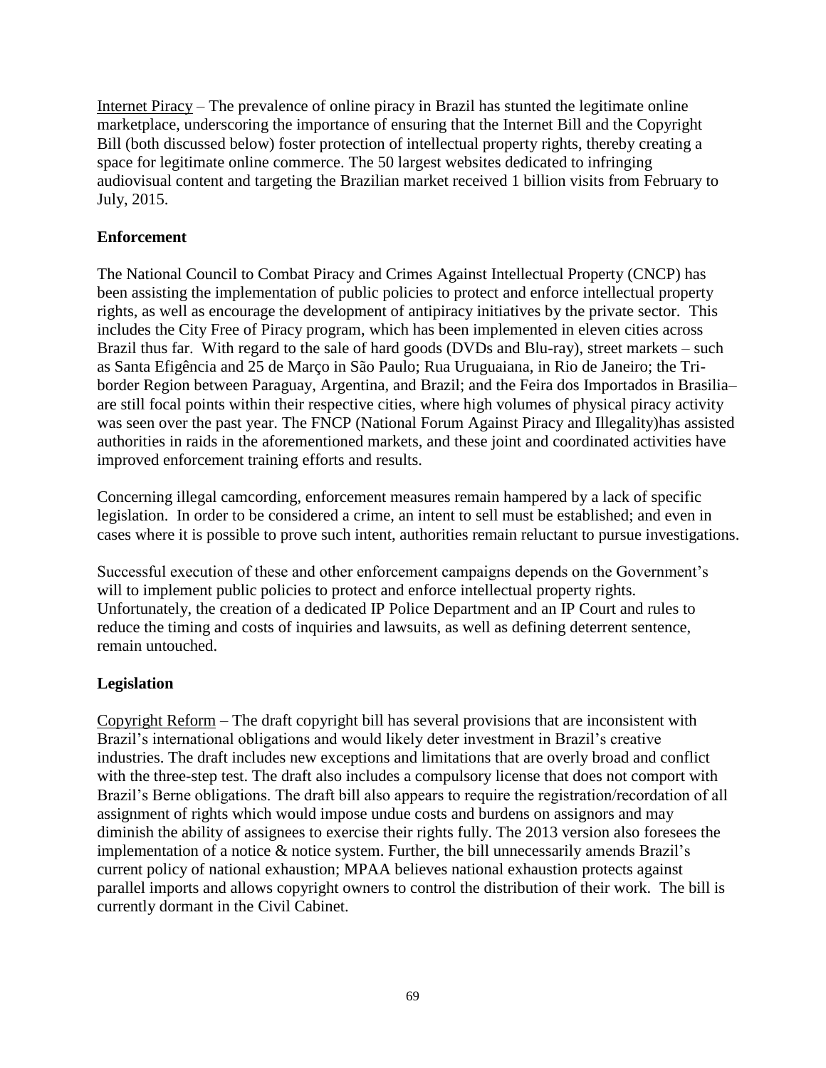Internet Piracy – The prevalence of online piracy in Brazil has stunted the legitimate online marketplace, underscoring the importance of ensuring that the Internet Bill and the Copyright Bill (both discussed below) foster protection of intellectual property rights, thereby creating a space for legitimate online commerce. The 50 largest websites dedicated to infringing audiovisual content and targeting the Brazilian market received 1 billion visits from February to July, 2015.

**Enforcement**

The National Council to Combat Piracy and Crimes Against Intellectual Property (CNCP) has been assisting the implementation of public policies to protect and enforce intellectual property rights, as well as encourage the development of antipiracy initiatives by the private sector. This includes the City Free of Piracy program, which has been implemented in eleven cities across Brazil thus far. With regard to the sale of hard goods (DVDs and Blu-ray), street markets – such as Santa Efigência and 25 de Março in São Paulo; Rua Uruguaiana, in Rio de Janeiro; the Tri-border Region between Paraguay, Argentina, and Brazil; and the Feira dos Importados in Brasilia– are still focal points within their respective cities, where high volumes of physical piracy activity was seen over the past year. The FNCP (National Forum Against Piracy and Illegality)has assisted authorities in raids in the aforementioned markets, and these joint and coordinated activities have improved enforcement training efforts and results.

Concerning illegal camcording, enforcement measures remain hampered by a lack of specific legislation. In order to be considered a crime, an intent to sell must be established; and even in cases where it is possible to prove such intent, authorities remain reluctant to pursue investigations.

Successful execution of these and other enforcement campaigns depends on the Government's will to implement public policies to protect and enforce intellectual property rights. Unfortunately, the creation of a dedicated IP Police Department and an IP Court and rules to reduce the timing and costs of inquiries and lawsuits, as well as defining deterrent sentence, remain untouched.

**Legislation**

Copyright Reform – The draft copyright bill has several provisions that are inconsistent with Brazil's international obligations and would likely deter investment in Brazil's creative industries. The draft includes new exceptions and limitations that are overly broad and conflict with the three-step test. The draft also includes a compulsory license that does not comport with Brazil's Berne obligations. The draft bill also appears to require the registration/recordation of all assignment of rights which would impose undue costs and burdens on assignors and may diminish the ability of assignees to exercise their rights fully. The 2013 version also foresees the implementation of a notice & notice system. Further, the bill unnecessarily amends Brazil's current policy of national exhaustion; MPAA believes national exhaustion protects against parallel imports and allows copyright owners to control the distribution of their work. The bill is currently dormant in the Civil Cabinet.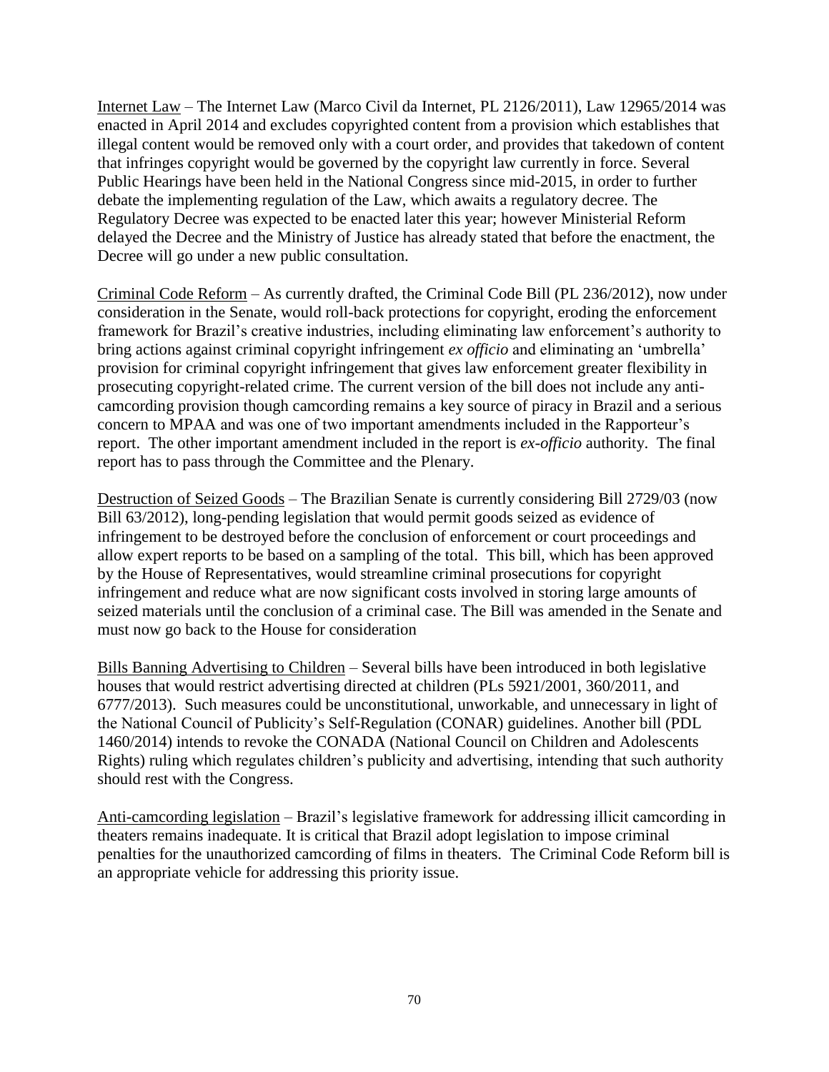Internet Law – The Internet Law (Marco Civil da Internet, PL 2126/2011), Law 12965/2014 was enacted in April 2014 and excludes copyrighted content from a provision which establishes that illegal content would be removed only with a court order, and provides that takedown of content that infringes copyright would be governed by the copyright law currently in force. Several Public Hearings have been held in the National Congress since mid-2015, in order to further debate the implementing regulation of the Law, which awaits a regulatory decree. The Regulatory Decree was expected to be enacted later this year; however Ministerial Reform delayed the Decree and the Ministry of Justice has already stated that before the enactment, the Decree will go under a new public consultation.

Criminal Code Reform – As currently drafted, the Criminal Code Bill (PL 236/2012), now under consideration in the Senate, would roll-back protections for copyright, eroding the enforcement framework for Brazil's creative industries, including eliminating law enforcement's authority to bring actions against criminal copyright infringement *ex officio* and eliminating an 'umbrella' provision for criminal copyright infringement that gives law enforcement greater flexibility in prosecuting copyright-related crime. The current version of the bill does not include any anti-camcording provision though camcording remains a key source of piracy in Brazil and a serious concern to MPAA and was one of two important amendments included in the Rapporteur's report. The other important amendment included in the report is *ex-officio* authority. The final report has to pass through the Committee and the Plenary.

Destruction of Seized Goods – The Brazilian Senate is currently considering Bill 2729/03 (now Bill 63/2012), long-pending legislation that would permit goods seized as evidence of infringement to be destroyed before the conclusion of enforcement or court proceedings and allow expert reports to be based on a sampling of the total. This bill, which has been approved by the House of Representatives, would streamline criminal prosecutions for copyright infringement and reduce what are now significant costs involved in storing large amounts of seized materials until the conclusion of a criminal case. The Bill was amended in the Senate and must now go back to the House for consideration

Bills Banning Advertising to Children – Several bills have been introduced in both legislative houses that would restrict advertising directed at children (PLs 5921/2001, 360/2011, and 6777/2013). Such measures could be unconstitutional, unworkable, and unnecessary in light of the National Council of Publicity's Self-Regulation (CONAR) guidelines. Another bill (PDL 1460/2014) intends to revoke the CONADA (National Council on Children and Adolescents Rights) ruling which regulates children's publicity and advertising, intending that such authority should rest with the Congress.

Anti-camcording legislation – Brazil's legislative framework for addressing illicit camcording in theaters remains inadequate. It is critical that Brazil adopt legislation to impose criminal penalties for the unauthorized camcording of films in theaters. The Criminal Code Reform bill is an appropriate vehicle for addressing this priority issue.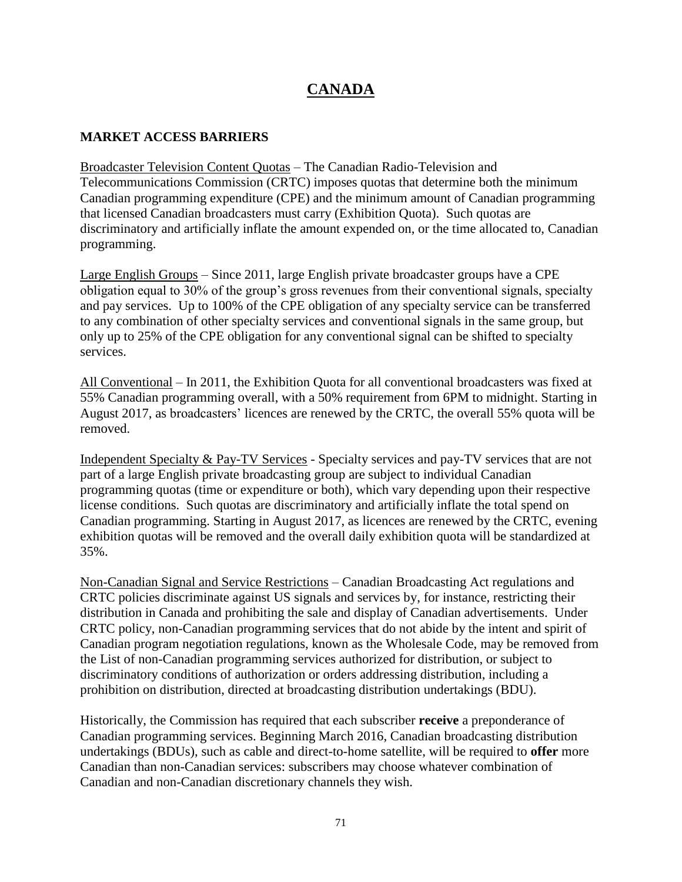# CANADA

## MARKET ACCESS BARRIERS

Broadcaster Television Content Quotas – The Canadian Radio-Television and Telecommunications Commission (CRTC) imposes quotas that determine both the minimum Canadian programming expenditure (CPE) and the minimum amount of Canadian programming that licensed Canadian broadcasters must carry (Exhibition Quota). Such quotas are discriminatory and artificially inflate the amount expended on, or the time allocated to, Canadian programming.

Large English Groups – Since 2011, large English private broadcaster groups have a CPE obligation equal to 30% of the group's gross revenues from their conventional signals, specialty and pay services. Up to 100% of the CPE obligation of any specialty service can be transferred to any combination of other specialty services and conventional signals in the same group, but only up to 25% of the CPE obligation for any conventional signal can be shifted to specialty services.

All Conventional – In 2011, the Exhibition Quota for all conventional broadcasters was fixed at 55% Canadian programming overall, with a 50% requirement from 6PM to midnight. Starting in August 2017, as broadcasters' licences are renewed by the CRTC, the overall 55% quota will be removed.

Independent Specialty & Pay-TV Services - Specialty services and pay-TV services that are not part of a large English private broadcasting group are subject to individual Canadian programming quotas (time or expenditure or both), which vary depending upon their respective license conditions. Such quotas are discriminatory and artificially inflate the total spend on Canadian programming. Starting in August 2017, as licences are renewed by the CRTC, evening exhibition quotas will be removed and the overall daily exhibition quota will be standardized at 35%.

Non-Canadian Signal and Service Restrictions – Canadian Broadcasting Act regulations and CRTC policies discriminate against US signals and services by, for instance, restricting their distribution in Canada and prohibiting the sale and display of Canadian advertisements. Under CRTC policy, non-Canadian programming services that do not abide by the intent and spirit of Canadian program negotiation regulations, known as the Wholesale Code, may be removed from the List of non-Canadian programming services authorized for distribution, or subject to discriminatory conditions of authorization or orders addressing distribution, including a prohibition on distribution, directed at broadcasting distribution undertakings (BDU).

Historically, the Commission has required that each subscriber **receive** a preponderance of Canadian programming services. Beginning March 2016, Canadian broadcasting distribution undertakings (BDUs), such as cable and direct-to-home satellite, will be required to **offer** more Canadian than non-Canadian services: subscribers may choose whatever combination of Canadian and non-Canadian discretionary channels they wish.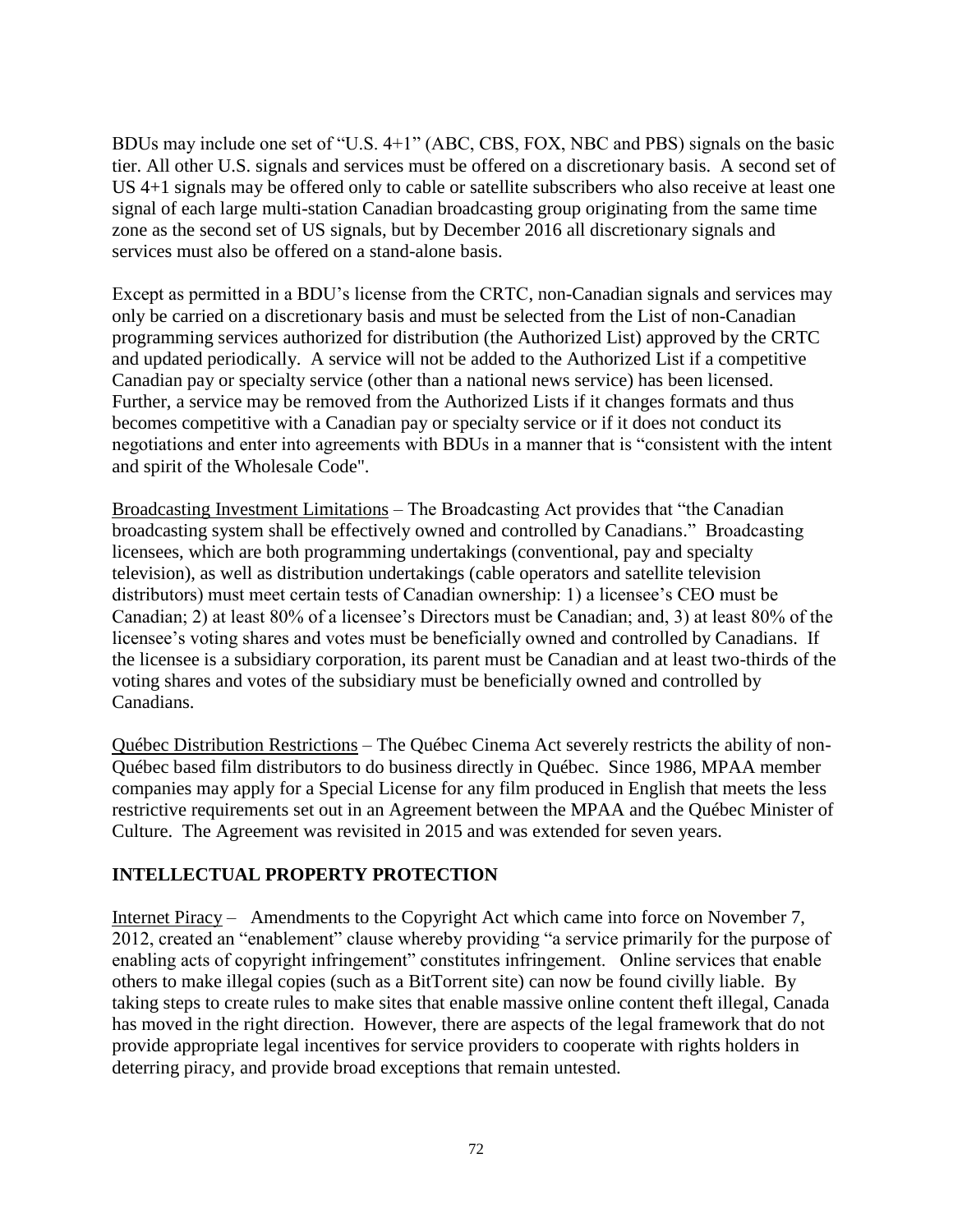BDUs may include one set of "U.S. 4+1" (ABC, CBS, FOX, NBC and PBS) signals on the basic tier. All other U.S. signals and services must be offered on a discretionary basis. A second set of US 4+1 signals may be offered only to cable or satellite subscribers who also receive at least one signal of each large multi-station Canadian broadcasting group originating from the same time zone as the second set of US signals, but by December 2016 all discretionary signals and services must also be offered on a stand-alone basis.

Except as permitted in a BDU's license from the CRTC, non-Canadian signals and services may only be carried on a discretionary basis and must be selected from the List of non-Canadian programming services authorized for distribution (the Authorized List) approved by the CRTC and updated periodically. A service will not be added to the Authorized List if a competitive Canadian pay or specialty service (other than a national news service) has been licensed. Further, a service may be removed from the Authorized Lists if it changes formats and thus becomes competitive with a Canadian pay or specialty service or if it does not conduct its negotiations and enter into agreements with BDUs in a manner that is "consistent with the intent and spirit of the Wholesale Code".

Broadcasting Investment Limitations – The Broadcasting Act provides that "the Canadian broadcasting system shall be effectively owned and controlled by Canadians." Broadcasting licensees, which are both programming undertakings (conventional, pay and specialty television), as well as distribution undertakings (cable operators and satellite television distributors) must meet certain tests of Canadian ownership: 1) a licensee's CEO must be Canadian; 2) at least 80% of a licensee's Directors must be Canadian; and, 3) at least 80% of the licensee's voting shares and votes must be beneficially owned and controlled by Canadians. If the licensee is a subsidiary corporation, its parent must be Canadian and at least two-thirds of the voting shares and votes of the subsidiary must be beneficially owned and controlled by Canadians.

Québec Distribution Restrictions – The Québec Cinema Act severely restricts the ability of non-Québec based film distributors to do business directly in Québec. Since 1986, MPAA member companies may apply for a Special License for any film produced in English that meets the less restrictive requirements set out in an Agreement between the MPAA and the Québec Minister of Culture. The Agreement was revisited in 2015 and was extended for seven years.

## INTELLECTUAL PROPERTY PROTECTION

Internet Piracy – Amendments to the Copyright Act which came into force on November 7, 2012, created an "enablement" clause whereby providing "a service primarily for the purpose of enabling acts of copyright infringement" constitutes infringement. Online services that enable others to make illegal copies (such as a BitTorrent site) can now be found civilly liable. By taking steps to create rules to make sites that enable massive online content theft illegal, Canada has moved in the right direction. However, there are aspects of the legal framework that do not provide appropriate legal incentives for service providers to cooperate with rights holders in deterring piracy, and provide broad exceptions that remain untested.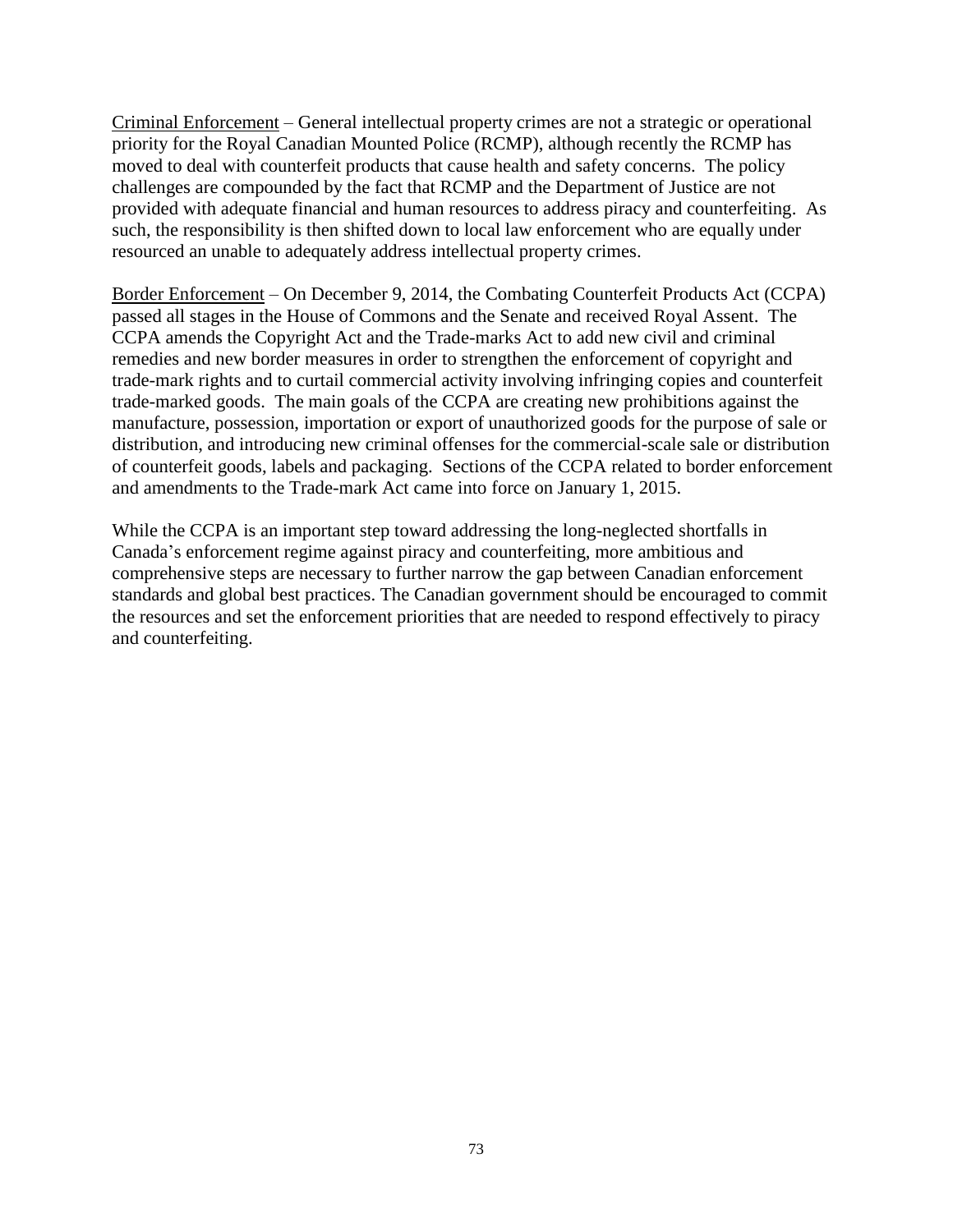<u>Criminal Enforcement</u> – General intellectual property crimes are not a strategic or operational priority for the Royal Canadian Mounted Police (RCMP), although recently the RCMP has moved to deal with counterfeit products that cause health and safety concerns. The policy challenges are compounded by the fact that RCMP and the Department of Justice are not provided with adequate financial and human resources to address piracy and counterfeiting. As such, the responsibility is then shifted down to local law enforcement who are equally under resourced an unable to adequately address intellectual property crimes.

<u>Border Enforcement</u> – On December 9, 2014, the Combating Counterfeit Products Act (CCPA) passed all stages in the House of Commons and the Senate and received Royal Assent. The CCPA amends the Copyright Act and the Trade-marks Act to add new civil and criminal remedies and new border measures in order to strengthen the enforcement of copyright and trade-mark rights and to curtail commercial activity involving infringing copies and counterfeit trade-marked goods. The main goals of the CCPA are creating new prohibitions against the manufacture, possession, importation or export of unauthorized goods for the purpose of sale or distribution, and introducing new criminal offenses for the commercial-scale sale or distribution of counterfeit goods, labels and packaging. Sections of the CCPA related to border enforcement and amendments to the Trade-mark Act came into force on January 1, 2015.

While the CCPA is an important step toward addressing the long-neglected shortfalls in Canada's enforcement regime against piracy and counterfeiting, more ambitious and comprehensive steps are necessary to further narrow the gap between Canadian enforcement standards and global best practices. The Canadian government should be encouraged to commit the resources and set the enforcement priorities that are needed to respond effectively to piracy and counterfeiting.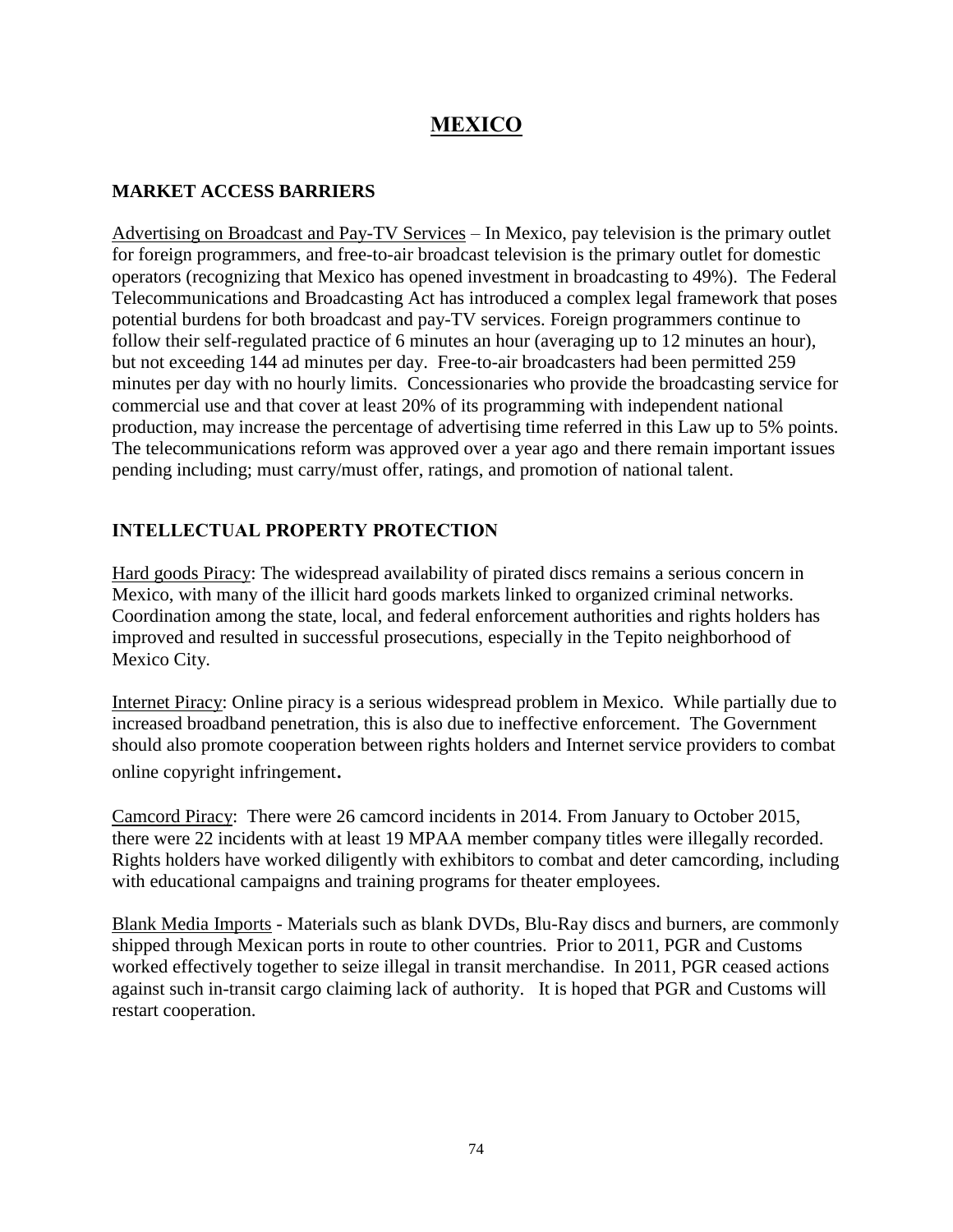# MEXICO

## MARKET ACCESS BARRIERS

Advertising on Broadcast and Pay-TV Services – In Mexico, pay television is the primary outlet for foreign programmers, and free-to-air broadcast television is the primary outlet for domestic operators (recognizing that Mexico has opened investment in broadcasting to 49%). The Federal Telecommunications and Broadcasting Act has introduced a complex legal framework that poses potential burdens for both broadcast and pay-TV services. Foreign programmers continue to follow their self-regulated practice of 6 minutes an hour (averaging up to 12 minutes an hour), but not exceeding 144 ad minutes per day. Free-to-air broadcasters had been permitted 259 minutes per day with no hourly limits. Concessionaries who provide the broadcasting service for commercial use and that cover at least 20% of its programming with independent national production, may increase the percentage of advertising time referred in this Law up to 5% points. The telecommunications reform was approved over a year ago and there remain important issues pending including; must carry/must offer, ratings, and promotion of national talent.

## INTELLECTUAL PROPERTY PROTECTION

Hard goods Piracy: The widespread availability of pirated discs remains a serious concern in Mexico, with many of the illicit hard goods markets linked to organized criminal networks. Coordination among the state, local, and federal enforcement authorities and rights holders has improved and resulted in successful prosecutions, especially in the Tepito neighborhood of Mexico City.

Internet Piracy: Online piracy is a serious widespread problem in Mexico. While partially due to increased broadband penetration, this is also due to ineffective enforcement. The Government should also promote cooperation between rights holders and Internet service providers to combat online copyright infringement.

Camcord Piracy: There were 26 camcord incidents in 2014. From January to October 2015, there were 22 incidents with at least 19 MPAA member company titles were illegally recorded. Rights holders have worked diligently with exhibitors to combat and deter camcording, including with educational campaigns and training programs for theater employees.

Blank Media Imports - Materials such as blank DVDs, Blu-Ray discs and burners, are commonly shipped through Mexican ports in route to other countries. Prior to 2011, PGR and Customs worked effectively together to seize illegal in transit merchandise. In 2011, PGR ceased actions against such in-transit cargo claiming lack of authority. It is hoped that PGR and Customs will restart cooperation.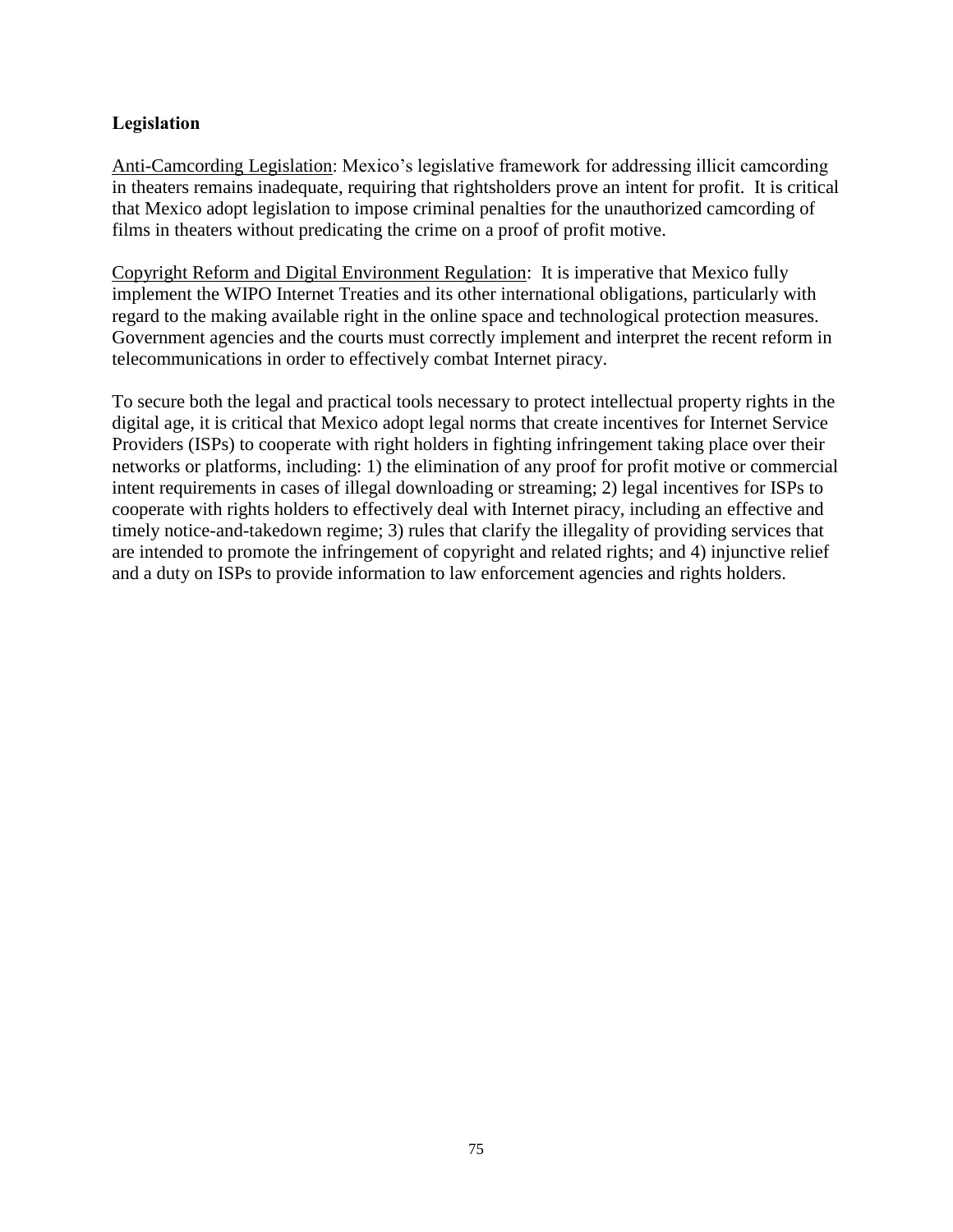**Legislation**

Anti-Camcording Legislation: Mexico's legislative framework for addressing illicit camcording in theaters remains inadequate, requiring that rightsholders prove an intent for profit. It is critical that Mexico adopt legislation to impose criminal penalties for the unauthorized camcording of films in theaters without predicating the crime on a proof of profit motive.

Copyright Reform and Digital Environment Regulation: It is imperative that Mexico fully implement the WIPO Internet Treaties and its other international obligations, particularly with regard to the making available right in the online space and technological protection measures. Government agencies and the courts must correctly implement and interpret the recent reform in telecommunications in order to effectively combat Internet piracy.

To secure both the legal and practical tools necessary to protect intellectual property rights in the digital age, it is critical that Mexico adopt legal norms that create incentives for Internet Service Providers (ISPs) to cooperate with right holders in fighting infringement taking place over their networks or platforms, including: 1) the elimination of any proof for profit motive or commercial intent requirements in cases of illegal downloading or streaming; 2) legal incentives for ISPs to cooperate with rights holders to effectively deal with Internet piracy, including an effective and timely notice-and-takedown regime; 3) rules that clarify the illegality of providing services that are intended to promote the infringement of copyright and related rights; and 4) injunctive relief and a duty on ISPs to provide information to law enforcement agencies and rights holders.